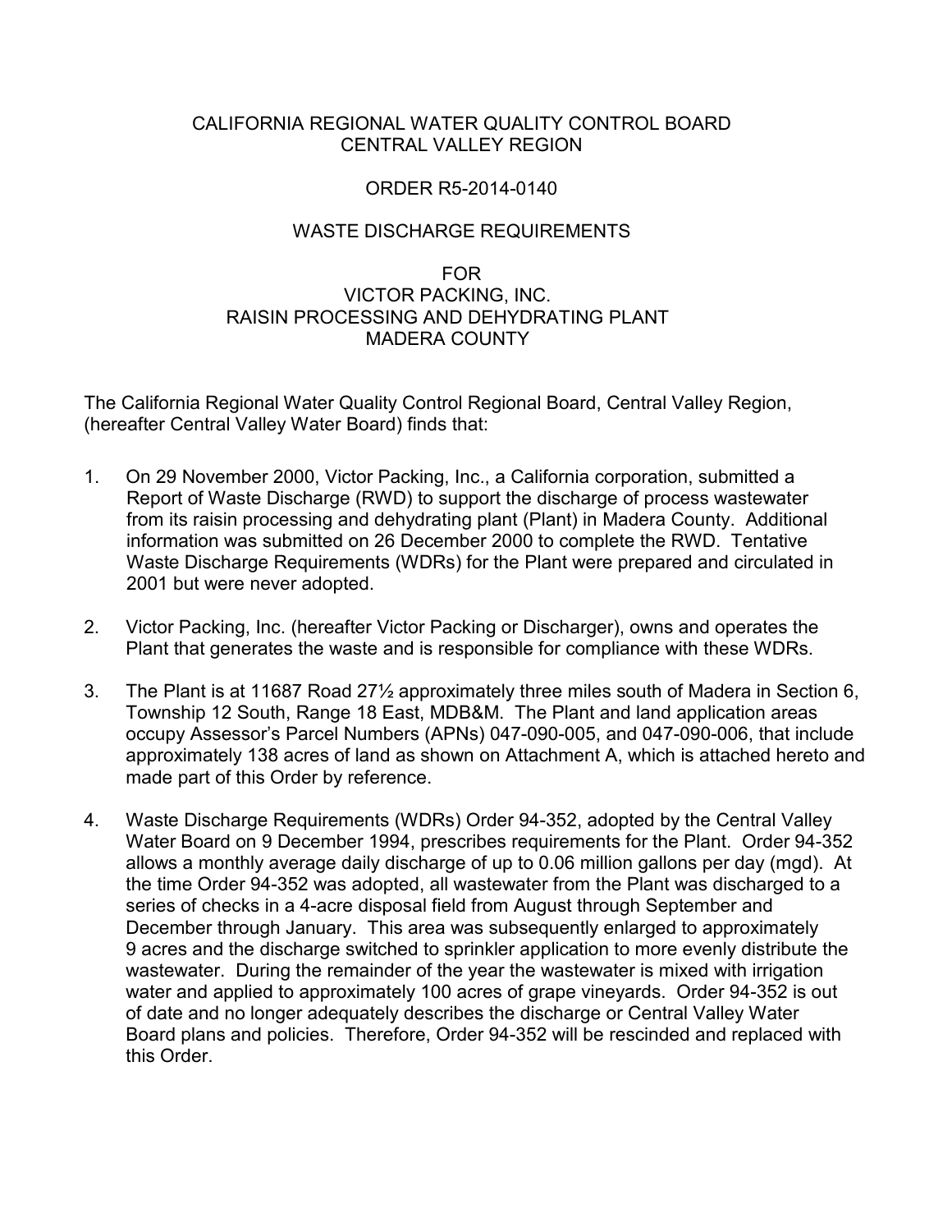CALIFORNIA REGIONAL WATER QUALITY CONTROL BOARD
CENTRAL VALLEY REGION

ORDER R5-2014-0140

WASTE DISCHARGE REQUIREMENTS

FOR
VICTOR PACKING, INC.
RAISIN PROCESSING AND DEHYDRATING PLANT
MADERA COUNTY

The California Regional Water Quality Control Regional Board, Central Valley Region, (hereafter Central Valley Water Board) finds that:

1. On 29 November 2000, Victor Packing, Inc., a California corporation, submitted a Report of Waste Discharge (RWD) to support the discharge of process wastewater from its raisin processing and dehydrating plant (Plant) in Madera County. Additional information was submitted on 26 December 2000 to complete the RWD. Tentative Waste Discharge Requirements (WDRs) for the Plant were prepared and circulated in 2001 but were never adopted.

2. Victor Packing, Inc. (hereafter Victor Packing or Discharger), owns and operates the Plant that generates the waste and is responsible for compliance with these WDRs.

3. The Plant is at 11687 Road 27½ approximately three miles south of Madera in Section 6, Township 12 South, Range 18 East, MDB&M. The Plant and land application areas occupy Assessor's Parcel Numbers (APNs) 047-090-005, and 047-090-006, that include approximately 138 acres of land as shown on Attachment A, which is attached hereto and made part of this Order by reference.

4. Waste Discharge Requirements (WDRs) Order 94-352, adopted by the Central Valley Water Board on 9 December 1994, prescribes requirements for the Plant. Order 94-352 allows a monthly average daily discharge of up to 0.06 million gallons per day (mgd). At the time Order 94-352 was adopted, all wastewater from the Plant was discharged to a series of checks in a 4-acre disposal field from August through September and December through January. This area was subsequently enlarged to approximately 9 acres and the discharge switched to sprinkler application to more evenly distribute the wastewater. During the remainder of the year the wastewater is mixed with irrigation water and applied to approximately 100 acres of grape vineyards. Order 94-352 is out of date and no longer adequately describes the discharge or Central Valley Water Board plans and policies. Therefore, Order 94-352 will be rescinded and replaced with this Order.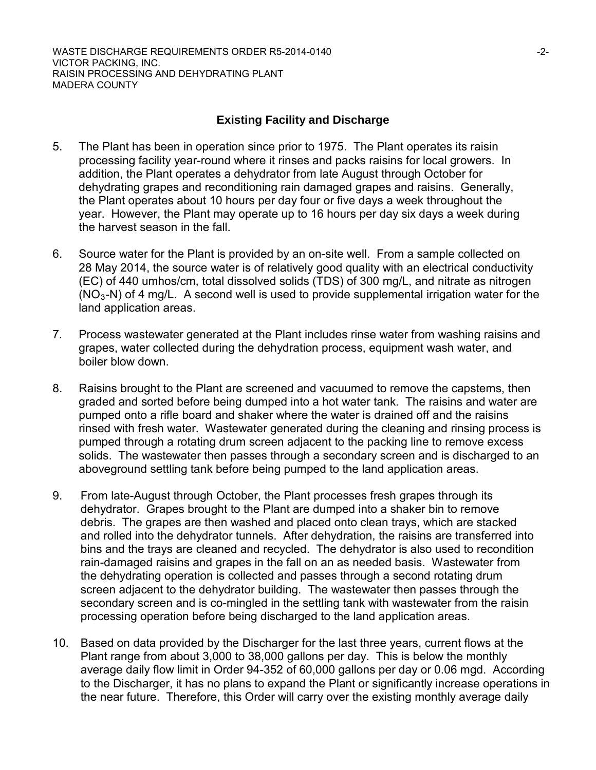## Existing Facility and Discharge

5. The Plant has been in operation since prior to 1975. The Plant operates its raisin processing facility year-round where it rinses and packs raisins for local growers. In addition, the Plant operates a dehydrator from late August through October for dehydrating grapes and reconditioning rain damaged grapes and raisins. Generally, the Plant operates about 10 hours per day four or five days a week throughout the year. However, the Plant may operate up to 16 hours per day six days a week during the harvest season in the fall.

6. Source water for the Plant is provided by an on-site well. From a sample collected on 28 May 2014, the source water is of relatively good quality with an electrical conductivity (EC) of 440 umhos/cm, total dissolved solids (TDS) of 300 mg/L, and nitrate as nitrogen ($NO_3$-N) of 4 mg/L. A second well is used to provide supplemental irrigation water for the land application areas.

7. Process wastewater generated at the Plant includes rinse water from washing raisins and grapes, water collected during the dehydration process, equipment wash water, and boiler blow down.

8. Raisins brought to the Plant are screened and vacuumed to remove the capstems, then graded and sorted before being dumped into a hot water tank. The raisins and water are pumped onto a rifle board and shaker where the water is drained off and the raisins rinsed with fresh water. Wastewater generated during the cleaning and rinsing process is pumped through a rotating drum screen adjacent to the packing line to remove excess solids. The wastewater then passes through a secondary screen and is discharged to an aboveground settling tank before being pumped to the land application areas.

9. From late-August through October, the Plant processes fresh grapes through its dehydrator. Grapes brought to the Plant are dumped into a shaker bin to remove debris. The grapes are then washed and placed onto clean trays, which are stacked and rolled into the dehydrator tunnels. After dehydration, the raisins are transferred into bins and the trays are cleaned and recycled. The dehydrator is also used to recondition rain-damaged raisins and grapes in the fall on an as needed basis. Wastewater from the dehydrating operation is collected and passes through a second rotating drum screen adjacent to the dehydrator building. The wastewater then passes through the secondary screen and is co-mingled in the settling tank with wastewater from the raisin processing operation before being discharged to the land application areas.

10. Based on data provided by the Discharger for the last three years, current flows at the Plant range from about 3,000 to 38,000 gallons per day. This is below the monthly average daily flow limit in Order 94-352 of 60,000 gallons per day or 0.06 mgd. According to the Discharger, it has no plans to expand the Plant or significantly increase operations in the near future. Therefore, this Order will carry over the existing monthly average daily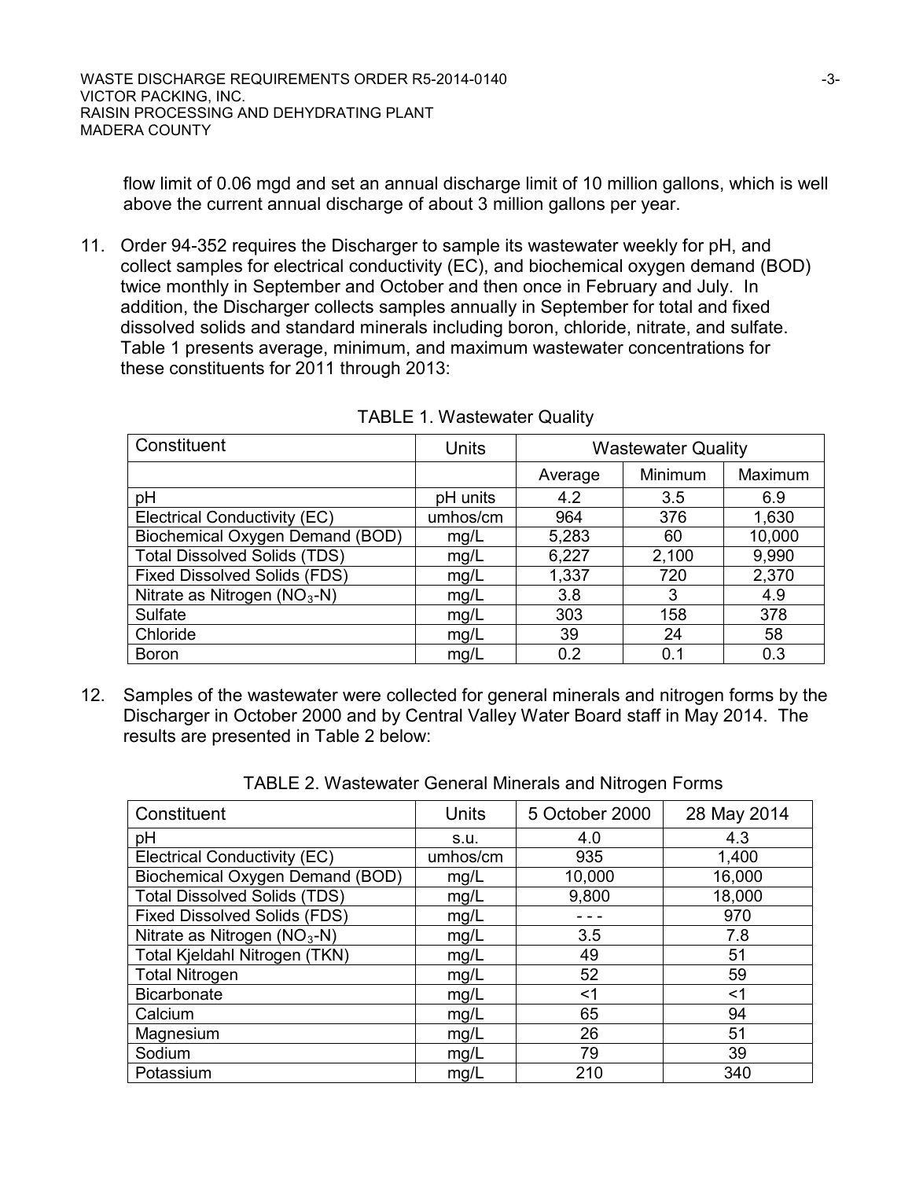flow limit of 0.06 mgd and set an annual discharge limit of 10 million gallons, which is well above the current annual discharge of about 3 million gallons per year.

11. Order 94-352 requires the Discharger to sample its wastewater weekly for pH, and collect samples for electrical conductivity (EC), and biochemical oxygen demand (BOD) twice monthly in September and October and then once in February and July. In addition, the Discharger collects samples annually in September for total and fixed dissolved solids and standard minerals including boron, chloride, nitrate, and sulfate. Table 1 presents average, minimum, and maximum wastewater concentrations for these constituents for 2011 through 2013:

TABLE 1. Wastewater Quality

| Constituent | Units | Wastewater Quality | | |
|---|---|---|---|---|
| | | Average | Minimum | Maximum |
| pH | pH units | 4.2 | 3.5 | 6.9 |
| Electrical Conductivity (EC) | umhos/cm | 964 | 376 | 1,630 |
| Biochemical Oxygen Demand (BOD) | mg/L | 5,283 | 60 | 10,000 |
| Total Dissolved Solids (TDS) | mg/L | 6,227 | 2,100 | 9,990 |
| Fixed Dissolved Solids (FDS) | mg/L | 1,337 | 720 | 2,370 |
| Nitrate as Nitrogen ($NO_3$-N) | mg/L | 3.8 | 3 | 4.9 |
| Sulfate | mg/L | 303 | 158 | 378 |
| Chloride | mg/L | 39 | 24 | 58 |
| Boron | mg/L | 0.2 | 0.1 | 0.3 |

12. Samples of the wastewater were collected for general minerals and nitrogen forms by the Discharger in October 2000 and by Central Valley Water Board staff in May 2014. The results are presented in Table 2 below:

TABLE 2. Wastewater General Minerals and Nitrogen Forms

| Constituent | Units | 5 October 2000 | 28 May 2014 |
|---|---|---|---|
| pH | s.u. | 4.0 | 4.3 |
| Electrical Conductivity (EC) | umhos/cm | 935 | 1,400 |
| Biochemical Oxygen Demand (BOD) | mg/L | 10,000 | 16,000 |
| Total Dissolved Solids (TDS) | mg/L | 9,800 | 18,000 |
| Fixed Dissolved Solids (FDS) | mg/L | - - - | 970 |
| Nitrate as Nitrogen ($NO_3$-N) | mg/L | 3.5 | 7.8 |
| Total Kjeldahl Nitrogen (TKN) | mg/L | 49 | 51 |
| Total Nitrogen | mg/L | 52 | 59 |
| Bicarbonate | mg/L | <1 | <1 |
| Calcium | mg/L | 65 | 94 |
| Magnesium | mg/L | 26 | 51 |
| Sodium | mg/L | 79 | 39 |
| Potassium | mg/L | 210 | 340 |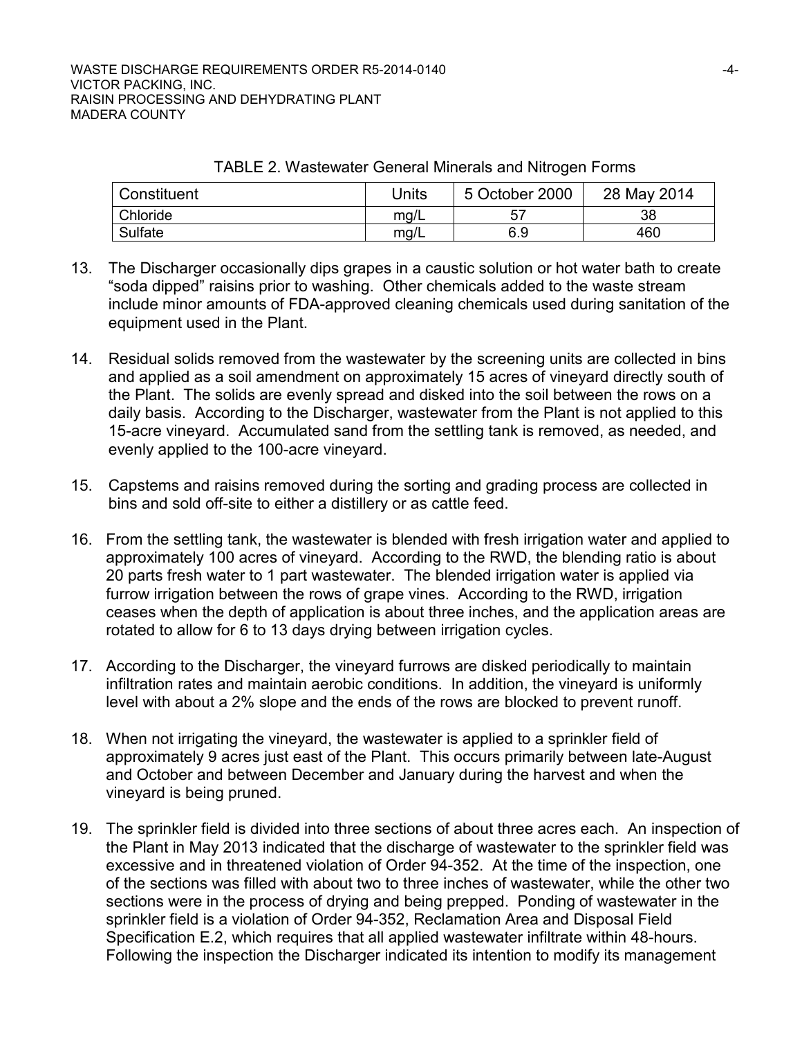TABLE 2. Wastewater General Minerals and Nitrogen Forms

| Constituent | Units | 5 October 2000 | 28 May 2014 |
|---|---|---|---|
| Chloride | mg/L | 57 | 38 |
| Sulfate | mg/L | 6.9 | 460 |

13. The Discharger occasionally dips grapes in a caustic solution or hot water bath to create "soda dipped" raisins prior to washing. Other chemicals added to the waste stream include minor amounts of FDA-approved cleaning chemicals used during sanitation of the equipment used in the Plant.

14. Residual solids removed from the wastewater by the screening units are collected in bins and applied as a soil amendment on approximately 15 acres of vineyard directly south of the Plant. The solids are evenly spread and disked into the soil between the rows on a daily basis. According to the Discharger, wastewater from the Plant is not applied to this 15-acre vineyard. Accumulated sand from the settling tank is removed, as needed, and evenly applied to the 100-acre vineyard.

15. Capstems and raisins removed during the sorting and grading process are collected in bins and sold off-site to either a distillery or as cattle feed.

16. From the settling tank, the wastewater is blended with fresh irrigation water and applied to approximately 100 acres of vineyard. According to the RWD, the blending ratio is about 20 parts fresh water to 1 part wastewater. The blended irrigation water is applied via furrow irrigation between the rows of grape vines. According to the RWD, irrigation ceases when the depth of application is about three inches, and the application areas are rotated to allow for 6 to 13 days drying between irrigation cycles.

17. According to the Discharger, the vineyard furrows are disked periodically to maintain infiltration rates and maintain aerobic conditions. In addition, the vineyard is uniformly level with about a 2% slope and the ends of the rows are blocked to prevent runoff.

18. When not irrigating the vineyard, the wastewater is applied to a sprinkler field of approximately 9 acres just east of the Plant. This occurs primarily between late-August and October and between December and January during the harvest and when the vineyard is being pruned.

19. The sprinkler field is divided into three sections of about three acres each. An inspection of the Plant in May 2013 indicated that the discharge of wastewater to the sprinkler field was excessive and in threatened violation of Order 94-352. At the time of the inspection, one of the sections was filled with about two to three inches of wastewater, while the other two sections were in the process of drying and being prepped. Ponding of wastewater in the sprinkler field is a violation of Order 94-352, Reclamation Area and Disposal Field Specification E.2, which requires that all applied wastewater infiltrate within 48-hours. Following the inspection the Discharger indicated its intention to modify its management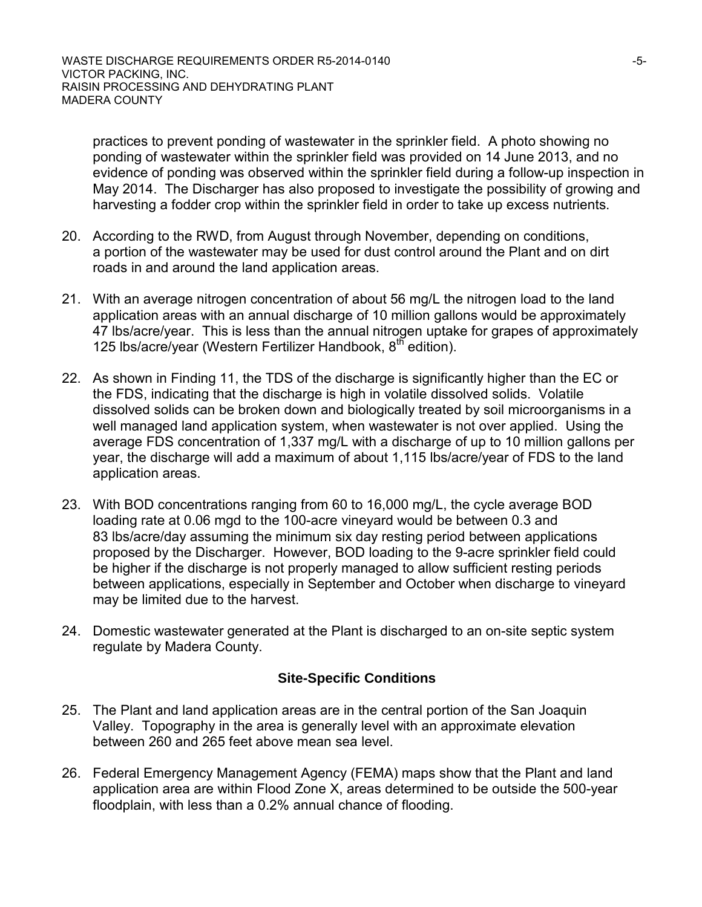practices to prevent ponding of wastewater in the sprinkler field. A photo showing no ponding of wastewater within the sprinkler field was provided on 14 June 2013, and no evidence of ponding was observed within the sprinkler field during a follow-up inspection in May 2014. The Discharger has also proposed to investigate the possibility of growing and harvesting a fodder crop within the sprinkler field in order to take up excess nutrients.

20. According to the RWD, from August through November, depending on conditions, a portion of the wastewater may be used for dust control around the Plant and on dirt roads in and around the land application areas.

21. With an average nitrogen concentration of about 56 mg/L the nitrogen load to the land application areas with an annual discharge of 10 million gallons would be approximately 47 lbs/acre/year. This is less than the annual nitrogen uptake for grapes of approximately 125 lbs/acre/year (Western Fertilizer Handbook, 8th edition).

22. As shown in Finding 11, the TDS of the discharge is significantly higher than the EC or the FDS, indicating that the discharge is high in volatile dissolved solids. Volatile dissolved solids can be broken down and biologically treated by soil microorganisms in a well managed land application system, when wastewater is not over applied. Using the average FDS concentration of 1,337 mg/L with a discharge of up to 10 million gallons per year, the discharge will add a maximum of about 1,115 lbs/acre/year of FDS to the land application areas.

23. With BOD concentrations ranging from 60 to 16,000 mg/L, the cycle average BOD loading rate at 0.06 mgd to the 100-acre vineyard would be between 0.3 and 83 lbs/acre/day assuming the minimum six day resting period between applications proposed by the Discharger. However, BOD loading to the 9-acre sprinkler field could be higher if the discharge is not properly managed to allow sufficient resting periods between applications, especially in September and October when discharge to vineyard may be limited due to the harvest.

24. Domestic wastewater generated at the Plant is discharged to an on-site septic system regulate by Madera County.

### Site-Specific Conditions

25. The Plant and land application areas are in the central portion of the San Joaquin Valley. Topography in the area is generally level with an approximate elevation between 260 and 265 feet above mean sea level.

26. Federal Emergency Management Agency (FEMA) maps show that the Plant and land application area are within Flood Zone X, areas determined to be outside the 500-year floodplain, with less than a 0.2% annual chance of flooding.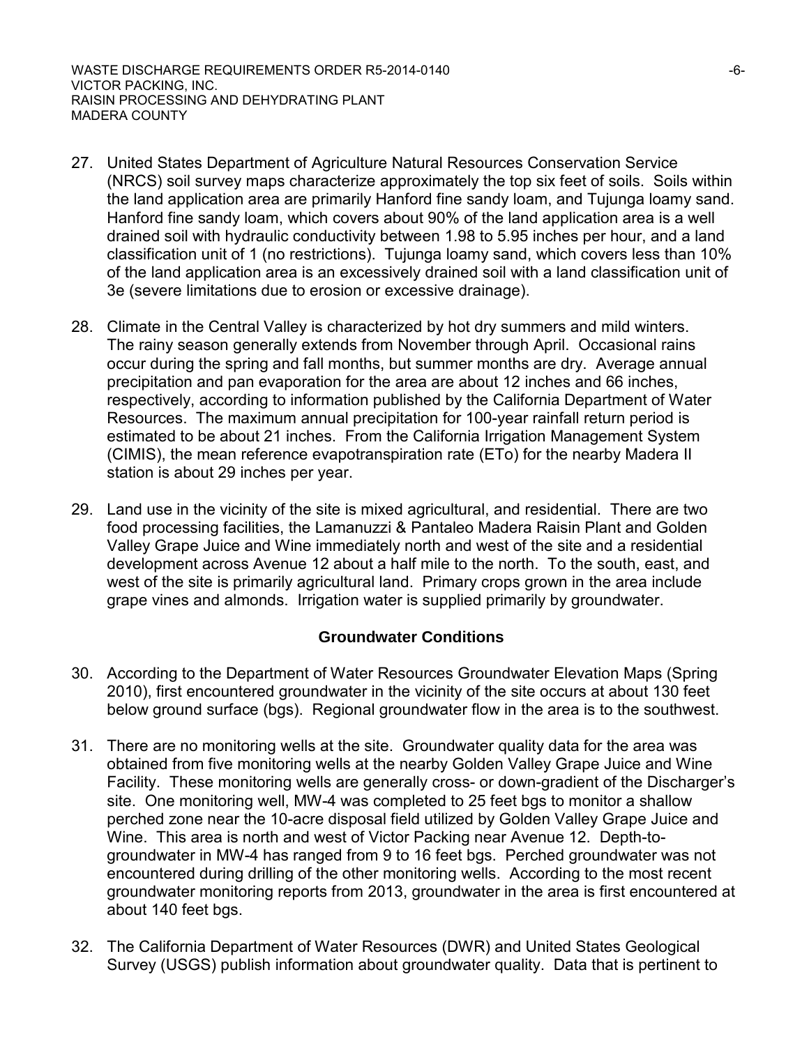27. United States Department of Agriculture Natural Resources Conservation Service (NRCS) soil survey maps characterize approximately the top six feet of soils. Soils within the land application area are primarily Hanford fine sandy loam, and Tujunga loamy sand. Hanford fine sandy loam, which covers about 90% of the land application area is a well drained soil with hydraulic conductivity between 1.98 to 5.95 inches per hour, and a land classification unit of 1 (no restrictions). Tujunga loamy sand, which covers less than 10% of the land application area is an excessively drained soil with a land classification unit of 3e (severe limitations due to erosion or excessive drainage).

28. Climate in the Central Valley is characterized by hot dry summers and mild winters. The rainy season generally extends from November through April. Occasional rains occur during the spring and fall months, but summer months are dry. Average annual precipitation and pan evaporation for the area are about 12 inches and 66 inches, respectively, according to information published by the California Department of Water Resources. The maximum annual precipitation for 100-year rainfall return period is estimated to be about 21 inches. From the California Irrigation Management System (CIMIS), the mean reference evapotranspiration rate (ETo) for the nearby Madera II station is about 29 inches per year.

29. Land use in the vicinity of the site is mixed agricultural, and residential. There are two food processing facilities, the Lamanuzzi & Pantaleo Madera Raisin Plant and Golden Valley Grape Juice and Wine immediately north and west of the site and a residential development across Avenue 12 about a half mile to the north. To the south, east, and west of the site is primarily agricultural land. Primary crops grown in the area include grape vines and almonds. Irrigation water is supplied primarily by groundwater.

## Groundwater Conditions

30. According to the Department of Water Resources Groundwater Elevation Maps (Spring 2010), first encountered groundwater in the vicinity of the site occurs at about 130 feet below ground surface (bgs). Regional groundwater flow in the area is to the southwest.

31. There are no monitoring wells at the site. Groundwater quality data for the area was obtained from five monitoring wells at the nearby Golden Valley Grape Juice and Wine Facility. These monitoring wells are generally cross- or down-gradient of the Discharger's site. One monitoring well, MW-4 was completed to 25 feet bgs to monitor a shallow perched zone near the 10-acre disposal field utilized by Golden Valley Grape Juice and Wine. This area is north and west of Victor Packing near Avenue 12. Depth-to-groundwater in MW-4 has ranged from 9 to 16 feet bgs. Perched groundwater was not encountered during drilling of the other monitoring wells. According to the most recent groundwater monitoring reports from 2013, groundwater in the area is first encountered at about 140 feet bgs.

32. The California Department of Water Resources (DWR) and United States Geological Survey (USGS) publish information about groundwater quality. Data that is pertinent to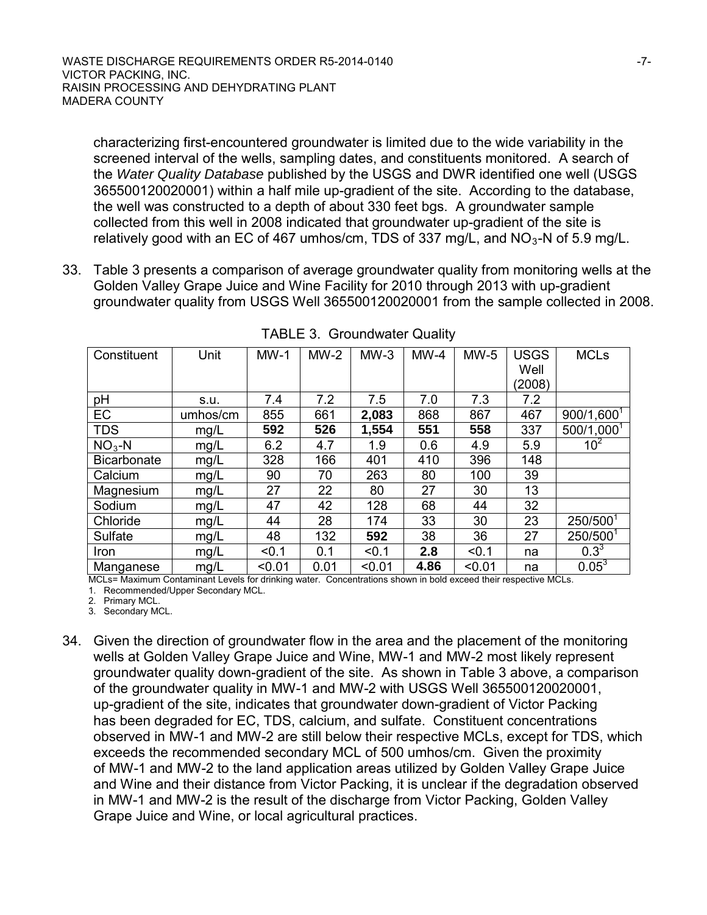characterizing first-encountered groundwater is limited due to the wide variability in the screened interval of the wells, sampling dates, and constituents monitored. A search of the *Water Quality Database* published by the USGS and DWR identified one well (USGS 365500120020001) within a half mile up-gradient of the site. According to the database, the well was constructed to a depth of about 330 feet bgs. A groundwater sample collected from this well in 2008 indicated that groundwater up-gradient of the site is relatively good with an EC of 467 umhos/cm, TDS of 337 mg/L, and $NO_3$-N of 5.9 mg/L.

33. Table 3 presents a comparison of average groundwater quality from monitoring wells at the Golden Valley Grape Juice and Wine Facility for 2010 through 2013 with up-gradient groundwater quality from USGS Well 365500120020001 from the sample collected in 2008.

TABLE 3. Groundwater Quality

| Constituent | Unit | MW-1 | MW-2 | MW-3 | MW-4 | MW-5 | USGS Well (2008) | MCLs |
|---|---|---|---|---|---|---|---|---|
| pH | s.u. | 7.4 | 7.2 | 7.5 | 7.0 | 7.3 | 7.2 | |
| EC | umhos/cm | 855 | 661 | **2,083** | 868 | 867 | 467 | 900/1,600[1] |
| TDS | mg/L | **592** | **526** | **1,554** | **551** | **558** | 337 | 500/1,000[1] |
| $NO_3$-N | mg/L | 6.2 | 4.7 | 1.9 | 0.6 | 4.9 | 5.9 | $10^2$ |
| Bicarbonate | mg/L | 328 | 166 | 401 | 410 | 396 | 148 | |
| Calcium | mg/L | 90 | 70 | 263 | 80 | 100 | 39 | |
| Magnesium | mg/L | 27 | 22 | 80 | 27 | 30 | 13 | |
| Sodium | mg/L | 47 | 42 | 128 | 68 | 44 | 32 | |
| Chloride | mg/L | 44 | 28 | 174 | 33 | 30 | 23 | 250/500[1] |
| Sulfate | mg/L | 48 | 132 | **592** | 38 | 36 | 27 | 250/500[1] |
| Iron | mg/L | <0.1 | 0.1 | <0.1 | **2.8** | <0.1 | na | 0.3[3] |
| Manganese | mg/L | <0.01 | 0.01 | <0.01 | **4.86** | <0.01 | na | 0.05[3] |

MCLs= Maximum Contaminant Levels for drinking water. Concentrations shown in bold exceed their respective MCLs.
1. Recommended/Upper Secondary MCL.
2. Primary MCL.
3. Secondary MCL.

34. Given the direction of groundwater flow in the area and the placement of the monitoring wells at Golden Valley Grape Juice and Wine, MW-1 and MW-2 most likely represent groundwater quality down-gradient of the site. As shown in Table 3 above, a comparison of the groundwater quality in MW-1 and MW-2 with USGS Well 365500120020001, up-gradient of the site, indicates that groundwater down-gradient of Victor Packing has been degraded for EC, TDS, calcium, and sulfate. Constituent concentrations observed in MW-1 and MW-2 are still below their respective MCLs, except for TDS, which exceeds the recommended secondary MCL of 500 umhos/cm. Given the proximity of MW-1 and MW-2 to the land application areas utilized by Golden Valley Grape Juice and Wine and their distance from Victor Packing, it is unclear if the degradation observed in MW-1 and MW-2 is the result of the discharge from Victor Packing, Golden Valley Grape Juice and Wine, or local agricultural practices.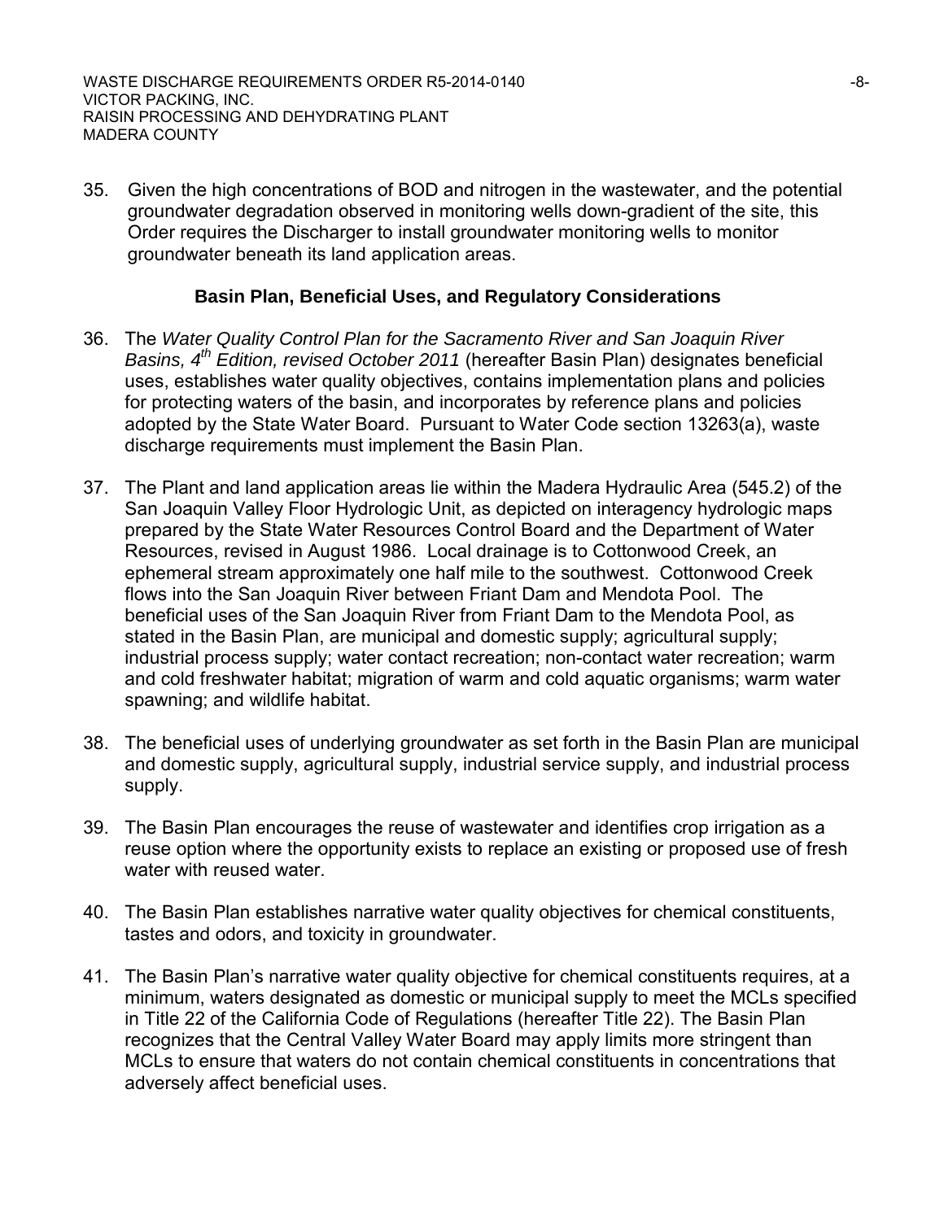35. Given the high concentrations of BOD and nitrogen in the wastewater, and the potential groundwater degradation observed in monitoring wells down-gradient of the site, this Order requires the Discharger to install groundwater monitoring wells to monitor groundwater beneath its land application areas.

## Basin Plan, Beneficial Uses, and Regulatory Considerations

36. The *Water Quality Control Plan for the Sacramento River and San Joaquin River Basins, 4th Edition, revised October 2011* (hereafter Basin Plan) designates beneficial uses, establishes water quality objectives, contains implementation plans and policies for protecting waters of the basin, and incorporates by reference plans and policies adopted by the State Water Board. Pursuant to Water Code section 13263(a), waste discharge requirements must implement the Basin Plan.

37. The Plant and land application areas lie within the Madera Hydraulic Area (545.2) of the San Joaquin Valley Floor Hydrologic Unit, as depicted on interagency hydrologic maps prepared by the State Water Resources Control Board and the Department of Water Resources, revised in August 1986. Local drainage is to Cottonwood Creek, an ephemeral stream approximately one half mile to the southwest. Cottonwood Creek flows into the San Joaquin River between Friant Dam and Mendota Pool. The beneficial uses of the San Joaquin River from Friant Dam to the Mendota Pool, as stated in the Basin Plan, are municipal and domestic supply; agricultural supply; industrial process supply; water contact recreation; non-contact water recreation; warm and cold freshwater habitat; migration of warm and cold aquatic organisms; warm water spawning; and wildlife habitat.

38. The beneficial uses of underlying groundwater as set forth in the Basin Plan are municipal and domestic supply, agricultural supply, industrial service supply, and industrial process supply.

39. The Basin Plan encourages the reuse of wastewater and identifies crop irrigation as a reuse option where the opportunity exists to replace an existing or proposed use of fresh water with reused water.

40. The Basin Plan establishes narrative water quality objectives for chemical constituents, tastes and odors, and toxicity in groundwater.

41. The Basin Plan's narrative water quality objective for chemical constituents requires, at a minimum, waters designated as domestic or municipal supply to meet the MCLs specified in Title 22 of the California Code of Regulations (hereafter Title 22). The Basin Plan recognizes that the Central Valley Water Board may apply limits more stringent than MCLs to ensure that waters do not contain chemical constituents in concentrations that adversely affect beneficial uses.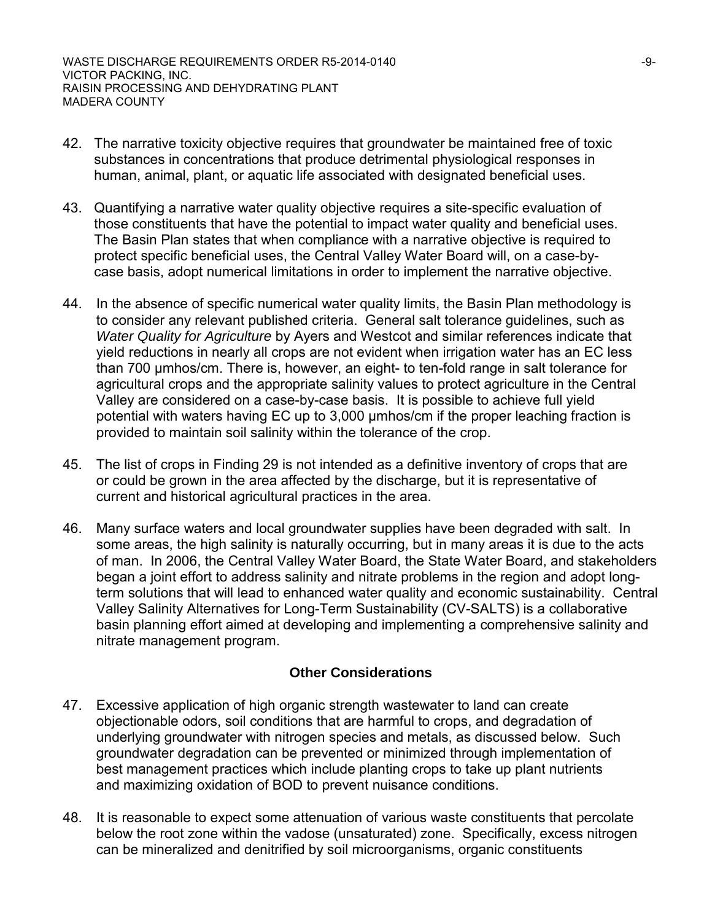42. The narrative toxicity objective requires that groundwater be maintained free of toxic substances in concentrations that produce detrimental physiological responses in human, animal, plant, or aquatic life associated with designated beneficial uses.

43. Quantifying a narrative water quality objective requires a site-specific evaluation of those constituents that have the potential to impact water quality and beneficial uses. The Basin Plan states that when compliance with a narrative objective is required to protect specific beneficial uses, the Central Valley Water Board will, on a case-by-case basis, adopt numerical limitations in order to implement the narrative objective.

44. In the absence of specific numerical water quality limits, the Basin Plan methodology is to consider any relevant published criteria. General salt tolerance guidelines, such as *Water Quality for Agriculture* by Ayers and Westcot and similar references indicate that yield reductions in nearly all crops are not evident when irrigation water has an EC less than 700 μmhos/cm. There is, however, an eight- to ten-fold range in salt tolerance for agricultural crops and the appropriate salinity values to protect agriculture in the Central Valley are considered on a case-by-case basis. It is possible to achieve full yield potential with waters having EC up to 3,000 μmhos/cm if the proper leaching fraction is provided to maintain soil salinity within the tolerance of the crop.

45. The list of crops in Finding 29 is not intended as a definitive inventory of crops that are or could be grown in the area affected by the discharge, but it is representative of current and historical agricultural practices in the area.

46. Many surface waters and local groundwater supplies have been degraded with salt. In some areas, the high salinity is naturally occurring, but in many areas it is due to the acts of man. In 2006, the Central Valley Water Board, the State Water Board, and stakeholders began a joint effort to address salinity and nitrate problems in the region and adopt long-term solutions that will lead to enhanced water quality and economic sustainability. Central Valley Salinity Alternatives for Long-Term Sustainability (CV-SALTS) is a collaborative basin planning effort aimed at developing and implementing a comprehensive salinity and nitrate management program.

**Other Considerations**

47. Excessive application of high organic strength wastewater to land can create objectionable odors, soil conditions that are harmful to crops, and degradation of underlying groundwater with nitrogen species and metals, as discussed below. Such groundwater degradation can be prevented or minimized through implementation of best management practices which include planting crops to take up plant nutrients and maximizing oxidation of BOD to prevent nuisance conditions.

48. It is reasonable to expect some attenuation of various waste constituents that percolate below the root zone within the vadose (unsaturated) zone. Specifically, excess nitrogen can be mineralized and denitrified by soil microorganisms, organic constituents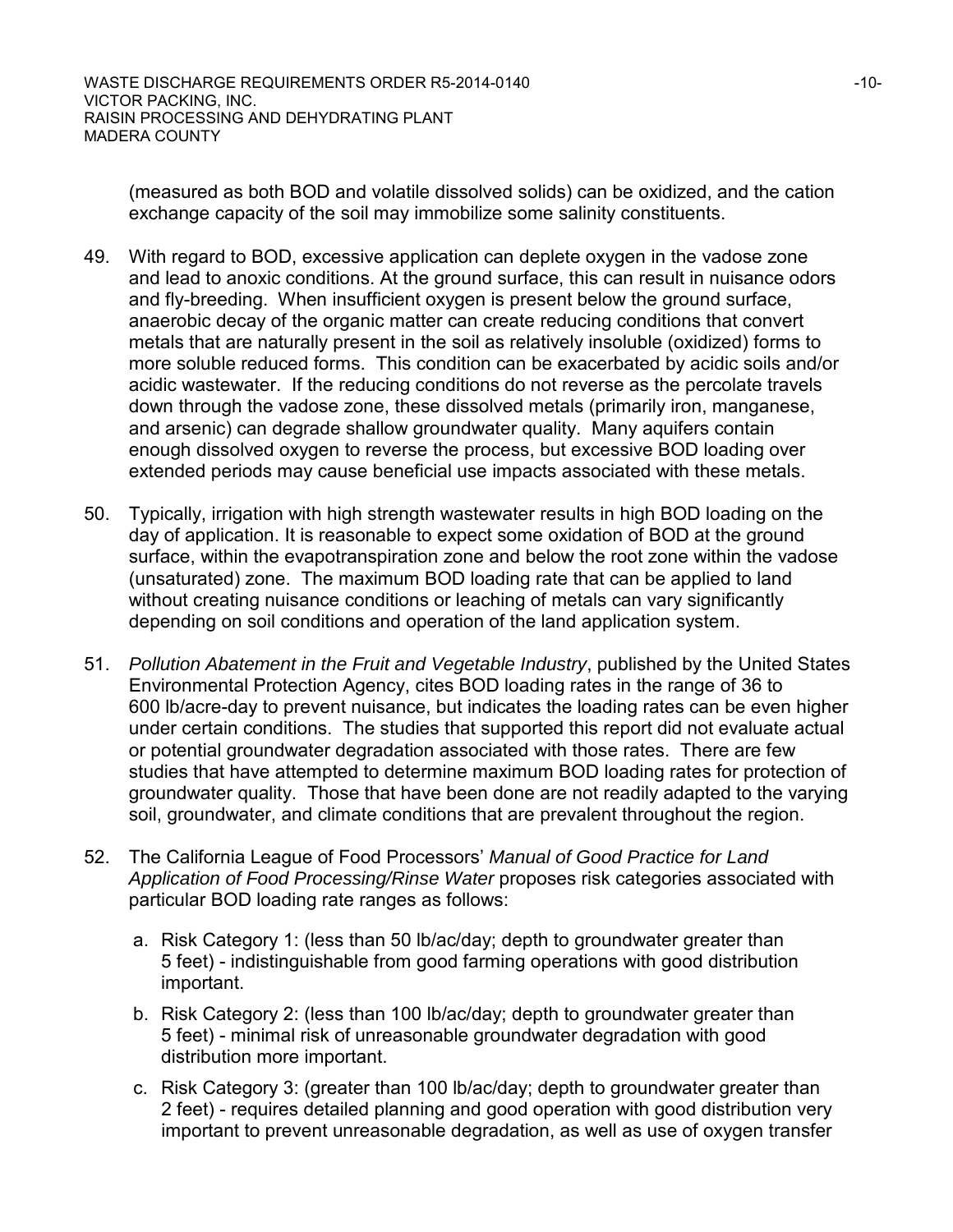(measured as both BOD and volatile dissolved solids) can be oxidized, and the cation exchange capacity of the soil may immobilize some salinity constituents.

49. With regard to BOD, excessive application can deplete oxygen in the vadose zone and lead to anoxic conditions. At the ground surface, this can result in nuisance odors and fly-breeding. When insufficient oxygen is present below the ground surface, anaerobic decay of the organic matter can create reducing conditions that convert metals that are naturally present in the soil as relatively insoluble (oxidized) forms to more soluble reduced forms. This condition can be exacerbated by acidic soils and/or acidic wastewater. If the reducing conditions do not reverse as the percolate travels down through the vadose zone, these dissolved metals (primarily iron, manganese, and arsenic) can degrade shallow groundwater quality. Many aquifers contain enough dissolved oxygen to reverse the process, but excessive BOD loading over extended periods may cause beneficial use impacts associated with these metals.

50. Typically, irrigation with high strength wastewater results in high BOD loading on the day of application. It is reasonable to expect some oxidation of BOD at the ground surface, within the evapotranspiration zone and below the root zone within the vadose (unsaturated) zone. The maximum BOD loading rate that can be applied to land without creating nuisance conditions or leaching of metals can vary significantly depending on soil conditions and operation of the land application system.

51. *Pollution Abatement in the Fruit and Vegetable Industry*, published by the United States Environmental Protection Agency, cites BOD loading rates in the range of 36 to 600 lb/acre-day to prevent nuisance, but indicates the loading rates can be even higher under certain conditions. The studies that supported this report did not evaluate actual or potential groundwater degradation associated with those rates. There are few studies that have attempted to determine maximum BOD loading rates for protection of groundwater quality. Those that have been done are not readily adapted to the varying soil, groundwater, and climate conditions that are prevalent throughout the region.

52. The California League of Food Processors' *Manual of Good Practice for Land Application of Food Processing/Rinse Water* proposes risk categories associated with particular BOD loading rate ranges as follows:

    a. Risk Category 1: (less than 50 lb/ac/day; depth to groundwater greater than 5 feet) - indistinguishable from good farming operations with good distribution important.

    b. Risk Category 2: (less than 100 lb/ac/day; depth to groundwater greater than 5 feet) - minimal risk of unreasonable groundwater degradation with good distribution more important.

    c. Risk Category 3: (greater than 100 lb/ac/day; depth to groundwater greater than 2 feet) - requires detailed planning and good operation with good distribution very important to prevent unreasonable degradation, as well as use of oxygen transfer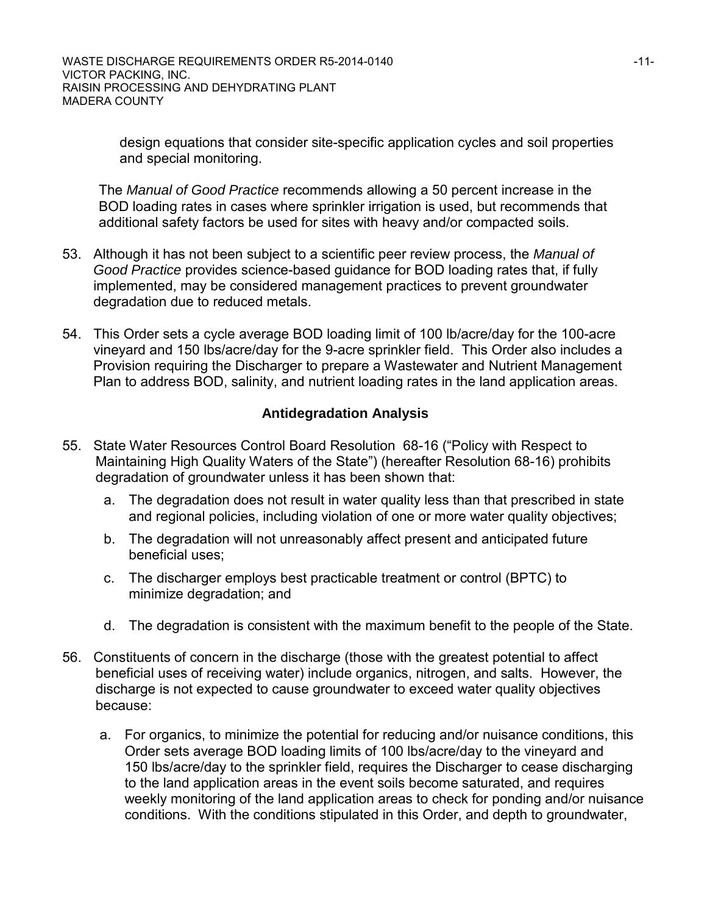design equations that consider site-specific application cycles and soil properties and special monitoring.

The *Manual of Good Practice* recommends allowing a 50 percent increase in the BOD loading rates in cases where sprinkler irrigation is used, but recommends that additional safety factors be used for sites with heavy and/or compacted soils.

53. Although it has not been subject to a scientific peer review process, the *Manual of Good Practice* provides science-based guidance for BOD loading rates that, if fully implemented, may be considered management practices to prevent groundwater degradation due to reduced metals.

54. This Order sets a cycle average BOD loading limit of 100 lb/acre/day for the 100-acre vineyard and 150 lbs/acre/day for the 9-acre sprinkler field. This Order also includes a Provision requiring the Discharger to prepare a Wastewater and Nutrient Management Plan to address BOD, salinity, and nutrient loading rates in the land application areas.

## Antidegradation Analysis

55. State Water Resources Control Board Resolution 68-16 ("Policy with Respect to Maintaining High Quality Waters of the State") (hereafter Resolution 68-16) prohibits degradation of groundwater unless it has been shown that:

    a. The degradation does not result in water quality less than that prescribed in state and regional policies, including violation of one or more water quality objectives;

    b. The degradation will not unreasonably affect present and anticipated future beneficial uses;

    c. The discharger employs best practicable treatment or control (BPTC) to minimize degradation; and

    d. The degradation is consistent with the maximum benefit to the people of the State.

56. Constituents of concern in the discharge (those with the greatest potential to affect beneficial uses of receiving water) include organics, nitrogen, and salts. However, the discharge is not expected to cause groundwater to exceed water quality objectives because:

    a. For organics, to minimize the potential for reducing and/or nuisance conditions, this Order sets average BOD loading limits of 100 lbs/acre/day to the vineyard and 150 lbs/acre/day to the sprinkler field, requires the Discharger to cease discharging to the land application areas in the event soils become saturated, and requires weekly monitoring of the land application areas to check for ponding and/or nuisance conditions. With the conditions stipulated in this Order, and depth to groundwater,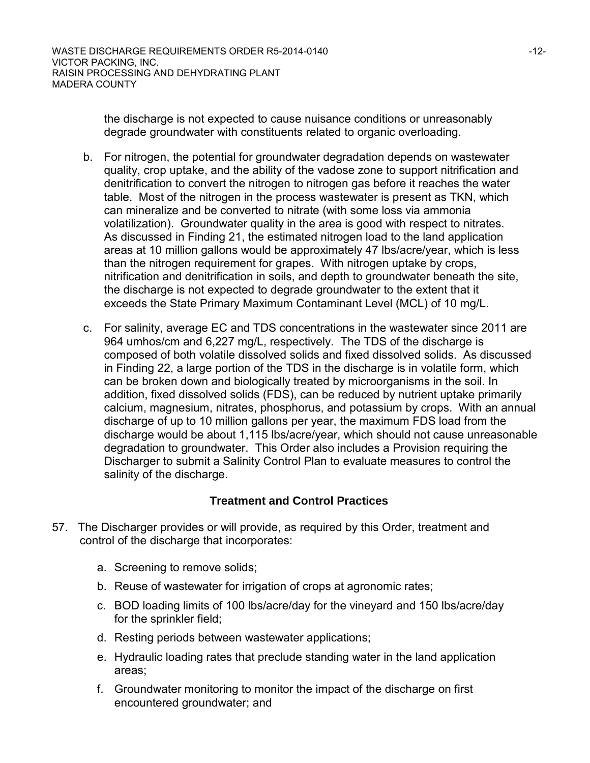the discharge is not expected to cause nuisance conditions or unreasonably degrade groundwater with constituents related to organic overloading.

b. For nitrogen, the potential for groundwater degradation depends on wastewater quality, crop uptake, and the ability of the vadose zone to support nitrification and denitrification to convert the nitrogen to nitrogen gas before it reaches the water table. Most of the nitrogen in the process wastewater is present as TKN, which can mineralize and be converted to nitrate (with some loss via ammonia volatilization). Groundwater quality in the area is good with respect to nitrates. As discussed in Finding 21, the estimated nitrogen load to the land application areas at 10 million gallons would be approximately 47 lbs/acre/year, which is less than the nitrogen requirement for grapes. With nitrogen uptake by crops, nitrification and denitrification in soils, and depth to groundwater beneath the site, the discharge is not expected to degrade groundwater to the extent that it exceeds the State Primary Maximum Contaminant Level (MCL) of 10 mg/L.

c. For salinity, average EC and TDS concentrations in the wastewater since 2011 are 964 umhos/cm and 6,227 mg/L, respectively. The TDS of the discharge is composed of both volatile dissolved solids and fixed dissolved solids. As discussed in Finding 22, a large portion of the TDS in the discharge is in volatile form, which can be broken down and biologically treated by microorganisms in the soil. In addition, fixed dissolved solids (FDS), can be reduced by nutrient uptake primarily calcium, magnesium, nitrates, phosphorus, and potassium by crops. With an annual discharge of up to 10 million gallons per year, the maximum FDS load from the discharge would be about 1,115 lbs/acre/year, which should not cause unreasonable degradation to groundwater. This Order also includes a Provision requiring the Discharger to submit a Salinity Control Plan to evaluate measures to control the salinity of the discharge.

## Treatment and Control Practices

57. The Discharger provides or will provide, as required by this Order, treatment and control of the discharge that incorporates:

    a. Screening to remove solids;

    b. Reuse of wastewater for irrigation of crops at agronomic rates;

    c. BOD loading limits of 100 lbs/acre/day for the vineyard and 150 lbs/acre/day for the sprinkler field;

    d. Resting periods between wastewater applications;

    e. Hydraulic loading rates that preclude standing water in the land application areas;

    f. Groundwater monitoring to monitor the impact of the discharge on first encountered groundwater; and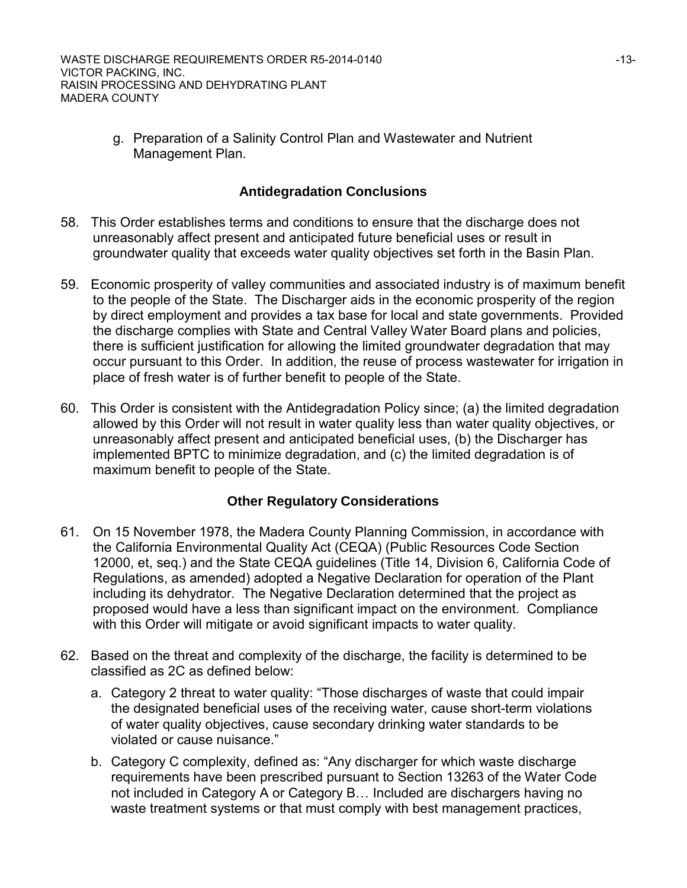g. Preparation of a Salinity Control Plan and Wastewater and Nutrient Management Plan.

## Antidegradation Conclusions

58. This Order establishes terms and conditions to ensure that the discharge does not unreasonably affect present and anticipated future beneficial uses or result in groundwater quality that exceeds water quality objectives set forth in the Basin Plan.

59. Economic prosperity of valley communities and associated industry is of maximum benefit to the people of the State. The Discharger aids in the economic prosperity of the region by direct employment and provides a tax base for local and state governments. Provided the discharge complies with State and Central Valley Water Board plans and policies, there is sufficient justification for allowing the limited groundwater degradation that may occur pursuant to this Order. In addition, the reuse of process wastewater for irrigation in place of fresh water is of further benefit to people of the State.

60. This Order is consistent with the Antidegradation Policy since; (a) the limited degradation allowed by this Order will not result in water quality less than water quality objectives, or unreasonably affect present and anticipated beneficial uses, (b) the Discharger has implemented BPTC to minimize degradation, and (c) the limited degradation is of maximum benefit to people of the State.

## Other Regulatory Considerations

61. On 15 November 1978, the Madera County Planning Commission, in accordance with the California Environmental Quality Act (CEQA) (Public Resources Code Section 12000, et, seq.) and the State CEQA guidelines (Title 14, Division 6, California Code of Regulations, as amended) adopted a Negative Declaration for operation of the Plant including its dehydrator. The Negative Declaration determined that the project as proposed would have a less than significant impact on the environment. Compliance with this Order will mitigate or avoid significant impacts to water quality.

62. Based on the threat and complexity of the discharge, the facility is determined to be classified as 2C as defined below:

    a. Category 2 threat to water quality: "Those discharges of waste that could impair the designated beneficial uses of the receiving water, cause short-term violations of water quality objectives, cause secondary drinking water standards to be violated or cause nuisance."

    b. Category C complexity, defined as: "Any discharger for which waste discharge requirements have been prescribed pursuant to Section 13263 of the Water Code not included in Category A or Category B… Included are dischargers having no waste treatment systems or that must comply with best management practices,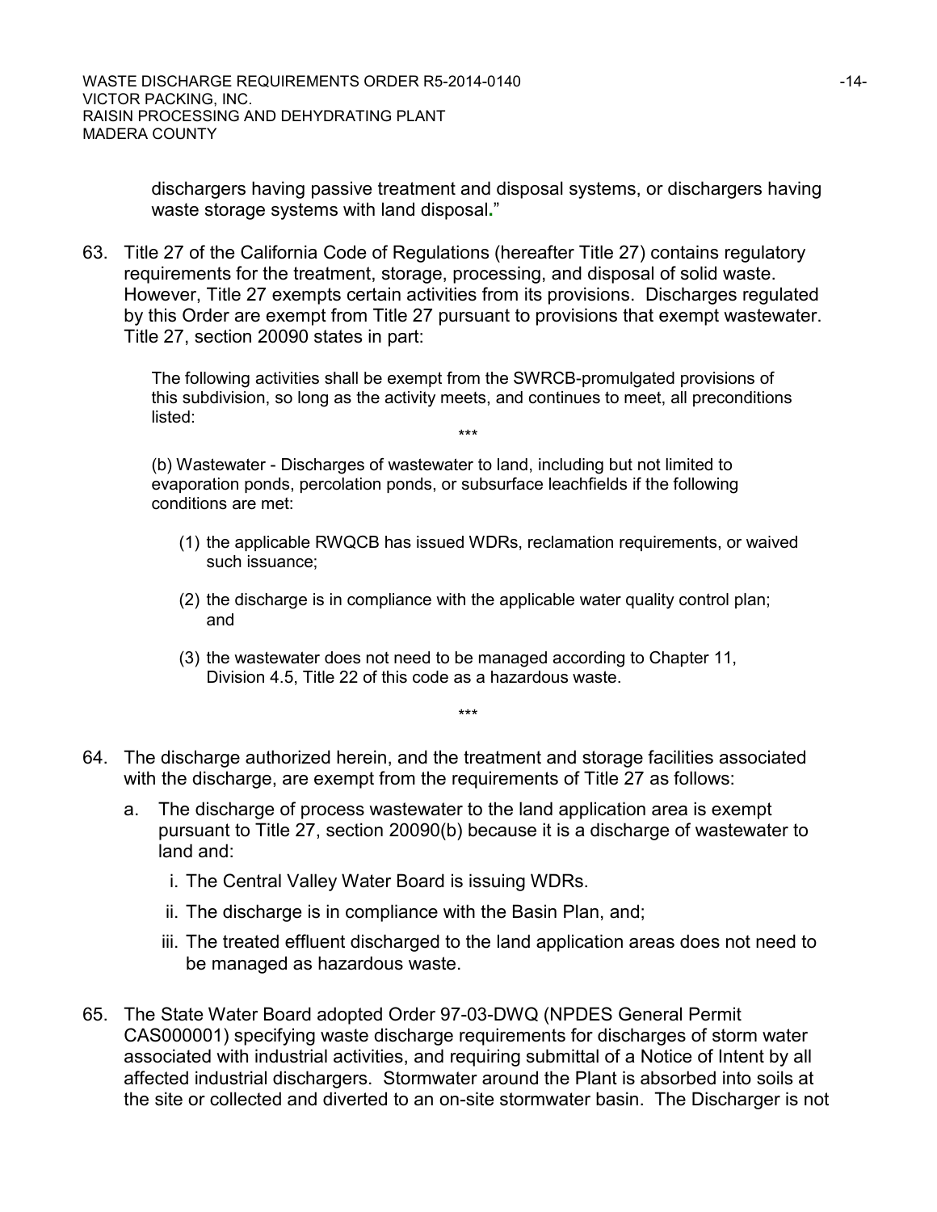dischargers having passive treatment and disposal systems, or dischargers having waste storage systems with land disposal."

63. Title 27 of the California Code of Regulations (hereafter Title 27) contains regulatory requirements for the treatment, storage, processing, and disposal of solid waste. However, Title 27 exempts certain activities from its provisions. Discharges regulated by this Order are exempt from Title 27 pursuant to provisions that exempt wastewater. Title 27, section 20090 states in part:

   > The following activities shall be exempt from the SWRCB-promulgated provisions of this subdivision, so long as the activity meets, and continues to meet, all preconditions listed:
   >
   > \*\*\*
   >
   > (b) Wastewater - Discharges of wastewater to land, including but not limited to evaporation ponds, percolation ponds, or subsurface leachfields if the following conditions are met:
   >
   > (1) the applicable RWQCB has issued WDRs, reclamation requirements, or waived such issuance;
   >
   > (2) the discharge is in compliance with the applicable water quality control plan; and
   >
   > (3) the wastewater does not need to be managed according to Chapter 11, Division 4.5, Title 22 of this code as a hazardous waste.
   >
   > \*\*\*

64. The discharge authorized herein, and the treatment and storage facilities associated with the discharge, are exempt from the requirements of Title 27 as follows:

   a. The discharge of process wastewater to the land application area is exempt pursuant to Title 27, section 20090(b) because it is a discharge of wastewater to land and:

      i. The Central Valley Water Board is issuing WDRs.

      ii. The discharge is in compliance with the Basin Plan, and;

      iii. The treated effluent discharged to the land application areas does not need to be managed as hazardous waste.

65. The State Water Board adopted Order 97-03-DWQ (NPDES General Permit CAS000001) specifying waste discharge requirements for discharges of storm water associated with industrial activities, and requiring submittal of a Notice of Intent by all affected industrial dischargers. Stormwater around the Plant is absorbed into soils at the site or collected and diverted to an on-site stormwater basin. The Discharger is not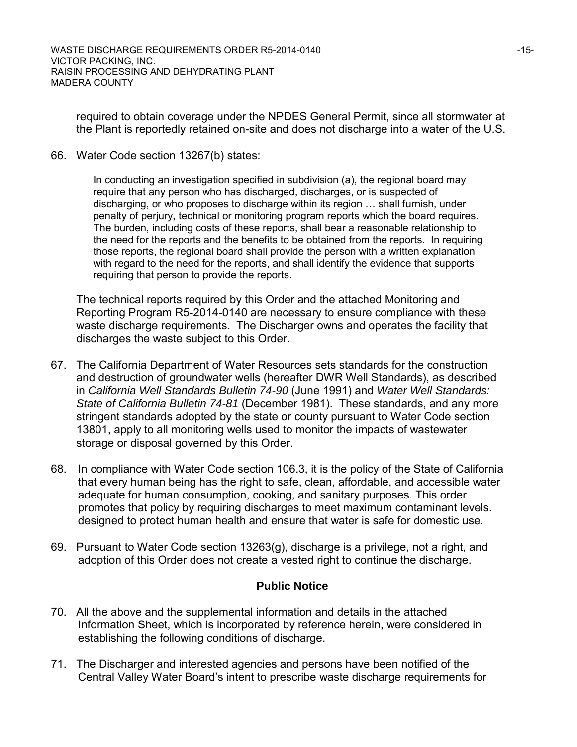required to obtain coverage under the NPDES General Permit, since all stormwater at the Plant is reportedly retained on-site and does not discharge into a water of the U.S.

66. Water Code section 13267(b) states:

> In conducting an investigation specified in subdivision (a), the regional board may require that any person who has discharged, discharges, or is suspected of discharging, or who proposes to discharge within its region … shall furnish, under penalty of perjury, technical or monitoring program reports which the board requires. The burden, including costs of these reports, shall bear a reasonable relationship to the need for the reports and the benefits to be obtained from the reports. In requiring those reports, the regional board shall provide the person with a written explanation with regard to the need for the reports, and shall identify the evidence that supports requiring that person to provide the reports.

The technical reports required by this Order and the attached Monitoring and Reporting Program R5-2014-0140 are necessary to ensure compliance with these waste discharge requirements. The Discharger owns and operates the facility that discharges the waste subject to this Order.

67. The California Department of Water Resources sets standards for the construction and destruction of groundwater wells (hereafter DWR Well Standards), as described in *California Well Standards Bulletin 74-90* (June 1991) and *Water Well Standards: State of California Bulletin 74-81* (December 1981). These standards, and any more stringent standards adopted by the state or county pursuant to Water Code section 13801, apply to all monitoring wells used to monitor the impacts of wastewater storage or disposal governed by this Order.

68. In compliance with Water Code section 106.3, it is the policy of the State of California that every human being has the right to safe, clean, affordable, and accessible water adequate for human consumption, cooking, and sanitary purposes. This order promotes that policy by requiring discharges to meet maximum contaminant levels. designed to protect human health and ensure that water is safe for domestic use.

69. Pursuant to Water Code section 13263(g), discharge is a privilege, not a right, and adoption of this Order does not create a vested right to continue the discharge.

## Public Notice

70. All the above and the supplemental information and details in the attached Information Sheet, which is incorporated by reference herein, were considered in establishing the following conditions of discharge.

71. The Discharger and interested agencies and persons have been notified of the Central Valley Water Board's intent to prescribe waste discharge requirements for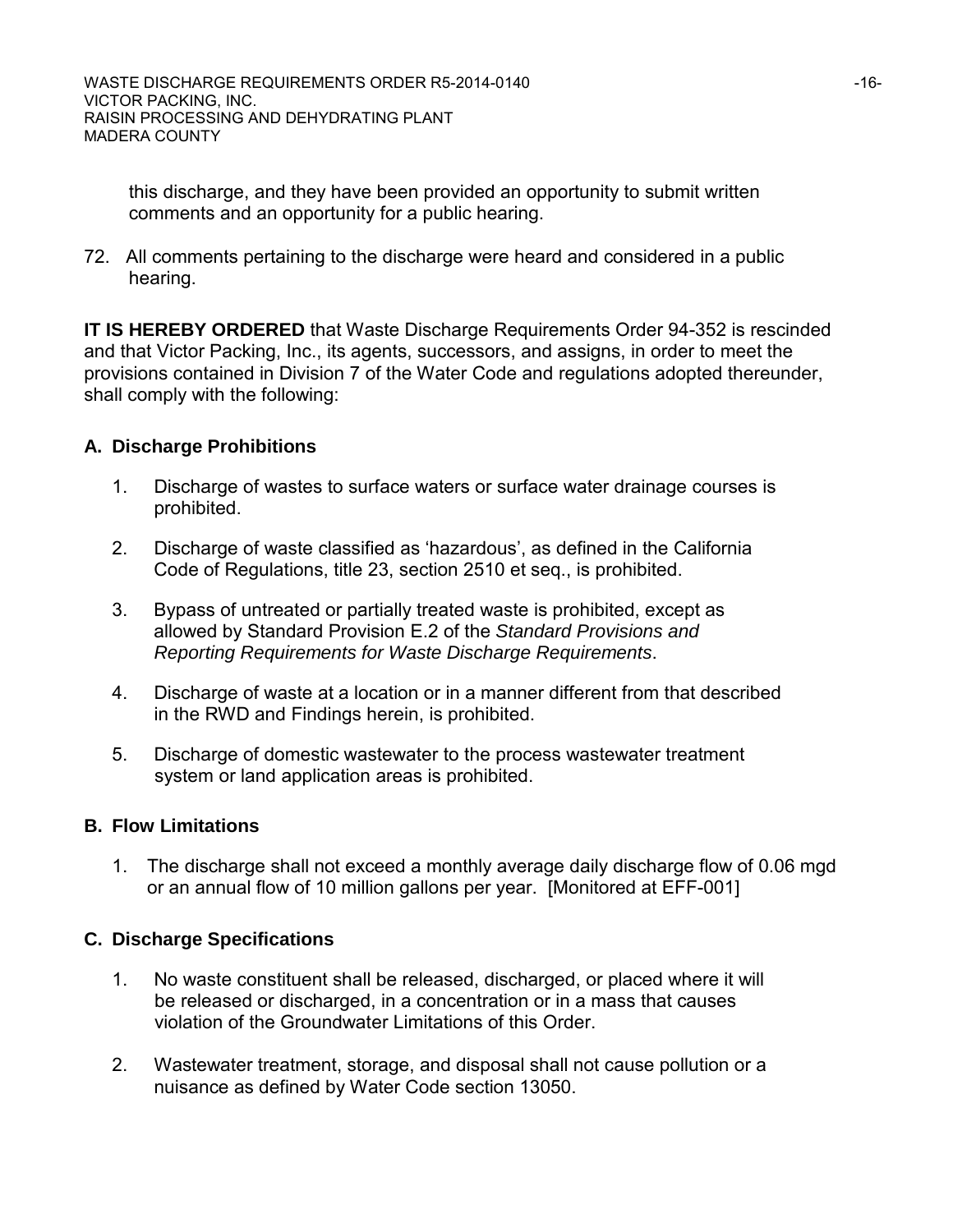this discharge, and they have been provided an opportunity to submit written comments and an opportunity for a public hearing.

72. All comments pertaining to the discharge were heard and considered in a public hearing.

**IT IS HEREBY ORDERED** that Waste Discharge Requirements Order 94-352 is rescinded and that Victor Packing, Inc., its agents, successors, and assigns, in order to meet the provisions contained in Division 7 of the Water Code and regulations adopted thereunder, shall comply with the following:

**A. Discharge Prohibitions**

1. Discharge of wastes to surface waters or surface water drainage courses is prohibited.

2. Discharge of waste classified as 'hazardous', as defined in the California Code of Regulations, title 23, section 2510 et seq., is prohibited.

3. Bypass of untreated or partially treated waste is prohibited, except as allowed by Standard Provision E.2 of the *Standard Provisions and Reporting Requirements for Waste Discharge Requirements*.

4. Discharge of waste at a location or in a manner different from that described in the RWD and Findings herein, is prohibited.

5. Discharge of domestic wastewater to the process wastewater treatment system or land application areas is prohibited.

**B. Flow Limitations**

1. The discharge shall not exceed a monthly average daily discharge flow of 0.06 mgd or an annual flow of 10 million gallons per year. [Monitored at EFF-001]

**C. Discharge Specifications**

1. No waste constituent shall be released, discharged, or placed where it will be released or discharged, in a concentration or in a mass that causes violation of the Groundwater Limitations of this Order.

2. Wastewater treatment, storage, and disposal shall not cause pollution or a nuisance as defined by Water Code section 13050.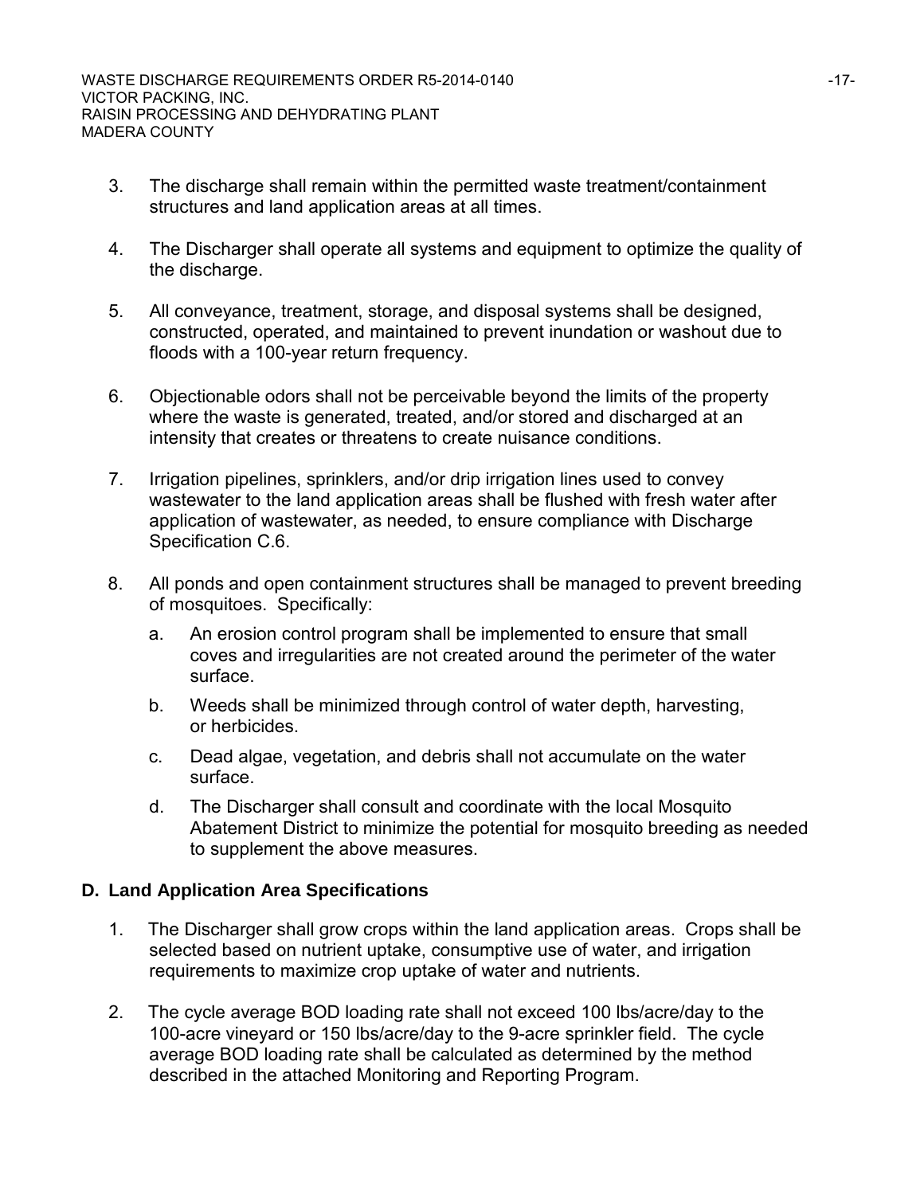3. The discharge shall remain within the permitted waste treatment/containment structures and land application areas at all times.

4. The Discharger shall operate all systems and equipment to optimize the quality of the discharge.

5. All conveyance, treatment, storage, and disposal systems shall be designed, constructed, operated, and maintained to prevent inundation or washout due to floods with a 100-year return frequency.

6. Objectionable odors shall not be perceivable beyond the limits of the property where the waste is generated, treated, and/or stored and discharged at an intensity that creates or threatens to create nuisance conditions.

7. Irrigation pipelines, sprinklers, and/or drip irrigation lines used to convey wastewater to the land application areas shall be flushed with fresh water after application of wastewater, as needed, to ensure compliance with Discharge Specification C.6.

8. All ponds and open containment structures shall be managed to prevent breeding of mosquitoes. Specifically:

   a. An erosion control program shall be implemented to ensure that small coves and irregularities are not created around the perimeter of the water surface.

   b. Weeds shall be minimized through control of water depth, harvesting, or herbicides.

   c. Dead algae, vegetation, and debris shall not accumulate on the water surface.

   d. The Discharger shall consult and coordinate with the local Mosquito Abatement District to minimize the potential for mosquito breeding as needed to supplement the above measures.

## D. Land Application Area Specifications

1. The Discharger shall grow crops within the land application areas. Crops shall be selected based on nutrient uptake, consumptive use of water, and irrigation requirements to maximize crop uptake of water and nutrients.

2. The cycle average BOD loading rate shall not exceed 100 lbs/acre/day to the 100-acre vineyard or 150 lbs/acre/day to the 9-acre sprinkler field. The cycle average BOD loading rate shall be calculated as determined by the method described in the attached Monitoring and Reporting Program.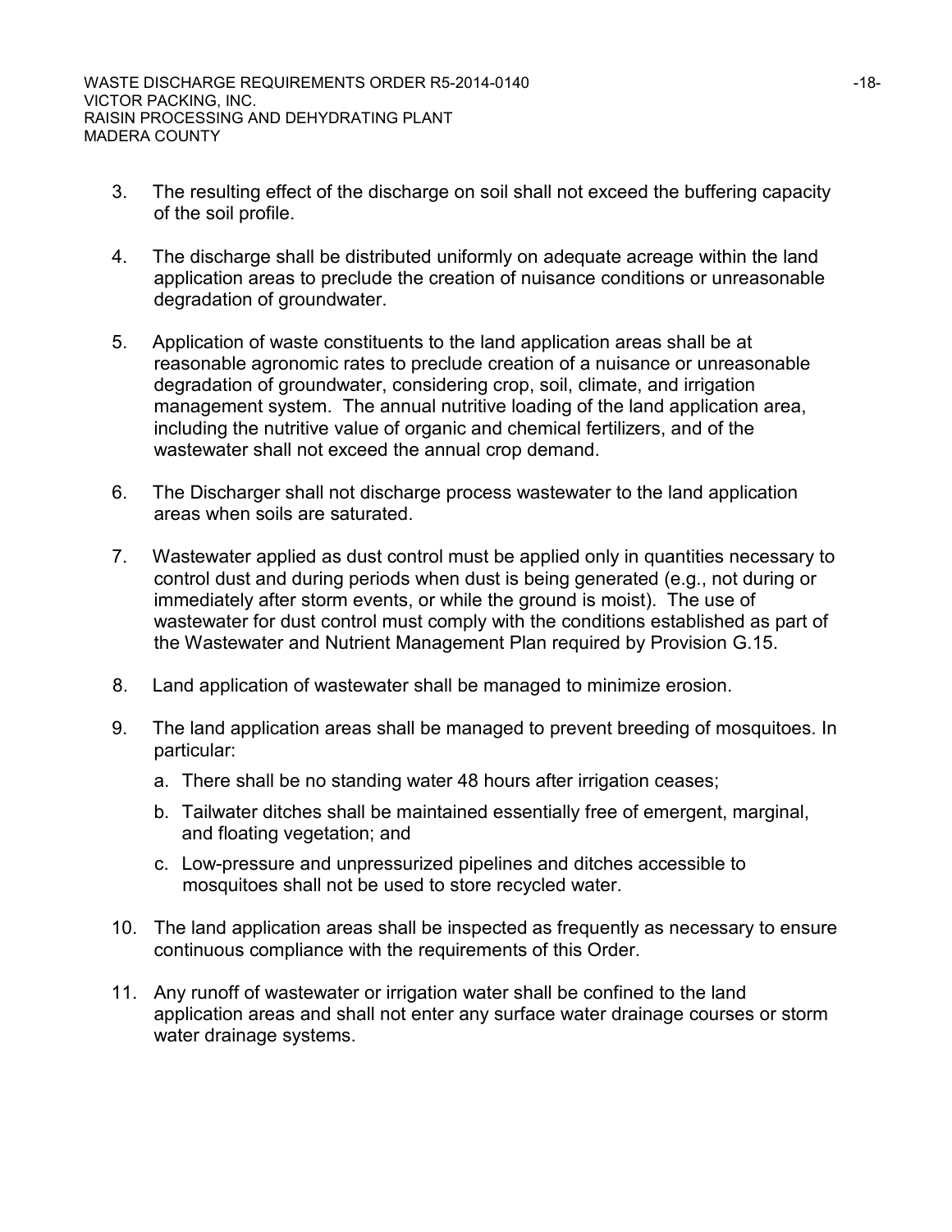3. The resulting effect of the discharge on soil shall not exceed the buffering capacity of the soil profile.

4. The discharge shall be distributed uniformly on adequate acreage within the land application areas to preclude the creation of nuisance conditions or unreasonable degradation of groundwater.

5. Application of waste constituents to the land application areas shall be at reasonable agronomic rates to preclude creation of a nuisance or unreasonable degradation of groundwater, considering crop, soil, climate, and irrigation management system. The annual nutritive loading of the land application area, including the nutritive value of organic and chemical fertilizers, and of the wastewater shall not exceed the annual crop demand.

6. The Discharger shall not discharge process wastewater to the land application areas when soils are saturated.

7. Wastewater applied as dust control must be applied only in quantities necessary to control dust and during periods when dust is being generated (e.g., not during or immediately after storm events, or while the ground is moist). The use of wastewater for dust control must comply with the conditions established as part of the Wastewater and Nutrient Management Plan required by Provision G.15.

8. Land application of wastewater shall be managed to minimize erosion.

9. The land application areas shall be managed to prevent breeding of mosquitoes. In particular:
   a. There shall be no standing water 48 hours after irrigation ceases;
   b. Tailwater ditches shall be maintained essentially free of emergent, marginal, and floating vegetation; and
   c. Low-pressure and unpressurized pipelines and ditches accessible to mosquitoes shall not be used to store recycled water.

10. The land application areas shall be inspected as frequently as necessary to ensure continuous compliance with the requirements of this Order.

11. Any runoff of wastewater or irrigation water shall be confined to the land application areas and shall not enter any surface water drainage courses or storm water drainage systems.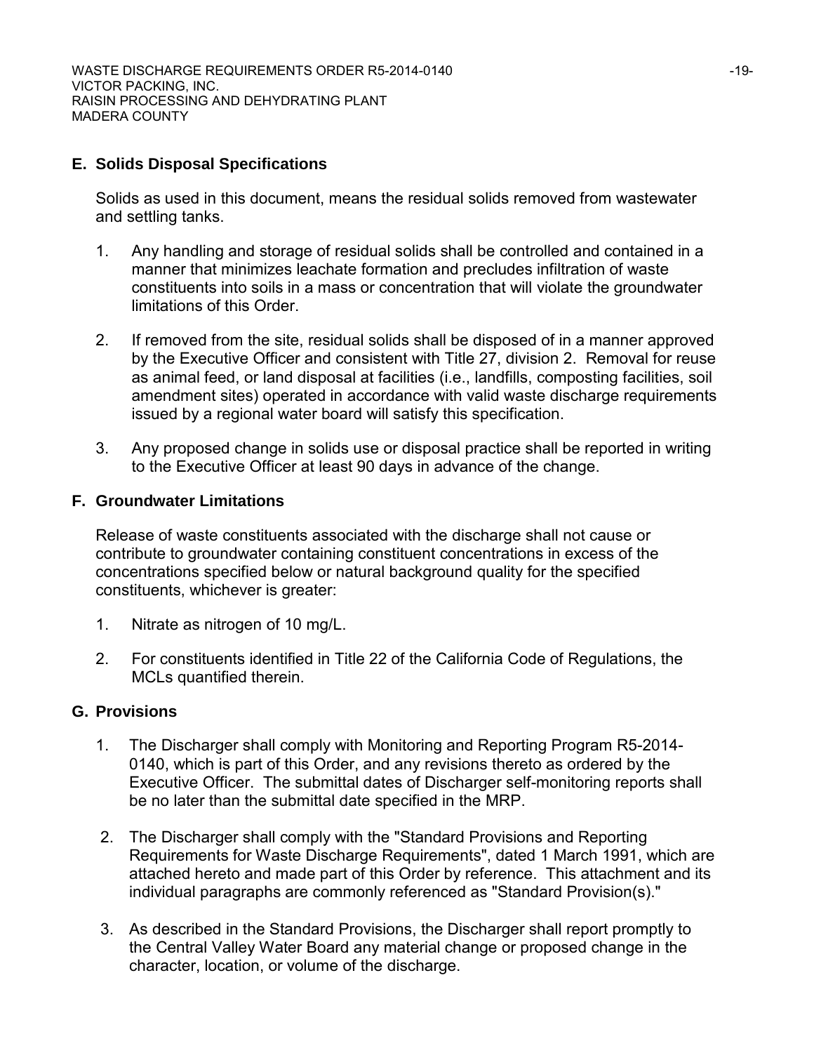## E. Solids Disposal Specifications

Solids as used in this document, means the residual solids removed from wastewater and settling tanks.

1. Any handling and storage of residual solids shall be controlled and contained in a manner that minimizes leachate formation and precludes infiltration of waste constituents into soils in a mass or concentration that will violate the groundwater limitations of this Order.

2. If removed from the site, residual solids shall be disposed of in a manner approved by the Executive Officer and consistent with Title 27, division 2. Removal for reuse as animal feed, or land disposal at facilities (i.e., landfills, composting facilities, soil amendment sites) operated in accordance with valid waste discharge requirements issued by a regional water board will satisfy this specification.

3. Any proposed change in solids use or disposal practice shall be reported in writing to the Executive Officer at least 90 days in advance of the change.

## F. Groundwater Limitations

Release of waste constituents associated with the discharge shall not cause or contribute to groundwater containing constituent concentrations in excess of the concentrations specified below or natural background quality for the specified constituents, whichever is greater:

1. Nitrate as nitrogen of 10 mg/L.

2. For constituents identified in Title 22 of the California Code of Regulations, the MCLs quantified therein.

## G. Provisions

1. The Discharger shall comply with Monitoring and Reporting Program R5-2014-0140, which is part of this Order, and any revisions thereto as ordered by the Executive Officer. The submittal dates of Discharger self-monitoring reports shall be no later than the submittal date specified in the MRP.

2. The Discharger shall comply with the "Standard Provisions and Reporting Requirements for Waste Discharge Requirements", dated 1 March 1991, which are attached hereto and made part of this Order by reference. This attachment and its individual paragraphs are commonly referenced as "Standard Provision(s)."

3. As described in the Standard Provisions, the Discharger shall report promptly to the Central Valley Water Board any material change or proposed change in the character, location, or volume of the discharge.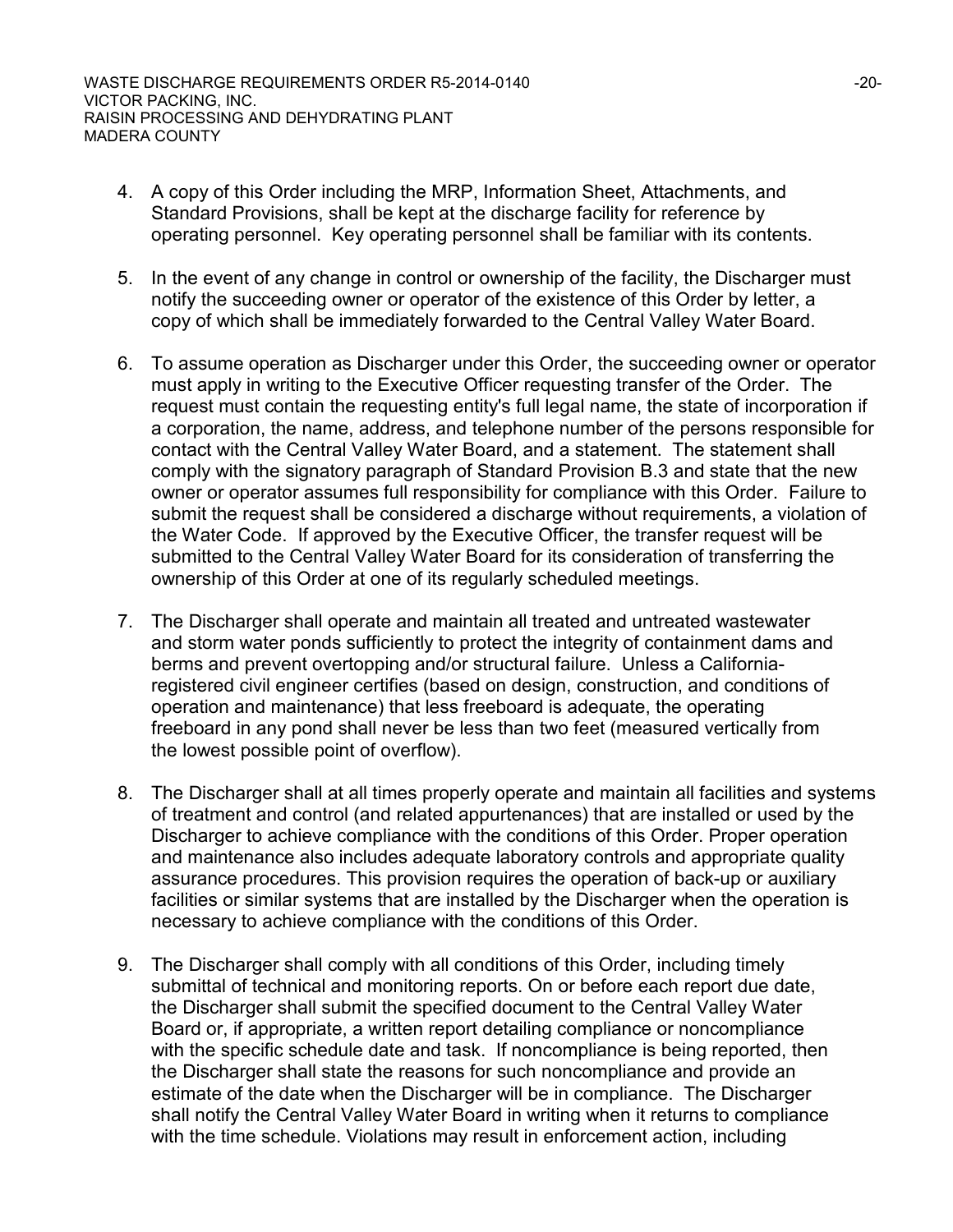4. A copy of this Order including the MRP, Information Sheet, Attachments, and Standard Provisions, shall be kept at the discharge facility for reference by operating personnel. Key operating personnel shall be familiar with its contents.

5. In the event of any change in control or ownership of the facility, the Discharger must notify the succeeding owner or operator of the existence of this Order by letter, a copy of which shall be immediately forwarded to the Central Valley Water Board.

6. To assume operation as Discharger under this Order, the succeeding owner or operator must apply in writing to the Executive Officer requesting transfer of the Order. The request must contain the requesting entity's full legal name, the state of incorporation if a corporation, the name, address, and telephone number of the persons responsible for contact with the Central Valley Water Board, and a statement. The statement shall comply with the signatory paragraph of Standard Provision B.3 and state that the new owner or operator assumes full responsibility for compliance with this Order. Failure to submit the request shall be considered a discharge without requirements, a violation of the Water Code. If approved by the Executive Officer, the transfer request will be submitted to the Central Valley Water Board for its consideration of transferring the ownership of this Order at one of its regularly scheduled meetings.

7. The Discharger shall operate and maintain all treated and untreated wastewater and storm water ponds sufficiently to protect the integrity of containment dams and berms and prevent overtopping and/or structural failure. Unless a California-registered civil engineer certifies (based on design, construction, and conditions of operation and maintenance) that less freeboard is adequate, the operating freeboard in any pond shall never be less than two feet (measured vertically from the lowest possible point of overflow).

8. The Discharger shall at all times properly operate and maintain all facilities and systems of treatment and control (and related appurtenances) that are installed or used by the Discharger to achieve compliance with the conditions of this Order. Proper operation and maintenance also includes adequate laboratory controls and appropriate quality assurance procedures. This provision requires the operation of back-up or auxiliary facilities or similar systems that are installed by the Discharger when the operation is necessary to achieve compliance with the conditions of this Order.

9. The Discharger shall comply with all conditions of this Order, including timely submittal of technical and monitoring reports. On or before each report due date, the Discharger shall submit the specified document to the Central Valley Water Board or, if appropriate, a written report detailing compliance or noncompliance with the specific schedule date and task. If noncompliance is being reported, then the Discharger shall state the reasons for such noncompliance and provide an estimate of the date when the Discharger will be in compliance. The Discharger shall notify the Central Valley Water Board in writing when it returns to compliance with the time schedule. Violations may result in enforcement action, including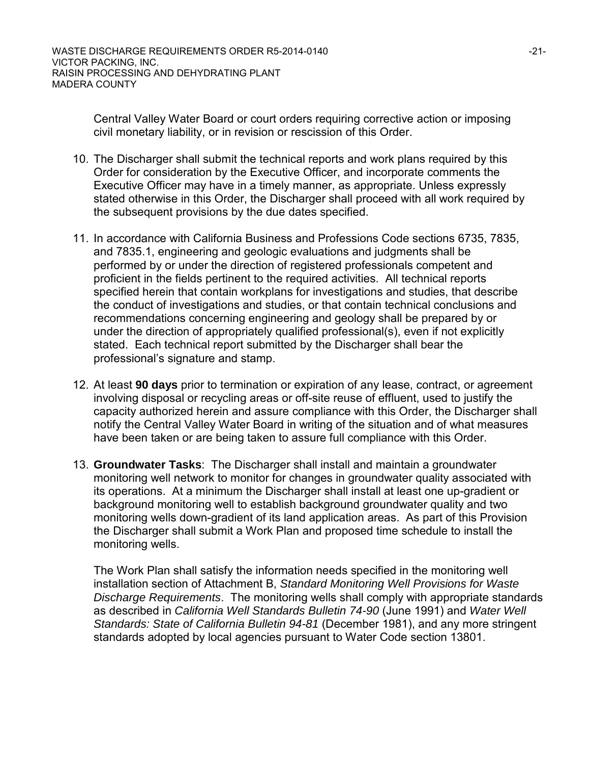Central Valley Water Board or court orders requiring corrective action or imposing civil monetary liability, or in revision or rescission of this Order.

10. The Discharger shall submit the technical reports and work plans required by this Order for consideration by the Executive Officer, and incorporate comments the Executive Officer may have in a timely manner, as appropriate. Unless expressly stated otherwise in this Order, the Discharger shall proceed with all work required by the subsequent provisions by the due dates specified.

11. In accordance with California Business and Professions Code sections 6735, 7835, and 7835.1, engineering and geologic evaluations and judgments shall be performed by or under the direction of registered professionals competent and proficient in the fields pertinent to the required activities. All technical reports specified herein that contain workplans for investigations and studies, that describe the conduct of investigations and studies, or that contain technical conclusions and recommendations concerning engineering and geology shall be prepared by or under the direction of appropriately qualified professional(s), even if not explicitly stated. Each technical report submitted by the Discharger shall bear the professional's signature and stamp.

12. At least **90 days** prior to termination or expiration of any lease, contract, or agreement involving disposal or recycling areas or off-site reuse of effluent, used to justify the capacity authorized herein and assure compliance with this Order, the Discharger shall notify the Central Valley Water Board in writing of the situation and of what measures have been taken or are being taken to assure full compliance with this Order.

13. **Groundwater Tasks**: The Discharger shall install and maintain a groundwater monitoring well network to monitor for changes in groundwater quality associated with its operations. At a minimum the Discharger shall install at least one up-gradient or background monitoring well to establish background groundwater quality and two monitoring wells down-gradient of its land application areas. As part of this Provision the Discharger shall submit a Work Plan and proposed time schedule to install the monitoring wells.

    The Work Plan shall satisfy the information needs specified in the monitoring well installation section of Attachment B, *Standard Monitoring Well Provisions for Waste Discharge Requirements*. The monitoring wells shall comply with appropriate standards as described in *California Well Standards Bulletin 74-90* (June 1991) and *Water Well Standards: State of California Bulletin 94-81* (December 1981), and any more stringent standards adopted by local agencies pursuant to Water Code section 13801.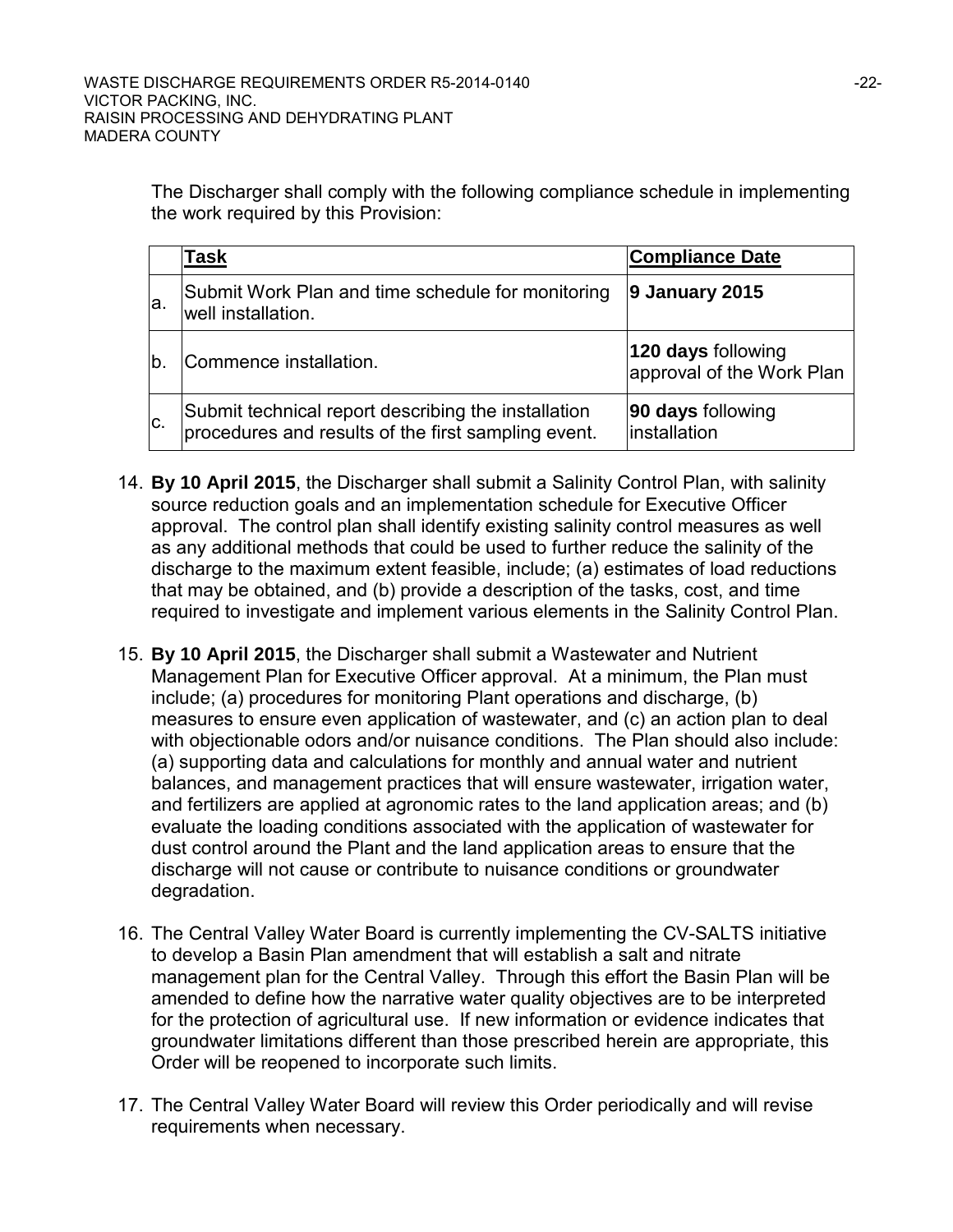The Discharger shall comply with the following compliance schedule in implementing the work required by this Provision:

| | **Task** | **Compliance Date** |
|---|---|---|
| a. | Submit Work Plan and time schedule for monitoring well installation. | **9 January 2015** |
| b. | Commence installation. | **120 days** following approval of the Work Plan |
| c. | Submit technical report describing the installation procedures and results of the first sampling event. | **90 days** following installation |

14. **By 10 April 2015**, the Discharger shall submit a Salinity Control Plan, with salinity source reduction goals and an implementation schedule for Executive Officer approval. The control plan shall identify existing salinity control measures as well as any additional methods that could be used to further reduce the salinity of the discharge to the maximum extent feasible, include; (a) estimates of load reductions that may be obtained, and (b) provide a description of the tasks, cost, and time required to investigate and implement various elements in the Salinity Control Plan.

15. **By 10 April 2015**, the Discharger shall submit a Wastewater and Nutrient Management Plan for Executive Officer approval. At a minimum, the Plan must include; (a) procedures for monitoring Plant operations and discharge, (b) measures to ensure even application of wastewater, and (c) an action plan to deal with objectionable odors and/or nuisance conditions. The Plan should also include: (a) supporting data and calculations for monthly and annual water and nutrient balances, and management practices that will ensure wastewater, irrigation water, and fertilizers are applied at agronomic rates to the land application areas; and (b) evaluate the loading conditions associated with the application of wastewater for dust control around the Plant and the land application areas to ensure that the discharge will not cause or contribute to nuisance conditions or groundwater degradation.

16. The Central Valley Water Board is currently implementing the CV-SALTS initiative to develop a Basin Plan amendment that will establish a salt and nitrate management plan for the Central Valley. Through this effort the Basin Plan will be amended to define how the narrative water quality objectives are to be interpreted for the protection of agricultural use. If new information or evidence indicates that groundwater limitations different than those prescribed herein are appropriate, this Order will be reopened to incorporate such limits.

17. The Central Valley Water Board will review this Order periodically and will revise requirements when necessary.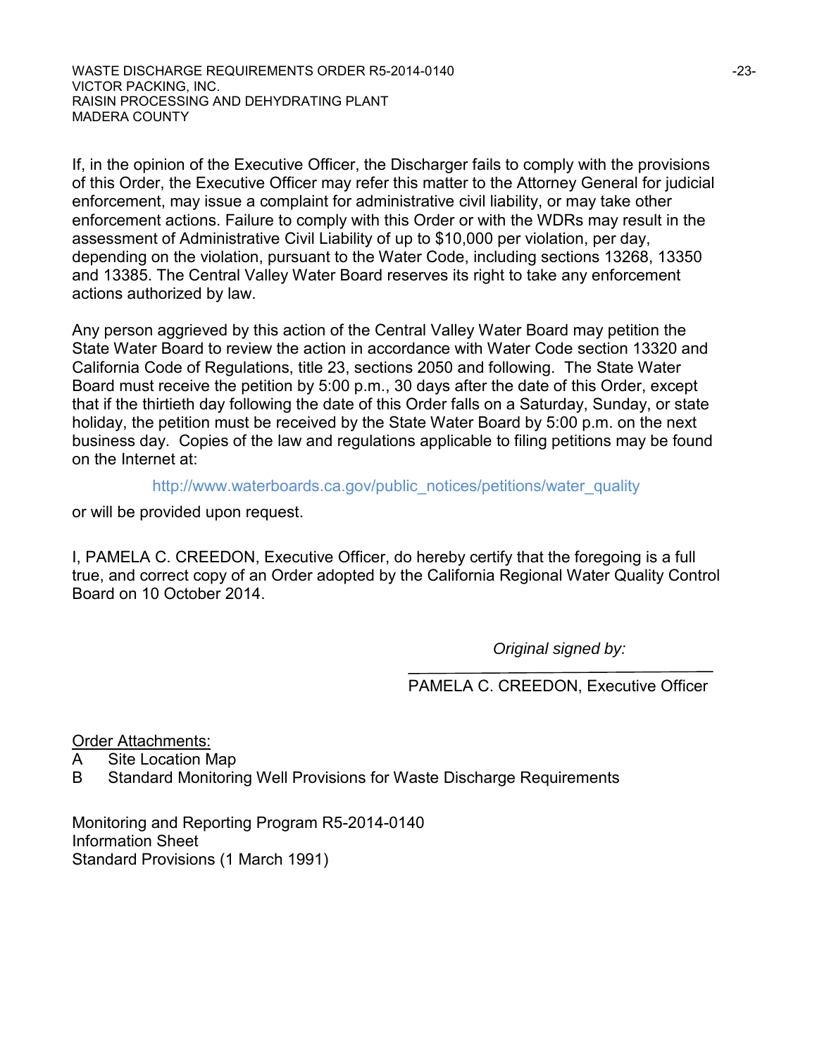If, in the opinion of the Executive Officer, the Discharger fails to comply with the provisions of this Order, the Executive Officer may refer this matter to the Attorney General for judicial enforcement, may issue a complaint for administrative civil liability, or may take other enforcement actions. Failure to comply with this Order or with the WDRs may result in the assessment of Administrative Civil Liability of up to $10,000 per violation, per day, depending on the violation, pursuant to the Water Code, including sections 13268, 13350 and 13385. The Central Valley Water Board reserves its right to take any enforcement actions authorized by law.

Any person aggrieved by this action of the Central Valley Water Board may petition the State Water Board to review the action in accordance with Water Code section 13320 and California Code of Regulations, title 23, sections 2050 and following. The State Water Board must receive the petition by 5:00 p.m., 30 days after the date of this Order, except that if the thirtieth day following the date of this Order falls on a Saturday, Sunday, or state holiday, the petition must be received by the State Water Board by 5:00 p.m. on the next business day. Copies of the law and regulations applicable to filing petitions may be found on the Internet at:

http://www.waterboards.ca.gov/public_notices/petitions/water_quality

or will be provided upon request.

I, PAMELA C. CREEDON, Executive Officer, do hereby certify that the foregoing is a full true, and correct copy of an Order adopted by the California Regional Water Quality Control Board on 10 October 2014.

*Original signed by:*

PAMELA C. CREEDON, Executive Officer

Order Attachments:

A Site Location Map
B Standard Monitoring Well Provisions for Waste Discharge Requirements

Monitoring and Reporting Program R5-2014-0140
Information Sheet
Standard Provisions (1 March 1991)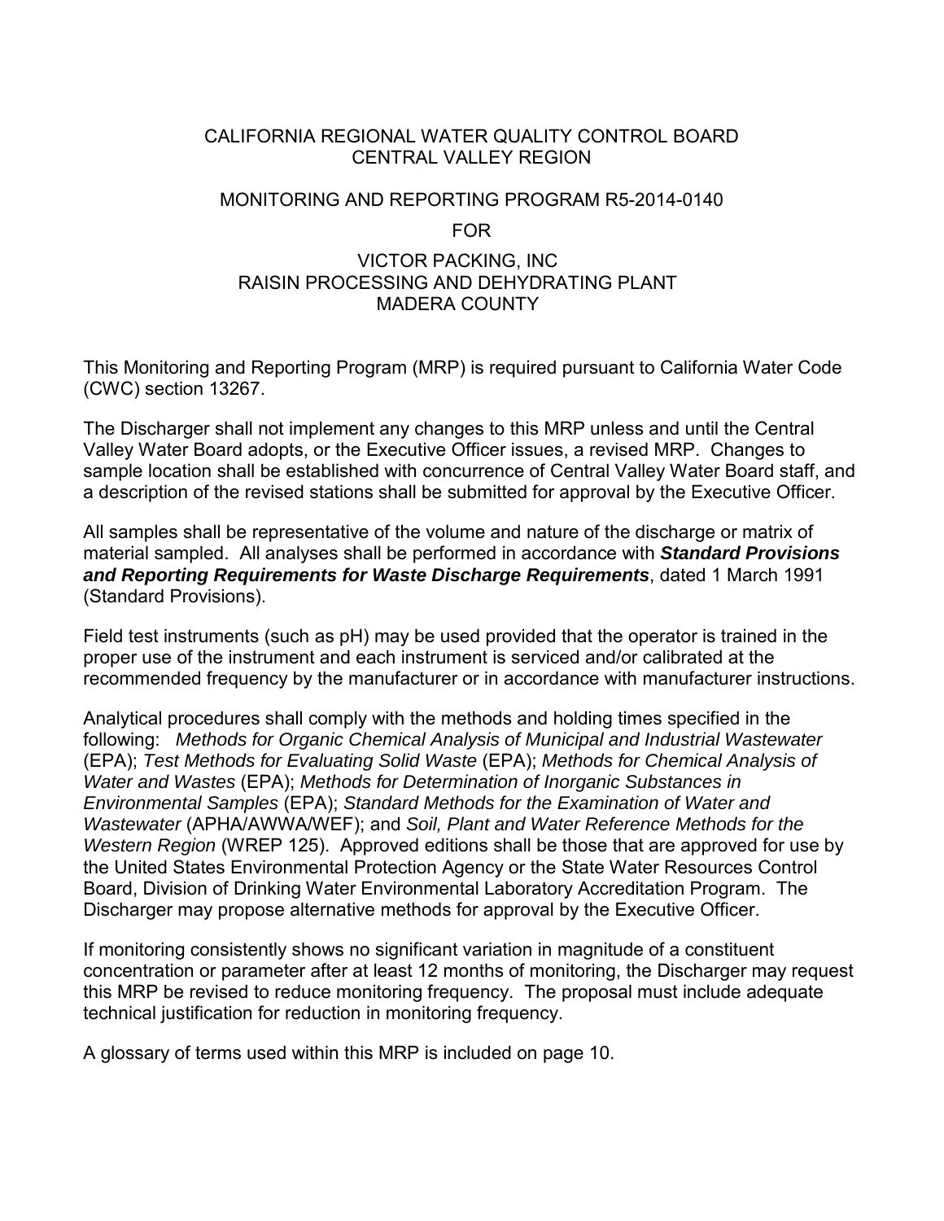CALIFORNIA REGIONAL WATER QUALITY CONTROL BOARD
CENTRAL VALLEY REGION

MONITORING AND REPORTING PROGRAM R5-2014-0140

FOR

VICTOR PACKING, INC
RAISIN PROCESSING AND DEHYDRATING PLANT
MADERA COUNTY

This Monitoring and Reporting Program (MRP) is required pursuant to California Water Code (CWC) section 13267.

The Discharger shall not implement any changes to this MRP unless and until the Central Valley Water Board adopts, or the Executive Officer issues, a revised MRP. Changes to sample location shall be established with concurrence of Central Valley Water Board staff, and a description of the revised stations shall be submitted for approval by the Executive Officer.

All samples shall be representative of the volume and nature of the discharge or matrix of material sampled. All analyses shall be performed in accordance with ***Standard Provisions and Reporting Requirements for Waste Discharge Requirements***, dated 1 March 1991 (Standard Provisions).

Field test instruments (such as pH) may be used provided that the operator is trained in the proper use of the instrument and each instrument is serviced and/or calibrated at the recommended frequency by the manufacturer or in accordance with manufacturer instructions.

Analytical procedures shall comply with the methods and holding times specified in the following: *Methods for Organic Chemical Analysis of Municipal and Industrial Wastewater* (EPA); *Test Methods for Evaluating Solid Waste* (EPA); *Methods for Chemical Analysis of Water and Wastes* (EPA); *Methods for Determination of Inorganic Substances in Environmental Samples* (EPA); *Standard Methods for the Examination of Water and Wastewater* (APHA/AWWA/WEF); and *Soil, Plant and Water Reference Methods for the Western Region* (WREP 125). Approved editions shall be those that are approved for use by the United States Environmental Protection Agency or the State Water Resources Control Board, Division of Drinking Water Environmental Laboratory Accreditation Program. The Discharger may propose alternative methods for approval by the Executive Officer.

If monitoring consistently shows no significant variation in magnitude of a constituent concentration or parameter after at least 12 months of monitoring, the Discharger may request this MRP be revised to reduce monitoring frequency. The proposal must include adequate technical justification for reduction in monitoring frequency.

A glossary of terms used within this MRP is included on page 10.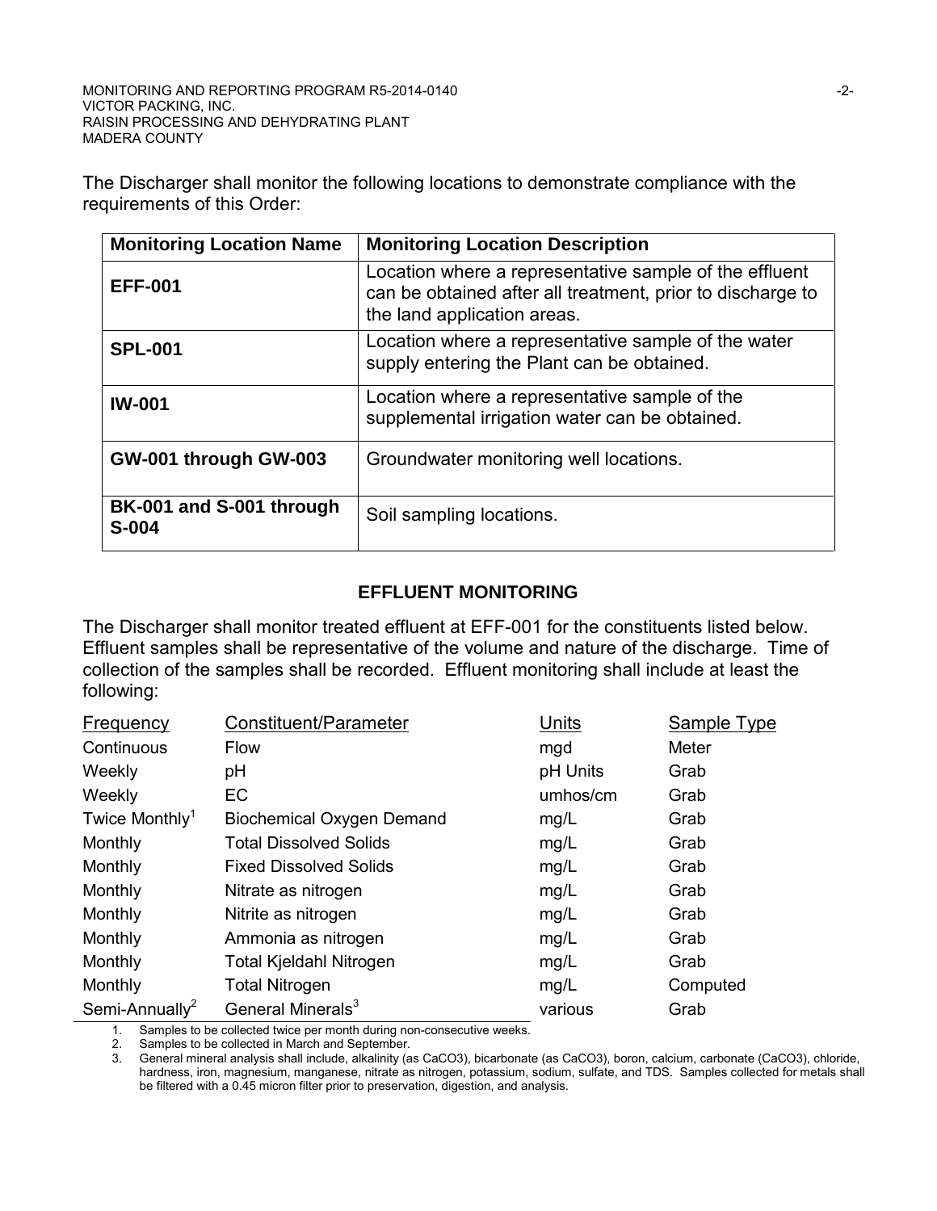The Discharger shall monitor the following locations to demonstrate compliance with the requirements of this Order:

| Monitoring Location Name | Monitoring Location Description |
|---|---|
| **EFF-001** | Location where a representative sample of the effluent can be obtained after all treatment, prior to discharge to the land application areas. |
| **SPL-001** | Location where a representative sample of the water supply entering the Plant can be obtained. |
| **IW-001** | Location where a representative sample of the supplemental irrigation water can be obtained. |
| **GW-001 through GW-003** | Groundwater monitoring well locations. |
| **BK-001 and S-001 through S-004** | Soil sampling locations. |

## EFFLUENT MONITORING

The Discharger shall monitor treated effluent at EFF-001 for the constituents listed below. Effluent samples shall be representative of the volume and nature of the discharge. Time of collection of the samples shall be recorded. Effluent monitoring shall include at least the following:

| Frequency | Constituent/Parameter | Units | Sample Type |
|---|---|---|---|
| Continuous | Flow | mgd | Meter |
| Weekly | pH | pH Units | Grab |
| Weekly | EC | umhos/cm | Grab |
| Twice Monthly[1] | Biochemical Oxygen Demand | mg/L | Grab |
| Monthly | Total Dissolved Solids | mg/L | Grab |
| Monthly | Fixed Dissolved Solids | mg/L | Grab |
| Monthly | Nitrate as nitrogen | mg/L | Grab |
| Monthly | Nitrite as nitrogen | mg/L | Grab |
| Monthly | Ammonia as nitrogen | mg/L | Grab |
| Monthly | Total Kjeldahl Nitrogen | mg/L | Grab |
| Monthly | Total Nitrogen | mg/L | Computed |
| Semi-Annually[2] | General Minerals[3] | various | Grab |

1. Samples to be collected twice per month during non-consecutive weeks.
2. Samples to be collected in March and September.
3. General mineral analysis shall include, alkalinity (as $CaCO_3$), bicarbonate (as $CaCO_3$), boron, calcium, carbonate ($CaCO_3$), chloride, hardness, iron, magnesium, manganese, nitrate as nitrogen, potassium, sodium, sulfate, and TDS. Samples collected for metals shall be filtered with a 0.45 micron filter prior to preservation, digestion, and analysis.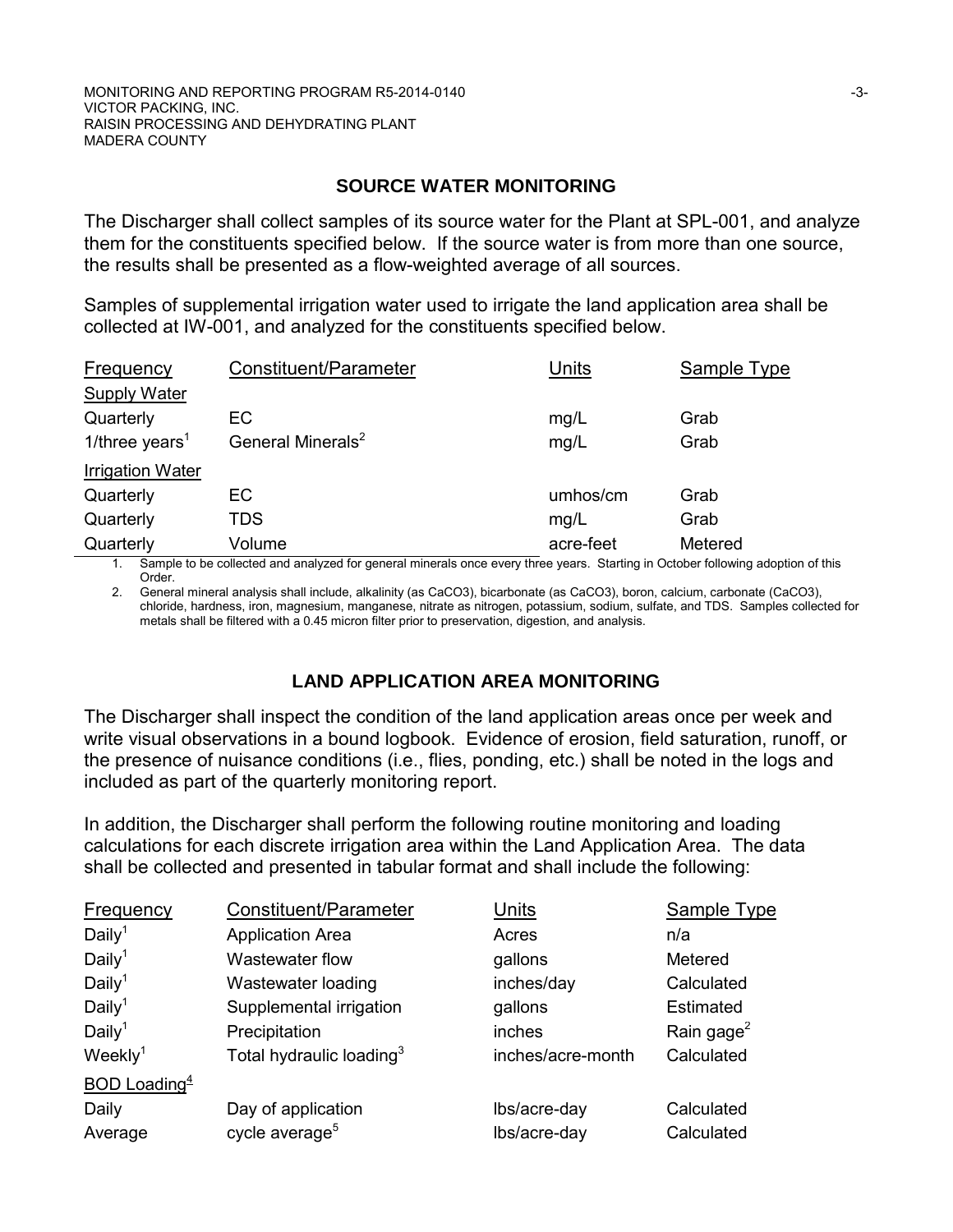## SOURCE WATER MONITORING

The Discharger shall collect samples of its source water for the Plant at SPL-001, and analyze them for the constituents specified below. If the source water is from more than one source, the results shall be presented as a flow-weighted average of all sources.

Samples of supplemental irrigation water used to irrigate the land application area shall be collected at IW-001, and analyzed for the constituents specified below.

| Frequency | Constituent/Parameter | Units | Sample Type |
|---|---|---|---|
| Supply Water | | | |
| Quarterly | EC | mg/L | Grab |
| 1/three years[1] | General Minerals[2] | mg/L | Grab |
| Irrigation Water | | | |
| Quarterly | EC | umhos/cm | Grab |
| Quarterly | TDS | mg/L | Grab |
| Quarterly | Volume | acre-feet | Metered |

1. Sample to be collected and analyzed for general minerals once every three years. Starting in October following adoption of this Order.
2. General mineral analysis shall include, alkalinity (as CaCO3), bicarbonate (as CaCO3), boron, calcium, carbonate (CaCO3), chloride, hardness, iron, magnesium, manganese, nitrate as nitrogen, potassium, sodium, sulfate, and TDS. Samples collected for metals shall be filtered with a 0.45 micron filter prior to preservation, digestion, and analysis.

## LAND APPLICATION AREA MONITORING

The Discharger shall inspect the condition of the land application areas once per week and write visual observations in a bound logbook. Evidence of erosion, field saturation, runoff, or the presence of nuisance conditions (i.e., flies, ponding, etc.) shall be noted in the logs and included as part of the quarterly monitoring report.

In addition, the Discharger shall perform the following routine monitoring and loading calculations for each discrete irrigation area within the Land Application Area. The data shall be collected and presented in tabular format and shall include the following:

| Frequency | Constituent/Parameter | Units | Sample Type |
|---|---|---|---|
| Daily[1] | Application Area | Acres | n/a |
| Daily[1] | Wastewater flow | gallons | Metered |
| Daily[1] | Wastewater loading | inches/day | Calculated |
| Daily[1] | Supplemental irrigation | gallons | Estimated |
| Daily[1] | Precipitation | inches | Rain gage[2] |
| Weekly[1] | Total hydraulic loading[3] | inches/acre-month | Calculated |
| BOD Loading[4] | | | |
| Daily | Day of application | lbs/acre-day | Calculated |
| Average | cycle average[5] | lbs/acre-day | Calculated |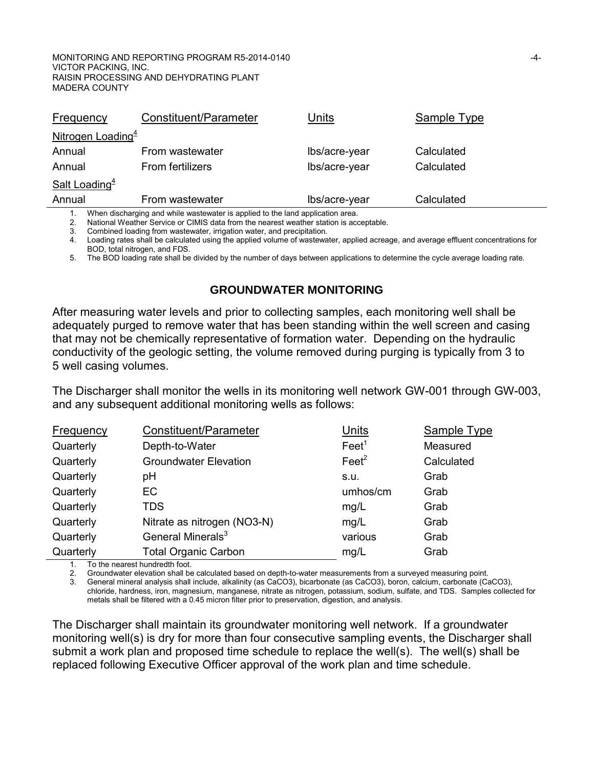| Frequency | Constituent/Parameter | Units | Sample Type |
|---|---|---|---|
| Nitrogen Loading[4] | | | |
| Annual | From wastewater | lbs/acre-year | Calculated |
| Annual | From fertilizers | lbs/acre-year | Calculated |
| Salt Loading[4] | | | |
| Annual | From wastewater | lbs/acre-year | Calculated |

1. When discharging and while wastewater is applied to the land application area.
2. National Weather Service or CIMIS data from the nearest weather station is acceptable.
3. Combined loading from wastewater, irrigation water, and precipitation.
4. Loading rates shall be calculated using the applied volume of wastewater, applied acreage, and average effluent concentrations for BOD, total nitrogen, and FDS.
5. The BOD loading rate shall be divided by the number of days between applications to determine the cycle average loading rate.

## GROUNDWATER MONITORING

After measuring water levels and prior to collecting samples, each monitoring well shall be adequately purged to remove water that has been standing within the well screen and casing that may not be chemically representative of formation water. Depending on the hydraulic conductivity of the geologic setting, the volume removed during purging is typically from 3 to 5 well casing volumes.

The Discharger shall monitor the wells in its monitoring well network GW-001 through GW-003, and any subsequent additional monitoring wells as follows:

| Frequency | Constituent/Parameter | Units | Sample Type |
|---|---|---|---|
| Quarterly | Depth-to-Water | Feet[1] | Measured |
| Quarterly | Groundwater Elevation | Feet[2] | Calculated |
| Quarterly | pH | s.u. | Grab |
| Quarterly | EC | umhos/cm | Grab |
| Quarterly | TDS | mg/L | Grab |
| Quarterly | Nitrate as nitrogen (NO3-N) | mg/L | Grab |
| Quarterly | General Minerals[3] | various | Grab |
| Quarterly | Total Organic Carbon | mg/L | Grab |

1. To the nearest hundredth foot.
2. Groundwater elevation shall be calculated based on depth-to-water measurements from a surveyed measuring point.
3. General mineral analysis shall include, alkalinity (as CaCO3), bicarbonate (as CaCO3), boron, calcium, carbonate (CaCO3), chloride, hardness, iron, magnesium, manganese, nitrate as nitrogen, potassium, sodium, sulfate, and TDS. Samples collected for metals shall be filtered with a 0.45 micron filter prior to preservation, digestion, and analysis.

The Discharger shall maintain its groundwater monitoring well network. If a groundwater monitoring well(s) is dry for more than four consecutive sampling events, the Discharger shall submit a work plan and proposed time schedule to replace the well(s). The well(s) shall be replaced following Executive Officer approval of the work plan and time schedule.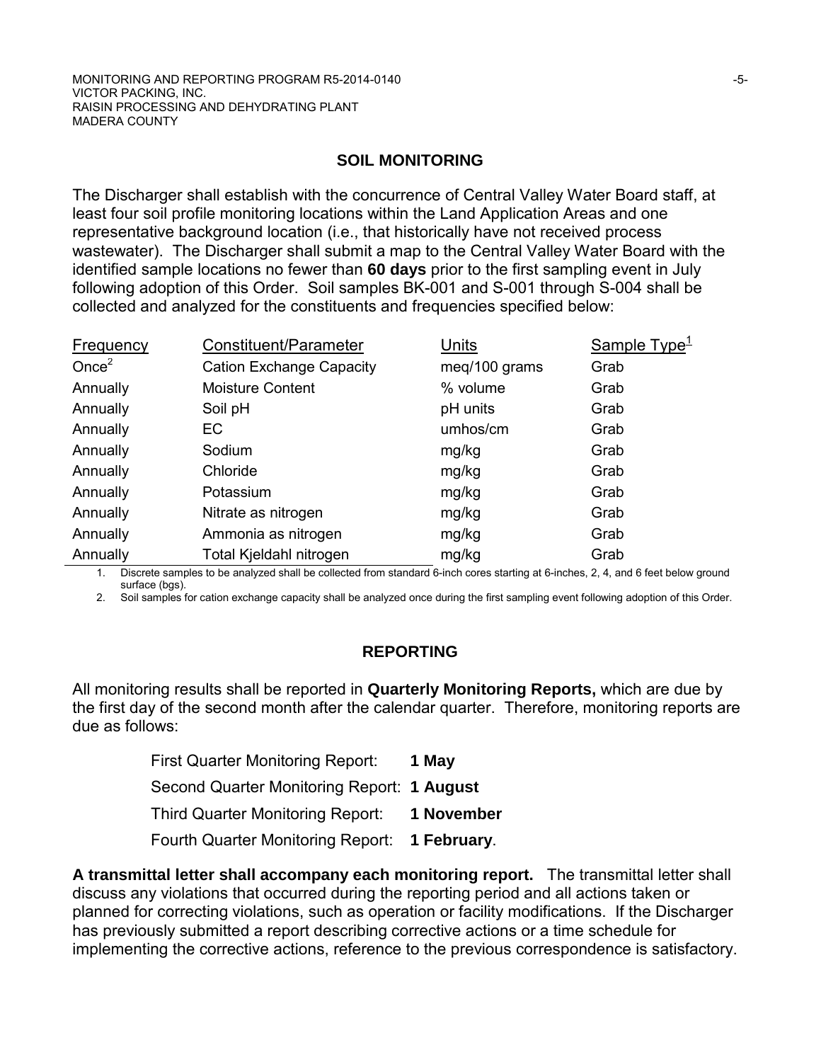## SOIL MONITORING

The Discharger shall establish with the concurrence of Central Valley Water Board staff, at least four soil profile monitoring locations within the Land Application Areas and one representative background location (i.e., that historically have not received process wastewater). The Discharger shall submit a map to the Central Valley Water Board with the identified sample locations no fewer than **60 days** prior to the first sampling event in July following adoption of this Order. Soil samples BK-001 and S-001 through S-004 shall be collected and analyzed for the constituents and frequencies specified below:

| Frequency | Constituent/Parameter | Units | Sample Type[1] |
|---|---|---|---|
| Once[2] | Cation Exchange Capacity | meq/100 grams | Grab |
| Annually | Moisture Content | % volume | Grab |
| Annually | Soil pH | pH units | Grab |
| Annually | EC | umhos/cm | Grab |
| Annually | Sodium | mg/kg | Grab |
| Annually | Chloride | mg/kg | Grab |
| Annually | Potassium | mg/kg | Grab |
| Annually | Nitrate as nitrogen | mg/kg | Grab |
| Annually | Ammonia as nitrogen | mg/kg | Grab |
| Annually | Total Kjeldahl nitrogen | mg/kg | Grab |

1. Discrete samples to be analyzed shall be collected from standard 6-inch cores starting at 6-inches, 2, 4, and 6 feet below ground surface (bgs).
2. Soil samples for cation exchange capacity shall be analyzed once during the first sampling event following adoption of this Order.

## REPORTING

All monitoring results shall be reported in **Quarterly Monitoring Reports,** which are due by the first day of the second month after the calendar quarter. Therefore, monitoring reports are due as follows:

First Quarter Monitoring Report: **1 May**

Second Quarter Monitoring Report: **1 August**

Third Quarter Monitoring Report: **1 November**

Fourth Quarter Monitoring Report: **1 February**.

**A transmittal letter shall accompany each monitoring report.** The transmittal letter shall discuss any violations that occurred during the reporting period and all actions taken or planned for correcting violations, such as operation or facility modifications. If the Discharger has previously submitted a report describing corrective actions or a time schedule for implementing the corrective actions, reference to the previous correspondence is satisfactory.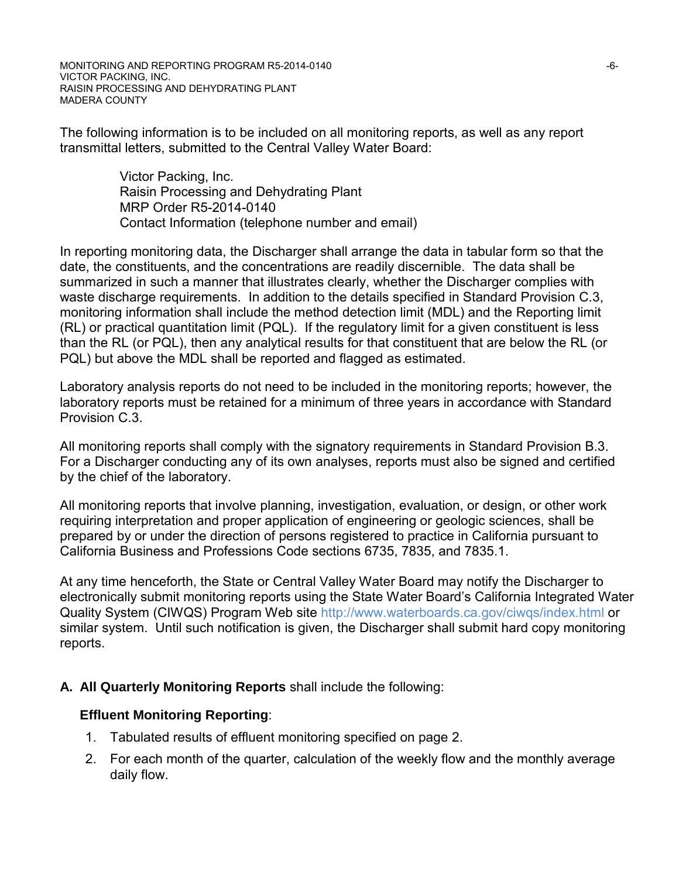The following information is to be included on all monitoring reports, as well as any report transmittal letters, submitted to the Central Valley Water Board:

> Victor Packing, Inc.
> Raisin Processing and Dehydrating Plant
> MRP Order R5-2014-0140
> Contact Information (telephone number and email)

In reporting monitoring data, the Discharger shall arrange the data in tabular form so that the date, the constituents, and the concentrations are readily discernible. The data shall be summarized in such a manner that illustrates clearly, whether the Discharger complies with waste discharge requirements. In addition to the details specified in Standard Provision C.3, monitoring information shall include the method detection limit (MDL) and the Reporting limit (RL) or practical quantitation limit (PQL). If the regulatory limit for a given constituent is less than the RL (or PQL), then any analytical results for that constituent that are below the RL (or PQL) but above the MDL shall be reported and flagged as estimated.

Laboratory analysis reports do not need to be included in the monitoring reports; however, the laboratory reports must be retained for a minimum of three years in accordance with Standard Provision C.3.

All monitoring reports shall comply with the signatory requirements in Standard Provision B.3. For a Discharger conducting any of its own analyses, reports must also be signed and certified by the chief of the laboratory.

All monitoring reports that involve planning, investigation, evaluation, or design, or other work requiring interpretation and proper application of engineering or geologic sciences, shall be prepared by or under the direction of persons registered to practice in California pursuant to California Business and Professions Code sections 6735, 7835, and 7835.1.

At any time henceforth, the State or Central Valley Water Board may notify the Discharger to electronically submit monitoring reports using the State Water Board's California Integrated Water Quality System (CIWQS) Program Web site http://www.waterboards.ca.gov/ciwqs/index.html or similar system. Until such notification is given, the Discharger shall submit hard copy monitoring reports.

**A. All Quarterly Monitoring Reports** shall include the following:

**Effluent Monitoring Reporting**:

1. Tabulated results of effluent monitoring specified on page 2.
2. For each month of the quarter, calculation of the weekly flow and the monthly average daily flow.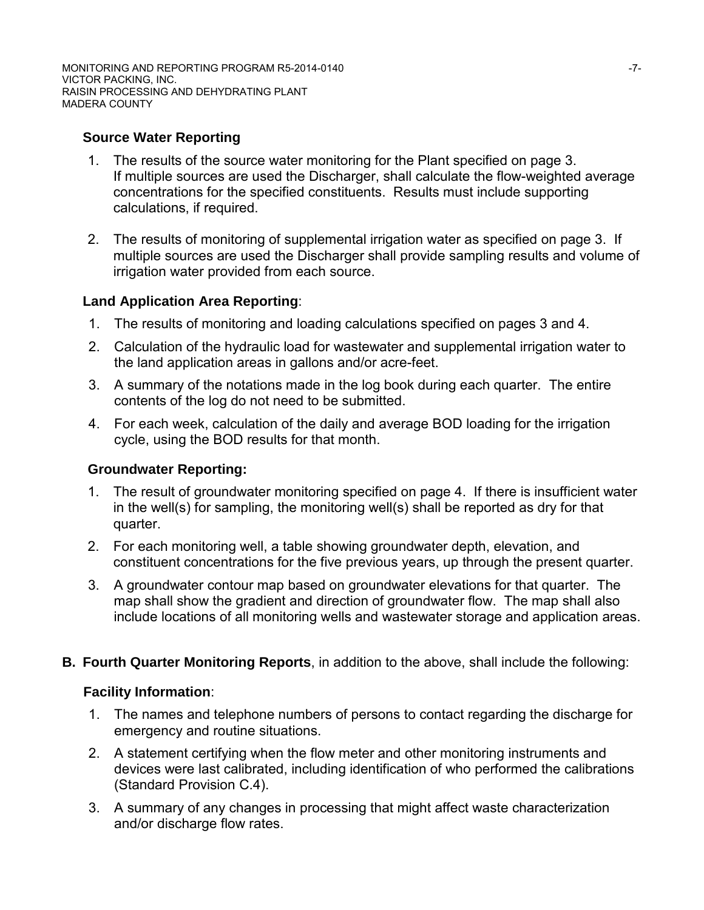**Source Water Reporting**

1. The results of the source water monitoring for the Plant specified on page 3. If multiple sources are used the Discharger, shall calculate the flow-weighted average concentrations for the specified constituents. Results must include supporting calculations, if required.

2. The results of monitoring of supplemental irrigation water as specified on page 3. If multiple sources are used the Discharger shall provide sampling results and volume of irrigation water provided from each source.

**Land Application Area Reporting**:

1. The results of monitoring and loading calculations specified on pages 3 and 4.
2. Calculation of the hydraulic load for wastewater and supplemental irrigation water to the land application areas in gallons and/or acre-feet.
3. A summary of the notations made in the log book during each quarter. The entire contents of the log do not need to be submitted.
4. For each week, calculation of the daily and average BOD loading for the irrigation cycle, using the BOD results for that month.

**Groundwater Reporting:**

1. The result of groundwater monitoring specified on page 4. If there is insufficient water in the well(s) for sampling, the monitoring well(s) shall be reported as dry for that quarter.
2. For each monitoring well, a table showing groundwater depth, elevation, and constituent concentrations for the five previous years, up through the present quarter.
3. A groundwater contour map based on groundwater elevations for that quarter. The map shall show the gradient and direction of groundwater flow. The map shall also include locations of all monitoring wells and wastewater storage and application areas.

**B. Fourth Quarter Monitoring Reports**, in addition to the above, shall include the following:

**Facility Information**:

1. The names and telephone numbers of persons to contact regarding the discharge for emergency and routine situations.
2. A statement certifying when the flow meter and other monitoring instruments and devices were last calibrated, including identification of who performed the calibrations (Standard Provision C.4).
3. A summary of any changes in processing that might affect waste characterization and/or discharge flow rates.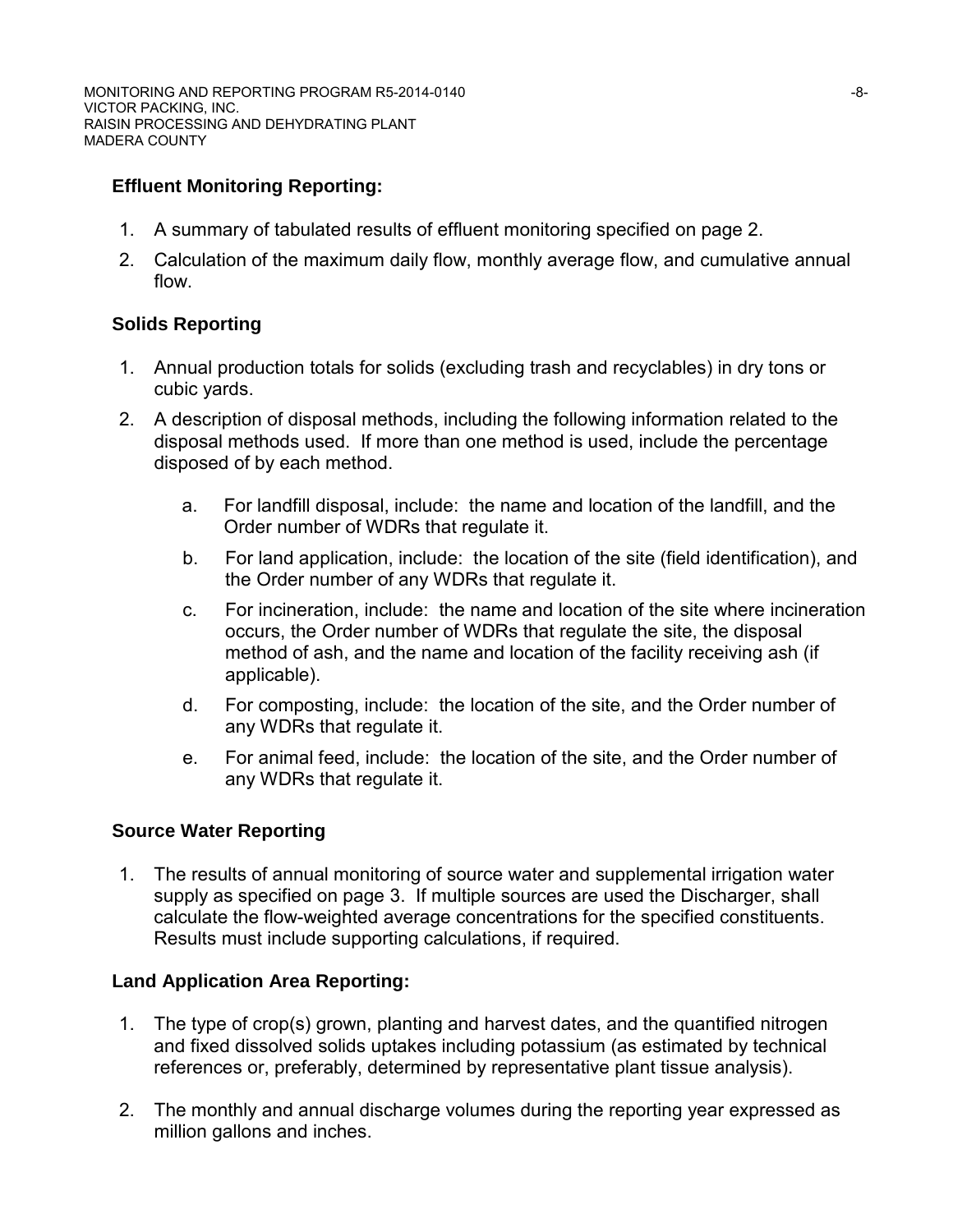**Effluent Monitoring Reporting:**

1. A summary of tabulated results of effluent monitoring specified on page 2.
2. Calculation of the maximum daily flow, monthly average flow, and cumulative annual flow.

**Solids Reporting**

1. Annual production totals for solids (excluding trash and recyclables) in dry tons or cubic yards.
2. A description of disposal methods, including the following information related to the disposal methods used. If more than one method is used, include the percentage disposed of by each method.
   a. For landfill disposal, include: the name and location of the landfill, and the Order number of WDRs that regulate it.
   b. For land application, include: the location of the site (field identification), and the Order number of any WDRs that regulate it.
   c. For incineration, include: the name and location of the site where incineration occurs, the Order number of WDRs that regulate the site, the disposal method of ash, and the name and location of the facility receiving ash (if applicable).
   d. For composting, include: the location of the site, and the Order number of any WDRs that regulate it.
   e. For animal feed, include: the location of the site, and the Order number of any WDRs that regulate it.

**Source Water Reporting**

1. The results of annual monitoring of source water and supplemental irrigation water supply as specified on page 3. If multiple sources are used the Discharger, shall calculate the flow-weighted average concentrations for the specified constituents. Results must include supporting calculations, if required.

**Land Application Area Reporting:**

1. The type of crop(s) grown, planting and harvest dates, and the quantified nitrogen and fixed dissolved solids uptakes including potassium (as estimated by technical references or, preferably, determined by representative plant tissue analysis).
2. The monthly and annual discharge volumes during the reporting year expressed as million gallons and inches.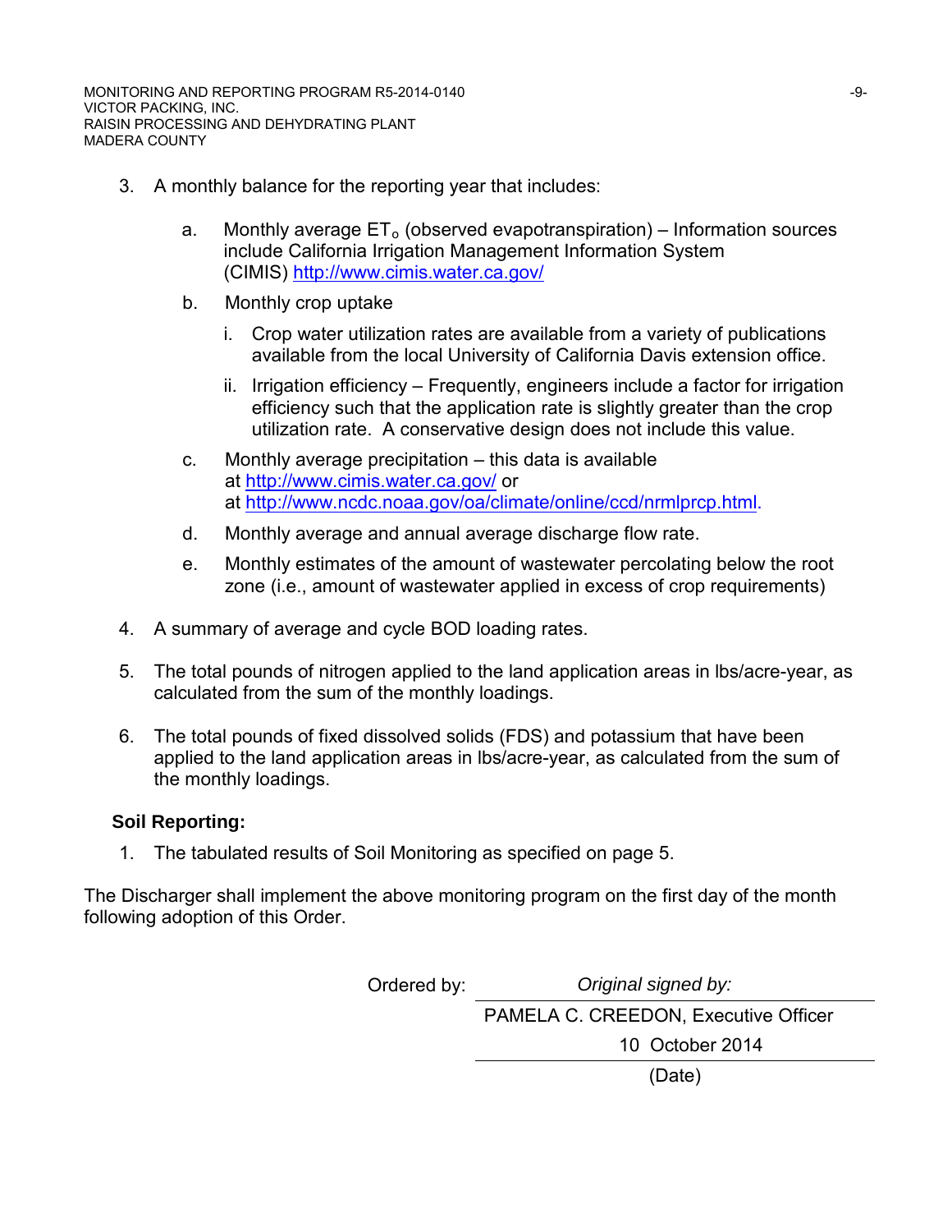3. A monthly balance for the reporting year that includes:

   a. Monthly average $ET_o$ (observed evapotranspiration) – Information sources include California Irrigation Management Information System (CIMIS) http://www.cimis.water.ca.gov/

   b. Monthly crop uptake

      i. Crop water utilization rates are available from a variety of publications available from the local University of California Davis extension office.

      ii. Irrigation efficiency – Frequently, engineers include a factor for irrigation efficiency such that the application rate is slightly greater than the crop utilization rate. A conservative design does not include this value.

   c. Monthly average precipitation – this data is available at http://www.cimis.water.ca.gov/ or at http://www.ncdc.noaa.gov/oa/climate/online/ccd/nrmlprcp.html.

   d. Monthly average and annual average discharge flow rate.

   e. Monthly estimates of the amount of wastewater percolating below the root zone (i.e., amount of wastewater applied in excess of crop requirements)

4. A summary of average and cycle BOD loading rates.

5. The total pounds of nitrogen applied to the land application areas in lbs/acre-year, as calculated from the sum of the monthly loadings.

6. The total pounds of fixed dissolved solids (FDS) and potassium that have been applied to the land application areas in lbs/acre-year, as calculated from the sum of the monthly loadings.

**Soil Reporting:**

1. The tabulated results of Soil Monitoring as specified on page 5.

The Discharger shall implement the above monitoring program on the first day of the month following adoption of this Order.

Ordered by: *Original signed by:*

PAMELA C. CREEDON, Executive Officer

10 October 2014

(Date)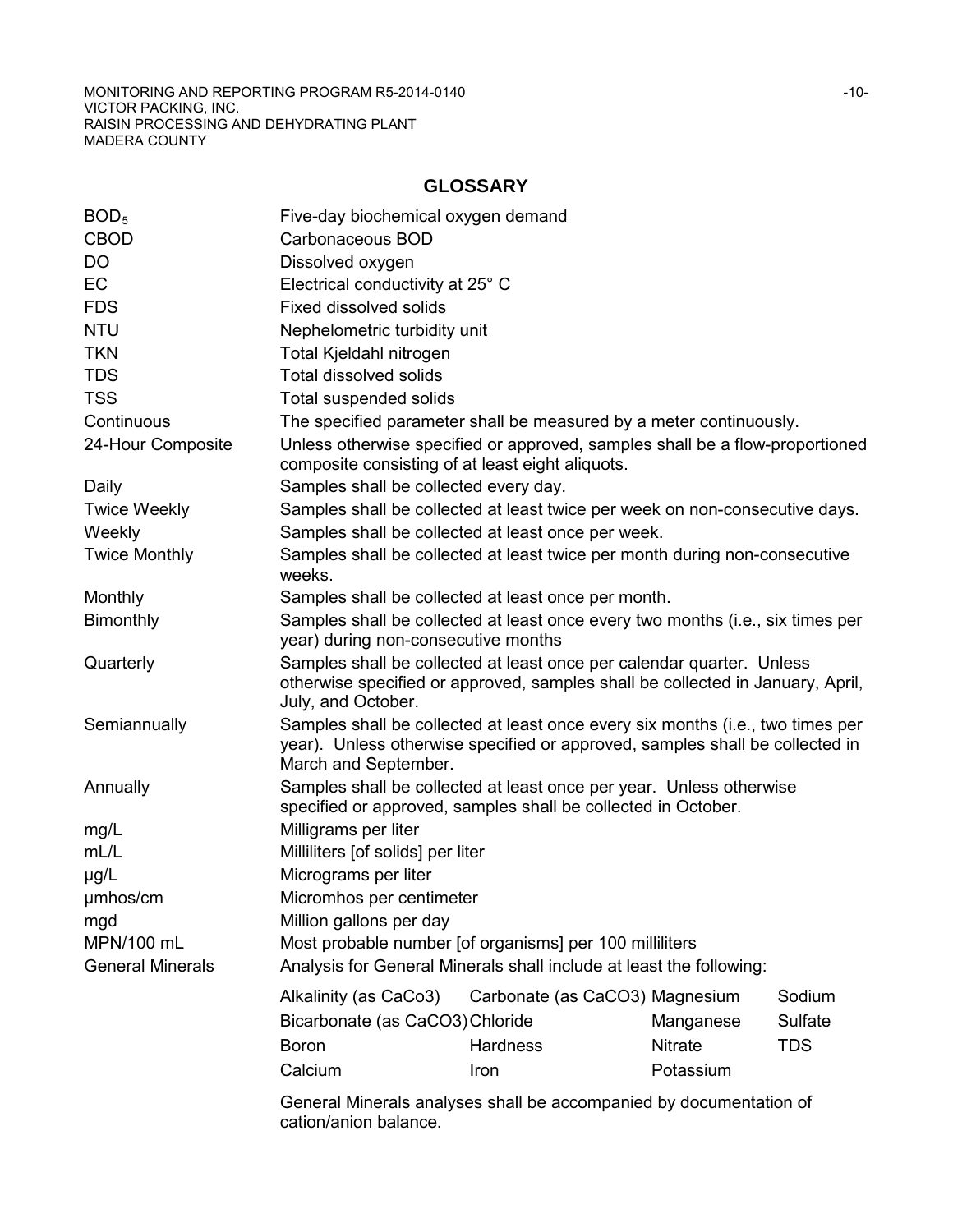## GLOSSARY

| | |
|---|---|
| $BOD_5$ | Five-day biochemical oxygen demand |
| CBOD | Carbonaceous BOD |
| DO | Dissolved oxygen |
| EC | Electrical conductivity at 25° C |
| FDS | Fixed dissolved solids |
| NTU | Nephelometric turbidity unit |
| TKN | Total Kjeldahl nitrogen |
| TDS | Total dissolved solids |
| TSS | Total suspended solids |
| Continuous | The specified parameter shall be measured by a meter continuously. |
| 24-Hour Composite | Unless otherwise specified or approved, samples shall be a flow-proportioned composite consisting of at least eight aliquots. |
| Daily | Samples shall be collected every day. |
| Twice Weekly | Samples shall be collected at least twice per week on non-consecutive days. |
| Weekly | Samples shall be collected at least once per week. |
| Twice Monthly | Samples shall be collected at least twice per month during non-consecutive weeks. |
| Monthly | Samples shall be collected at least once per month. |
| Bimonthly | Samples shall be collected at least once every two months (i.e., six times per year) during non-consecutive months |
| Quarterly | Samples shall be collected at least once per calendar quarter. Unless otherwise specified or approved, samples shall be collected in January, April, July, and October. |
| Semiannually | Samples shall be collected at least once every six months (i.e., two times per year). Unless otherwise specified or approved, samples shall be collected in March and September. |
| Annually | Samples shall be collected at least once per year. Unless otherwise specified or approved, samples shall be collected in October. |
| mg/L | Milligrams per liter |
| mL/L | Milliliters [of solids] per liter |
| µg/L | Micrograms per liter |
| µmhos/cm | Micromhos per centimeter |
| mgd | Million gallons per day |
| MPN/100 mL | Most probable number [of organisms] per 100 milliliters |
| General Minerals | Analysis for General Minerals shall include at least the following: |

| | | | |
|---|---|---|---|
| Alkalinity (as CaCo3) | Carbonate (as CaCO3) | Magnesium | Sodium |
| Bicarbonate (as CaCO3) | Chloride | Manganese | Sulfate |
| Boron | Hardness | Nitrate | TDS |
| Calcium | Iron | Potassium | |

General Minerals analyses shall be accompanied by documentation of cation/anion balance.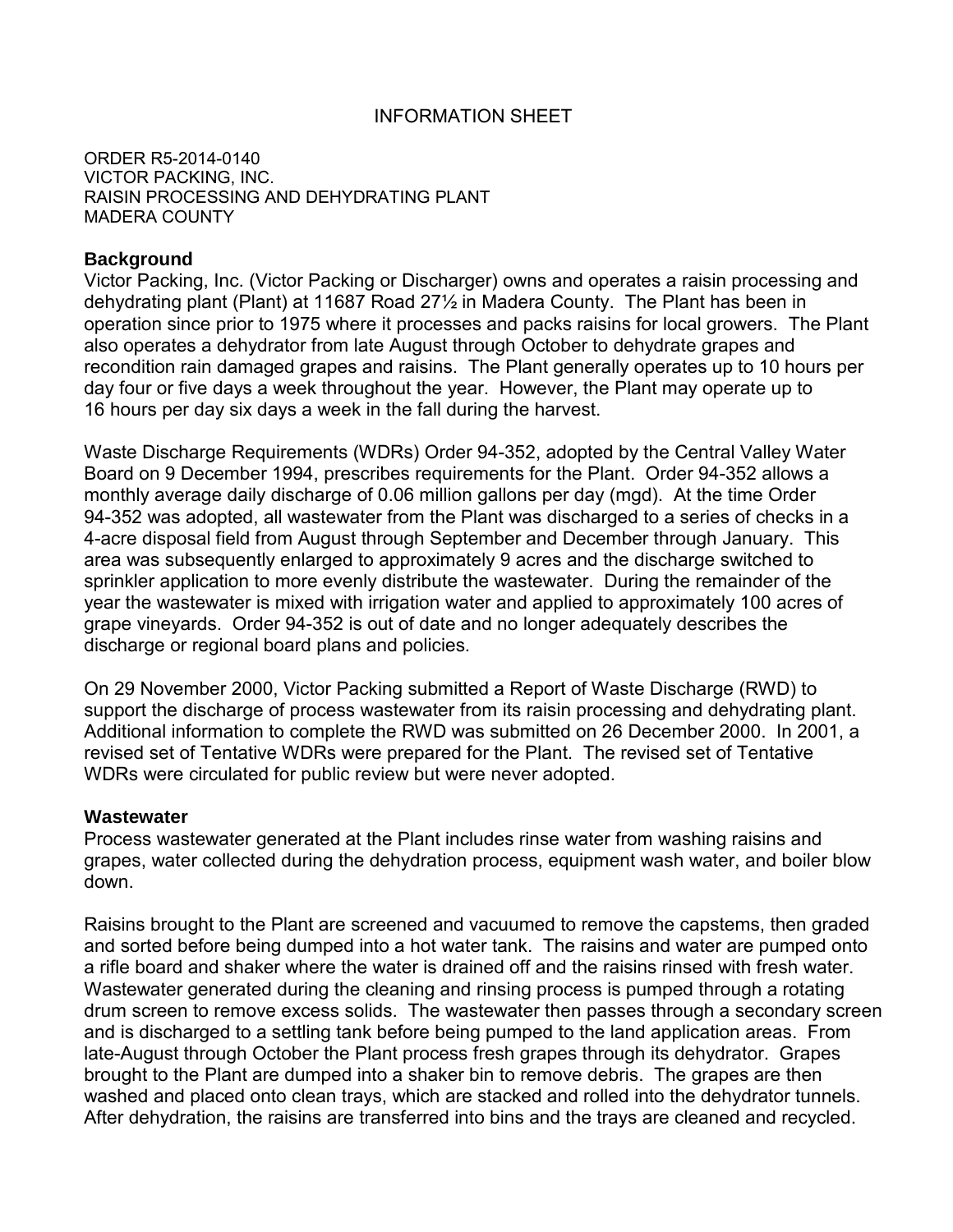INFORMATION SHEET

ORDER R5-2014-0140
VICTOR PACKING, INC.
RAISIN PROCESSING AND DEHYDRATING PLANT
MADERA COUNTY

**Background**

Victor Packing, Inc. (Victor Packing or Discharger) owns and operates a raisin processing and dehydrating plant (Plant) at 11687 Road 27½ in Madera County. The Plant has been in operation since prior to 1975 where it processes and packs raisins for local growers. The Plant also operates a dehydrator from late August through October to dehydrate grapes and recondition rain damaged grapes and raisins. The Plant generally operates up to 10 hours per day four or five days a week throughout the year. However, the Plant may operate up to 16 hours per day six days a week in the fall during the harvest.

Waste Discharge Requirements (WDRs) Order 94-352, adopted by the Central Valley Water Board on 9 December 1994, prescribes requirements for the Plant. Order 94-352 allows a monthly average daily discharge of 0.06 million gallons per day (mgd). At the time Order 94-352 was adopted, all wastewater from the Plant was discharged to a series of checks in a 4-acre disposal field from August through September and December through January. This area was subsequently enlarged to approximately 9 acres and the discharge switched to sprinkler application to more evenly distribute the wastewater. During the remainder of the year the wastewater is mixed with irrigation water and applied to approximately 100 acres of grape vineyards. Order 94-352 is out of date and no longer adequately describes the discharge or regional board plans and policies.

On 29 November 2000, Victor Packing submitted a Report of Waste Discharge (RWD) to support the discharge of process wastewater from its raisin processing and dehydrating plant. Additional information to complete the RWD was submitted on 26 December 2000. In 2001, a revised set of Tentative WDRs were prepared for the Plant. The revised set of Tentative WDRs were circulated for public review but were never adopted.

**Wastewater**

Process wastewater generated at the Plant includes rinse water from washing raisins and grapes, water collected during the dehydration process, equipment wash water, and boiler blow down.

Raisins brought to the Plant are screened and vacuumed to remove the capstems, then graded and sorted before being dumped into a hot water tank. The raisins and water are pumped onto a rifle board and shaker where the water is drained off and the raisins rinsed with fresh water. Wastewater generated during the cleaning and rinsing process is pumped through a rotating drum screen to remove excess solids. The wastewater then passes through a secondary screen and is discharged to a settling tank before being pumped to the land application areas. From late-August through October the Plant process fresh grapes through its dehydrator. Grapes brought to the Plant are dumped into a shaker bin to remove debris. The grapes are then washed and placed onto clean trays, which are stacked and rolled into the dehydrator tunnels. After dehydration, the raisins are transferred into bins and the trays are cleaned and recycled.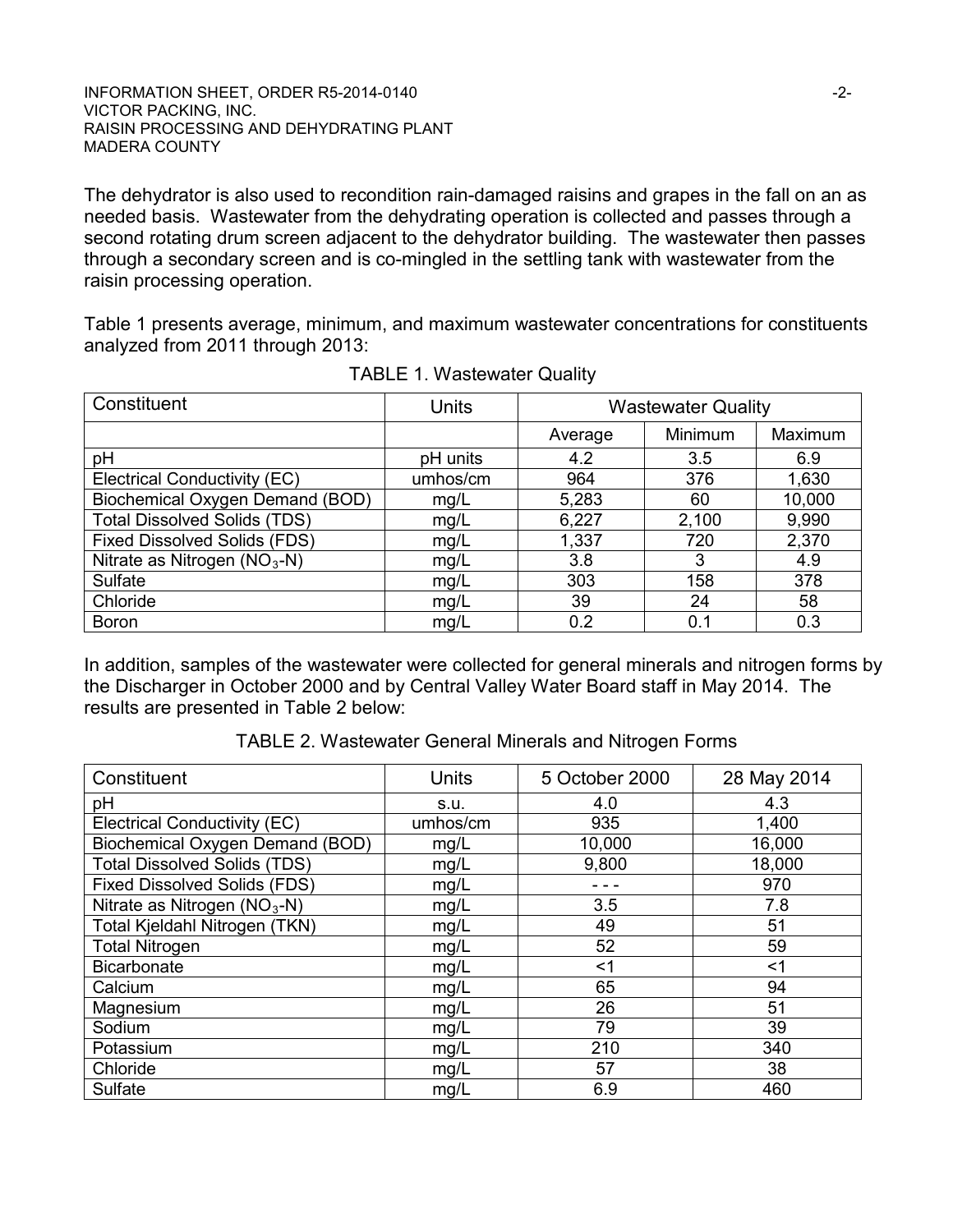The dehydrator is also used to recondition rain-damaged raisins and grapes in the fall on an as needed basis. Wastewater from the dehydrating operation is collected and passes through a second rotating drum screen adjacent to the dehydrator building. The wastewater then passes through a secondary screen and is co-mingled in the settling tank with wastewater from the raisin processing operation.

Table 1 presents average, minimum, and maximum wastewater concentrations for constituents analyzed from 2011 through 2013:

TABLE 1. Wastewater Quality

| Constituent | Units | Wastewater Quality | | |
|---|---|---|---|---|
| | | Average | Minimum | Maximum |
| pH | pH units | 4.2 | 3.5 | 6.9 |
| Electrical Conductivity (EC) | umhos/cm | 964 | 376 | 1,630 |
| Biochemical Oxygen Demand (BOD) | mg/L | 5,283 | 60 | 10,000 |
| Total Dissolved Solids (TDS) | mg/L | 6,227 | 2,100 | 9,990 |
| Fixed Dissolved Solids (FDS) | mg/L | 1,337 | 720 | 2,370 |
| Nitrate as Nitrogen ($NO_3$-N) | mg/L | 3.8 | 3 | 4.9 |
| Sulfate | mg/L | 303 | 158 | 378 |
| Chloride | mg/L | 39 | 24 | 58 |
| Boron | mg/L | 0.2 | 0.1 | 0.3 |

In addition, samples of the wastewater were collected for general minerals and nitrogen forms by the Discharger in October 2000 and by Central Valley Water Board staff in May 2014. The results are presented in Table 2 below:

TABLE 2. Wastewater General Minerals and Nitrogen Forms

| Constituent | Units | 5 October 2000 | 28 May 2014 |
|---|---|---|---|
| pH | s.u. | 4.0 | 4.3 |
| Electrical Conductivity (EC) | umhos/cm | 935 | 1,400 |
| Biochemical Oxygen Demand (BOD) | mg/L | 10,000 | 16,000 |
| Total Dissolved Solids (TDS) | mg/L | 9,800 | 18,000 |
| Fixed Dissolved Solids (FDS) | mg/L | - - - | 970 |
| Nitrate as Nitrogen ($NO_3$-N) | mg/L | 3.5 | 7.8 |
| Total Kjeldahl Nitrogen (TKN) | mg/L | 49 | 51 |
| Total Nitrogen | mg/L | 52 | 59 |
| Bicarbonate | mg/L | <1 | <1 |
| Calcium | mg/L | 65 | 94 |
| Magnesium | mg/L | 26 | 51 |
| Sodium | mg/L | 79 | 39 |
| Potassium | mg/L | 210 | 340 |
| Chloride | mg/L | 57 | 38 |
| Sulfate | mg/L | 6.9 | 460 |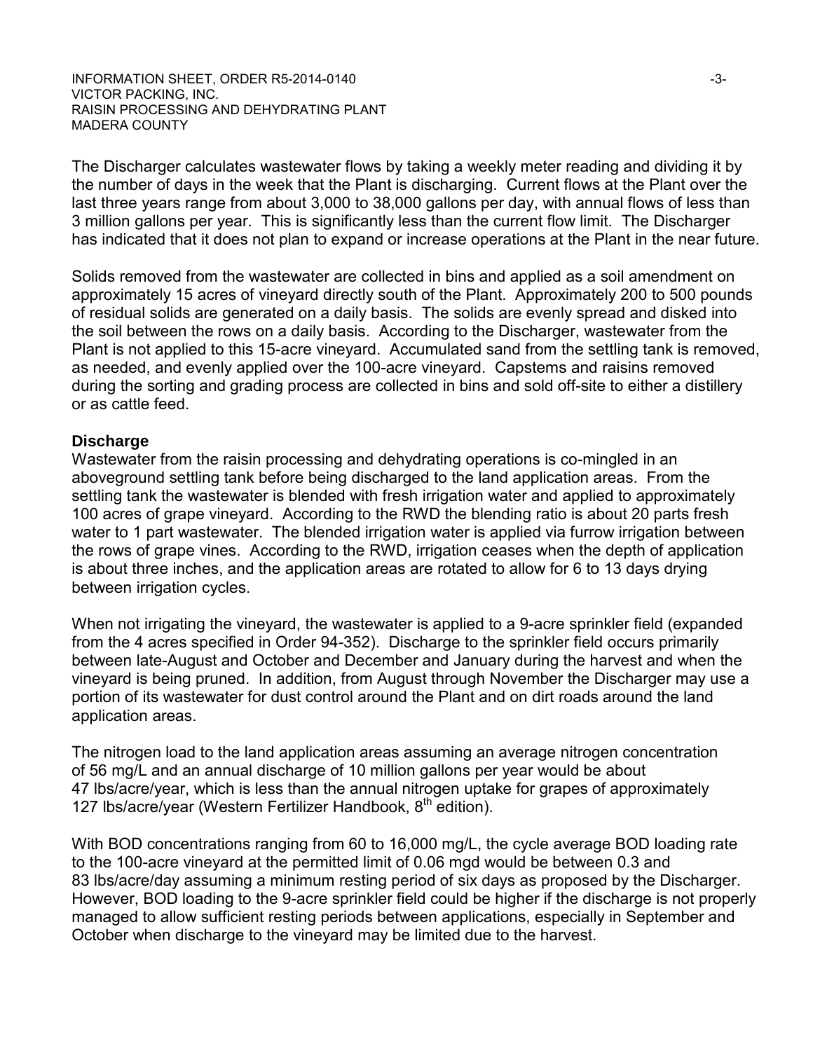The Discharger calculates wastewater flows by taking a weekly meter reading and dividing it by the number of days in the week that the Plant is discharging. Current flows at the Plant over the last three years range from about 3,000 to 38,000 gallons per day, with annual flows of less than 3 million gallons per year. This is significantly less than the current flow limit. The Discharger has indicated that it does not plan to expand or increase operations at the Plant in the near future.

Solids removed from the wastewater are collected in bins and applied as a soil amendment on approximately 15 acres of vineyard directly south of the Plant. Approximately 200 to 500 pounds of residual solids are generated on a daily basis. The solids are evenly spread and disked into the soil between the rows on a daily basis. According to the Discharger, wastewater from the Plant is not applied to this 15-acre vineyard. Accumulated sand from the settling tank is removed, as needed, and evenly applied over the 100-acre vineyard. Capstems and raisins removed during the sorting and grading process are collected in bins and sold off-site to either a distillery or as cattle feed.

**Discharge**

Wastewater from the raisin processing and dehydrating operations is co-mingled in an aboveground settling tank before being discharged to the land application areas. From the settling tank the wastewater is blended with fresh irrigation water and applied to approximately 100 acres of grape vineyard. According to the RWD the blending ratio is about 20 parts fresh water to 1 part wastewater. The blended irrigation water is applied via furrow irrigation between the rows of grape vines. According to the RWD, irrigation ceases when the depth of application is about three inches, and the application areas are rotated to allow for 6 to 13 days drying between irrigation cycles.

When not irrigating the vineyard, the wastewater is applied to a 9-acre sprinkler field (expanded from the 4 acres specified in Order 94-352). Discharge to the sprinkler field occurs primarily between late-August and October and December and January during the harvest and when the vineyard is being pruned. In addition, from August through November the Discharger may use a portion of its wastewater for dust control around the Plant and on dirt roads around the land application areas.

The nitrogen load to the land application areas assuming an average nitrogen concentration of 56 mg/L and an annual discharge of 10 million gallons per year would be about 47 lbs/acre/year, which is less than the annual nitrogen uptake for grapes of approximately 127 lbs/acre/year (Western Fertilizer Handbook, 8th edition).

With BOD concentrations ranging from 60 to 16,000 mg/L, the cycle average BOD loading rate to the 100-acre vineyard at the permitted limit of 0.06 mgd would be between 0.3 and 83 lbs/acre/day assuming a minimum resting period of six days as proposed by the Discharger. However, BOD loading to the 9-acre sprinkler field could be higher if the discharge is not properly managed to allow sufficient resting periods between applications, especially in September and October when discharge to the vineyard may be limited due to the harvest.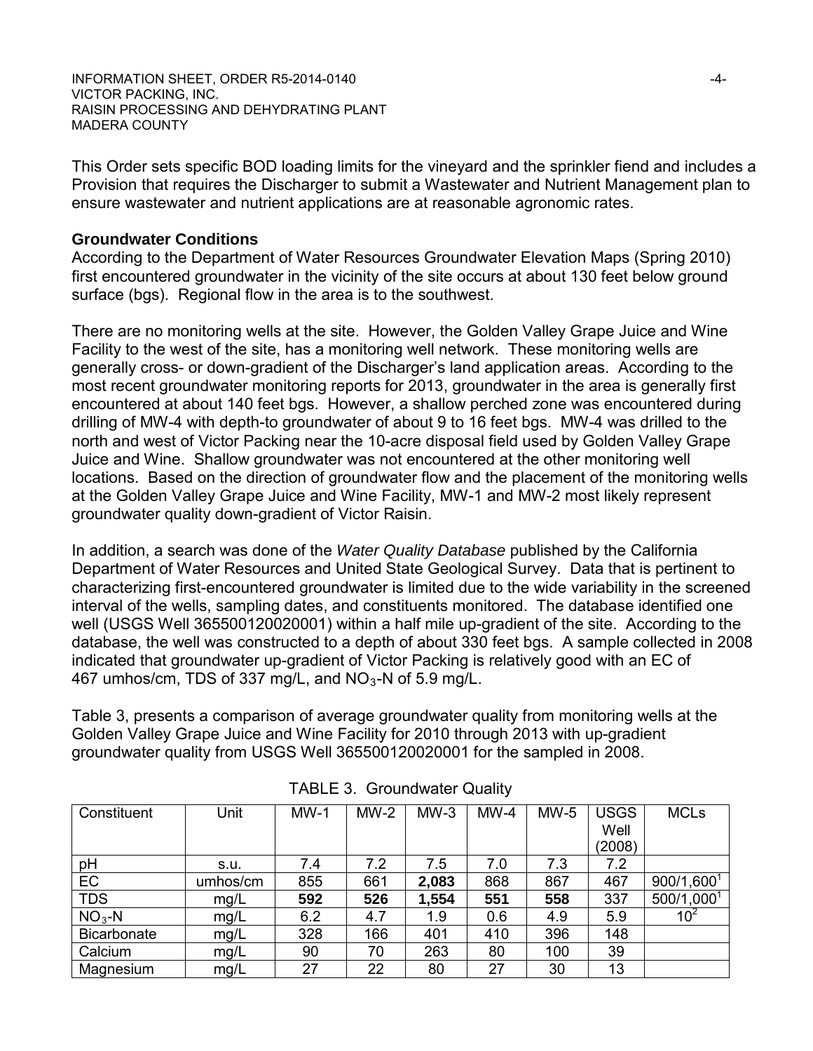This Order sets specific BOD loading limits for the vineyard and the sprinkler fiend and includes a Provision that requires the Discharger to submit a Wastewater and Nutrient Management plan to ensure wastewater and nutrient applications are at reasonable agronomic rates.

**Groundwater Conditions**

According to the Department of Water Resources Groundwater Elevation Maps (Spring 2010) first encountered groundwater in the vicinity of the site occurs at about 130 feet below ground surface (bgs). Regional flow in the area is to the southwest.

There are no monitoring wells at the site. However, the Golden Valley Grape Juice and Wine Facility to the west of the site, has a monitoring well network. These monitoring wells are generally cross- or down-gradient of the Discharger's land application areas. According to the most recent groundwater monitoring reports for 2013, groundwater in the area is generally first encountered at about 140 feet bgs. However, a shallow perched zone was encountered during drilling of MW-4 with depth-to groundwater of about 9 to 16 feet bgs. MW-4 was drilled to the north and west of Victor Packing near the 10-acre disposal field used by Golden Valley Grape Juice and Wine. Shallow groundwater was not encountered at the other monitoring well locations. Based on the direction of groundwater flow and the placement of the monitoring wells at the Golden Valley Grape Juice and Wine Facility, MW-1 and MW-2 most likely represent groundwater quality down-gradient of Victor Raisin.

In addition, a search was done of the *Water Quality Database* published by the California Department of Water Resources and United State Geological Survey. Data that is pertinent to characterizing first-encountered groundwater is limited due to the wide variability in the screened interval of the wells, sampling dates, and constituents monitored. The database identified one well (USGS Well 365500120020001) within a half mile up-gradient of the site. According to the database, the well was constructed to a depth of about 330 feet bgs. A sample collected in 2008 indicated that groundwater up-gradient of Victor Packing is relatively good with an EC of 467 umhos/cm, TDS of 337 mg/L, and $NO_3$-N of 5.9 mg/L.

Table 3, presents a comparison of average groundwater quality from monitoring wells at the Golden Valley Grape Juice and Wine Facility for 2010 through 2013 with up-gradient groundwater quality from USGS Well 365500120020001 for the sampled in 2008.

TABLE 3. Groundwater Quality

| Constituent | Unit | MW-1 | MW-2 | MW-3 | MW-4 | MW-5 | USGS Well (2008) | MCLs |
|---|---|---|---|---|---|---|---|---|
| pH | s.u. | 7.4 | 7.2 | 7.5 | 7.0 | 7.3 | 7.2 | |
| EC | umhos/cm | 855 | 661 | **2,083** | 868 | 867 | 467 | 900/1,600[1] |
| TDS | mg/L | **592** | **526** | **1,554** | **551** | **558** | 337 | 500/1,000[1] |
| $NO_3$-N | mg/L | 6.2 | 4.7 | 1.9 | 0.6 | 4.9 | 5.9 | 10[2] |
| Bicarbonate | mg/L | 328 | 166 | 401 | 410 | 396 | 148 | |
| Calcium | mg/L | 90 | 70 | 263 | 80 | 100 | 39 | |
| Magnesium | mg/L | 27 | 22 | 80 | 27 | 30 | 13 | |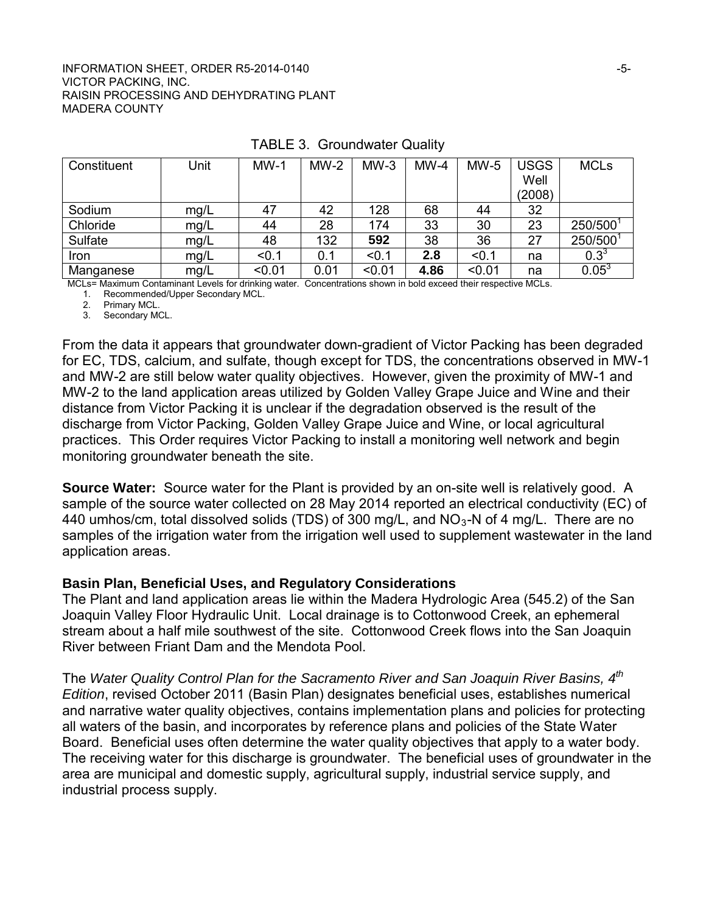TABLE 3. Groundwater Quality

| Constituent | Unit | MW-1 | MW-2 | MW-3 | MW-4 | MW-5 | USGS Well (2008) | MCLs |
|---|---|---|---|---|---|---|---|---|
| Sodium | mg/L | 47 | 42 | 128 | 68 | 44 | 32 | |
| Chloride | mg/L | 44 | 28 | 174 | 33 | 30 | 23 | 250/500[1] |
| Sulfate | mg/L | 48 | 132 | **592** | 38 | 36 | 27 | 250/500[1] |
| Iron | mg/L | <0.1 | 0.1 | <0.1 | **2.8** | <0.1 | na | 0.3[3] |
| Manganese | mg/L | <0.01 | 0.01 | <0.01 | **4.86** | <0.01 | na | 0.05[3] |

MCLs= Maximum Contaminant Levels for drinking water. Concentrations shown in bold exceed their respective MCLs.

1. Recommended/Upper Secondary MCL.
2. Primary MCL.
3. Secondary MCL.

From the data it appears that groundwater down-gradient of Victor Packing has been degraded for EC, TDS, calcium, and sulfate, though except for TDS, the concentrations observed in MW-1 and MW-2 are still below water quality objectives. However, given the proximity of MW-1 and MW-2 to the land application areas utilized by Golden Valley Grape Juice and Wine and their distance from Victor Packing it is unclear if the degradation observed is the result of the discharge from Victor Packing, Golden Valley Grape Juice and Wine, or local agricultural practices. This Order requires Victor Packing to install a monitoring well network and begin monitoring groundwater beneath the site.

**Source Water:** Source water for the Plant is provided by an on-site well is relatively good. A sample of the source water collected on 28 May 2014 reported an electrical conductivity (EC) of 440 umhos/cm, total dissolved solids (TDS) of 300 mg/L, and $NO_3$-N of 4 mg/L. There are no samples of the irrigation water from the irrigation well used to supplement wastewater in the land application areas.

### Basin Plan, Beneficial Uses, and Regulatory Considerations

The Plant and land application areas lie within the Madera Hydrologic Area (545.2) of the San Joaquin Valley Floor Hydraulic Unit. Local drainage is to Cottonwood Creek, an ephemeral stream about a half mile southwest of the site. Cottonwood Creek flows into the San Joaquin River between Friant Dam and the Mendota Pool.

The *Water Quality Control Plan for the Sacramento River and San Joaquin River Basins, 4th Edition*, revised October 2011 (Basin Plan) designates beneficial uses, establishes numerical and narrative water quality objectives, contains implementation plans and policies for protecting all waters of the basin, and incorporates by reference plans and policies of the State Water Board. Beneficial uses often determine the water quality objectives that apply to a water body. The receiving water for this discharge is groundwater. The beneficial uses of groundwater in the area are municipal and domestic supply, agricultural supply, industrial service supply, and industrial process supply.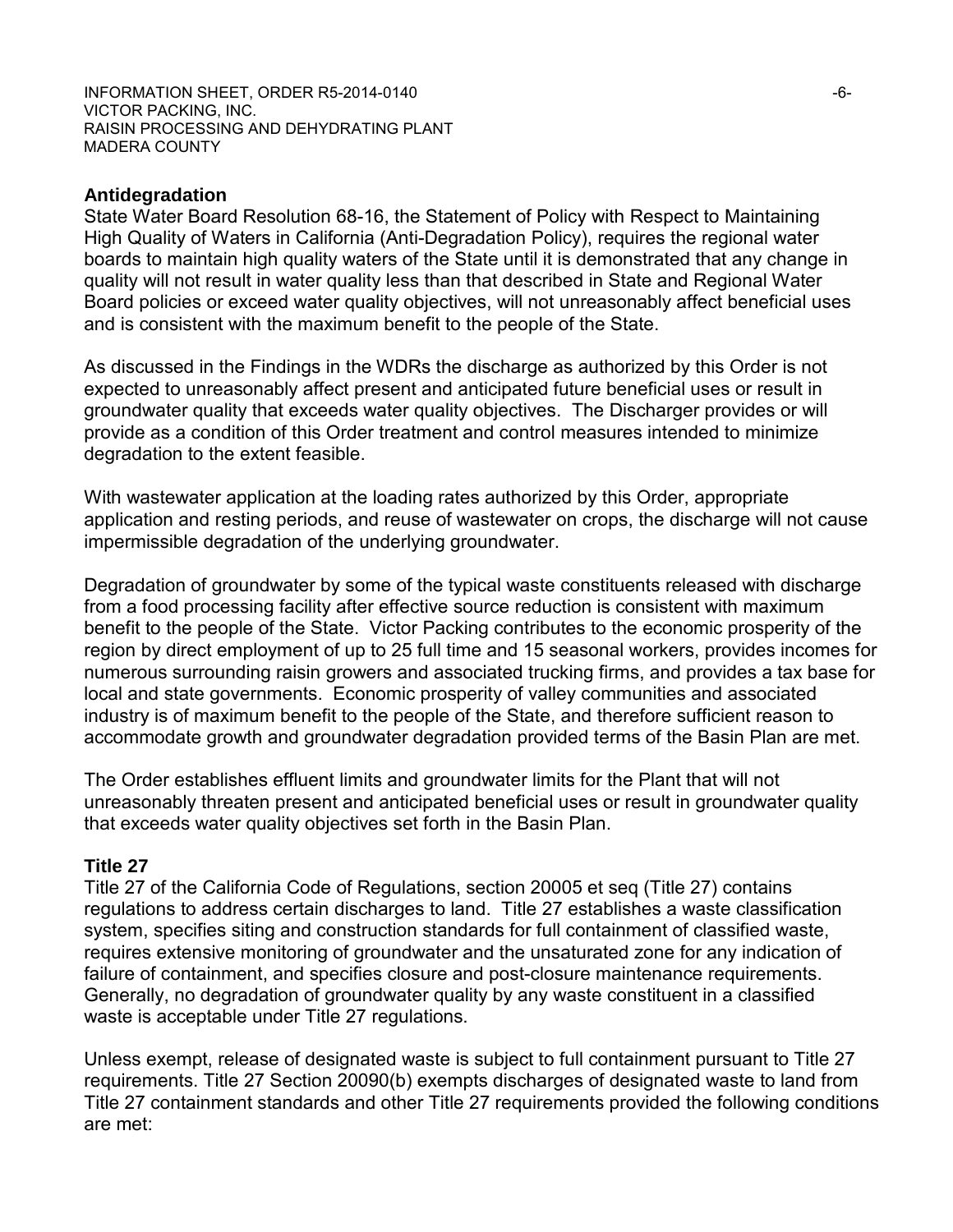## Antidegradation

State Water Board Resolution 68-16, the Statement of Policy with Respect to Maintaining High Quality of Waters in California (Anti-Degradation Policy), requires the regional water boards to maintain high quality waters of the State until it is demonstrated that any change in quality will not result in water quality less than that described in State and Regional Water Board policies or exceed water quality objectives, will not unreasonably affect beneficial uses and is consistent with the maximum benefit to the people of the State.

As discussed in the Findings in the WDRs the discharge as authorized by this Order is not expected to unreasonably affect present and anticipated future beneficial uses or result in groundwater quality that exceeds water quality objectives. The Discharger provides or will provide as a condition of this Order treatment and control measures intended to minimize degradation to the extent feasible.

With wastewater application at the loading rates authorized by this Order, appropriate application and resting periods, and reuse of wastewater on crops, the discharge will not cause impermissible degradation of the underlying groundwater.

Degradation of groundwater by some of the typical waste constituents released with discharge from a food processing facility after effective source reduction is consistent with maximum benefit to the people of the State. Victor Packing contributes to the economic prosperity of the region by direct employment of up to 25 full time and 15 seasonal workers, provides incomes for numerous surrounding raisin growers and associated trucking firms, and provides a tax base for local and state governments. Economic prosperity of valley communities and associated industry is of maximum benefit to the people of the State, and therefore sufficient reason to accommodate growth and groundwater degradation provided terms of the Basin Plan are met.

The Order establishes effluent limits and groundwater limits for the Plant that will not unreasonably threaten present and anticipated beneficial uses or result in groundwater quality that exceeds water quality objectives set forth in the Basin Plan.

## Title 27

Title 27 of the California Code of Regulations, section 20005 et seq (Title 27) contains regulations to address certain discharges to land. Title 27 establishes a waste classification system, specifies siting and construction standards for full containment of classified waste, requires extensive monitoring of groundwater and the unsaturated zone for any indication of failure of containment, and specifies closure and post-closure maintenance requirements. Generally, no degradation of groundwater quality by any waste constituent in a classified waste is acceptable under Title 27 regulations.

Unless exempt, release of designated waste is subject to full containment pursuant to Title 27 requirements. Title 27 Section 20090(b) exempts discharges of designated waste to land from Title 27 containment standards and other Title 27 requirements provided the following conditions are met: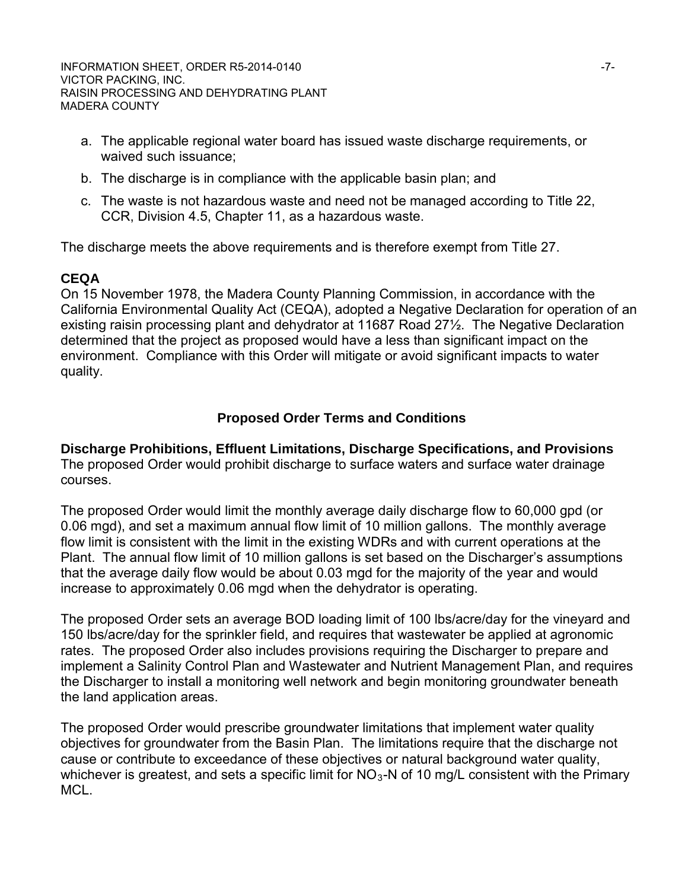a. The applicable regional water board has issued waste discharge requirements, or waived such issuance;

b. The discharge is in compliance with the applicable basin plan; and

c. The waste is not hazardous waste and need not be managed according to Title 22, CCR, Division 4.5, Chapter 11, as a hazardous waste.

The discharge meets the above requirements and is therefore exempt from Title 27.

**CEQA**

On 15 November 1978, the Madera County Planning Commission, in accordance with the California Environmental Quality Act (CEQA), adopted a Negative Declaration for operation of an existing raisin processing plant and dehydrator at 11687 Road 27½. The Negative Declaration determined that the project as proposed would have a less than significant impact on the environment. Compliance with this Order will mitigate or avoid significant impacts to water quality.

## Proposed Order Terms and Conditions

**Discharge Prohibitions, Effluent Limitations, Discharge Specifications, and Provisions**

The proposed Order would prohibit discharge to surface waters and surface water drainage courses.

The proposed Order would limit the monthly average daily discharge flow to 60,000 gpd (or 0.06 mgd), and set a maximum annual flow limit of 10 million gallons. The monthly average flow limit is consistent with the limit in the existing WDRs and with current operations at the Plant. The annual flow limit of 10 million gallons is set based on the Discharger's assumptions that the average daily flow would be about 0.03 mgd for the majority of the year and would increase to approximately 0.06 mgd when the dehydrator is operating.

The proposed Order sets an average BOD loading limit of 100 lbs/acre/day for the vineyard and 150 lbs/acre/day for the sprinkler field, and requires that wastewater be applied at agronomic rates. The proposed Order also includes provisions requiring the Discharger to prepare and implement a Salinity Control Plan and Wastewater and Nutrient Management Plan, and requires the Discharger to install a monitoring well network and begin monitoring groundwater beneath the land application areas.

The proposed Order would prescribe groundwater limitations that implement water quality objectives for groundwater from the Basin Plan. The limitations require that the discharge not cause or contribute to exceedance of these objectives or natural background water quality, whichever is greatest, and sets a specific limit for $NO_3$-N of 10 mg/L consistent with the Primary MCL.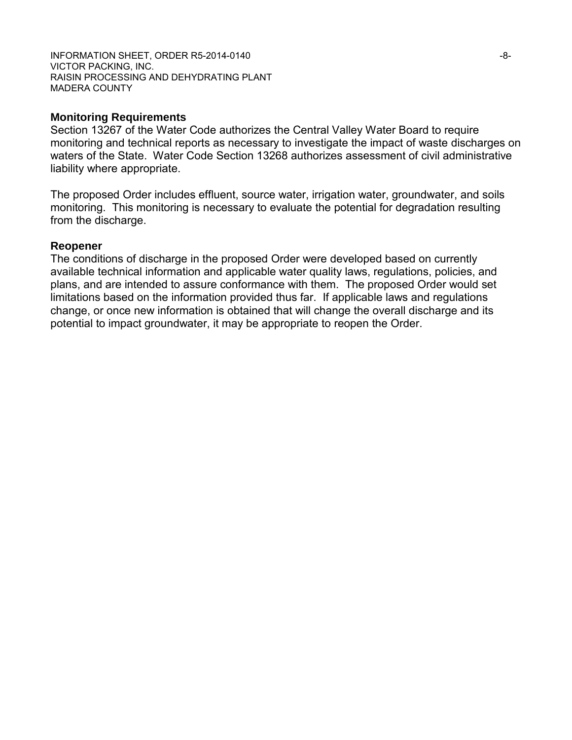## Monitoring Requirements

Section 13267 of the Water Code authorizes the Central Valley Water Board to require monitoring and technical reports as necessary to investigate the impact of waste discharges on waters of the State. Water Code Section 13268 authorizes assessment of civil administrative liability where appropriate.

The proposed Order includes effluent, source water, irrigation water, groundwater, and soils monitoring. This monitoring is necessary to evaluate the potential for degradation resulting from the discharge.

## Reopener

The conditions of discharge in the proposed Order were developed based on currently available technical information and applicable water quality laws, regulations, policies, and plans, and are intended to assure conformance with them. The proposed Order would set limitations based on the information provided thus far. If applicable laws and regulations change, or once new information is obtained that will change the overall discharge and its potential to impact groundwater, it may be appropriate to reopen the Order.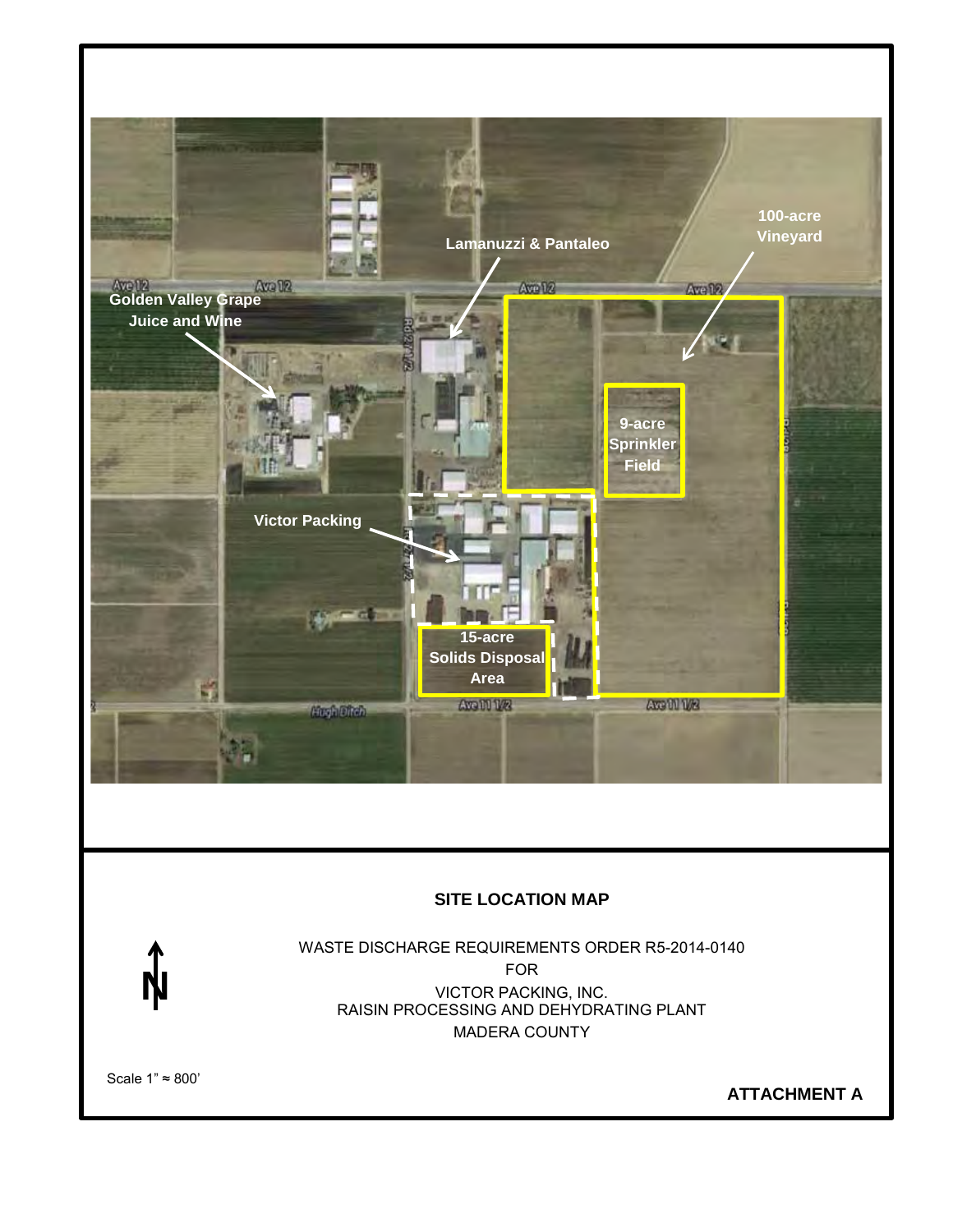Golden Valley Grape Juice and Wine

Lamanuzzi & Pantaleo

100-acre Vineyard

9-acre Sprinkler Field

Victor Packing

15-acre Solids Disposal Area

Ave 12

Ave 12

Ave 12

Ave 12

Rd 22 1/2

Ave 11 1/2

Ave 11 1/2

Hugh Ditch

**SITE LOCATION MAP**

WASTE DISCHARGE REQUIREMENTS ORDER R5-2014-0140

FOR

VICTOR PACKING, INC.

RAISIN PROCESSING AND DEHYDRATING PLANT

MADERA COUNTY

N

Scale 1" ≈ 800'

**ATTACHMENT A**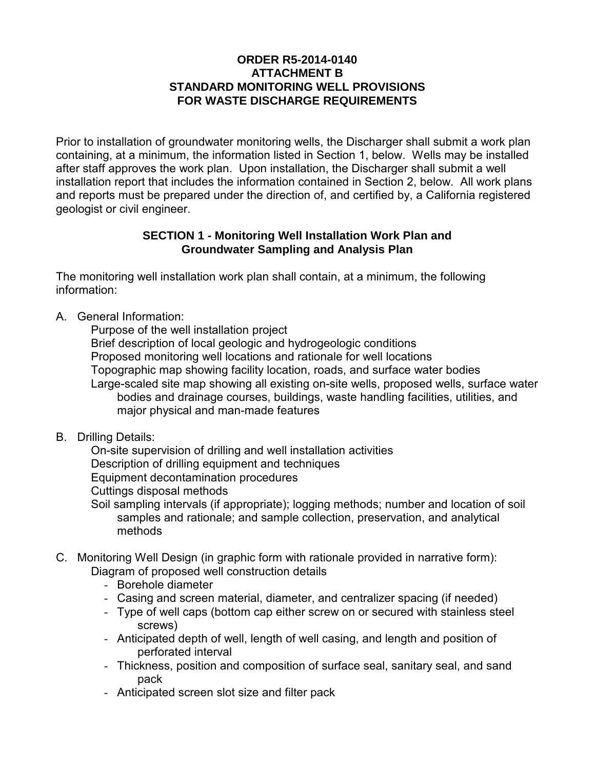**ORDER R5-2014-0140**
**ATTACHMENT B**
**STANDARD MONITORING WELL PROVISIONS**
**FOR WASTE DISCHARGE REQUIREMENTS**

Prior to installation of groundwater monitoring wells, the Discharger shall submit a work plan containing, at a minimum, the information listed in Section 1, below. Wells may be installed after staff approves the work plan. Upon installation, the Discharger shall submit a well installation report that includes the information contained in Section 2, below. All work plans and reports must be prepared under the direction of, and certified by, a California registered geologist or civil engineer.

## SECTION 1 - Monitoring Well Installation Work Plan and Groundwater Sampling and Analysis Plan

The monitoring well installation work plan shall contain, at a minimum, the following information:

A. General Information:
   - Purpose of the well installation project
   - Brief description of local geologic and hydrogeologic conditions
   - Proposed monitoring well locations and rationale for well locations
   - Topographic map showing facility location, roads, and surface water bodies
   - Large-scaled site map showing all existing on-site wells, proposed wells, surface water bodies and drainage courses, buildings, waste handling facilities, utilities, and major physical and man-made features

B. Drilling Details:
   - On-site supervision of drilling and well installation activities
   - Description of drilling equipment and techniques
   - Equipment decontamination procedures
   - Cuttings disposal methods
   - Soil sampling intervals (if appropriate); logging methods; number and location of soil samples and rationale; and sample collection, preservation, and analytical methods

C. Monitoring Well Design (in graphic form with rationale provided in narrative form):
   Diagram of proposed well construction details
   - Borehole diameter
   - Casing and screen material, diameter, and centralizer spacing (if needed)
   - Type of well caps (bottom cap either screw on or secured with stainless steel screws)
   - Anticipated depth of well, length of well casing, and length and position of perforated interval
   - Thickness, position and composition of surface seal, sanitary seal, and sand pack
   - Anticipated screen slot size and filter pack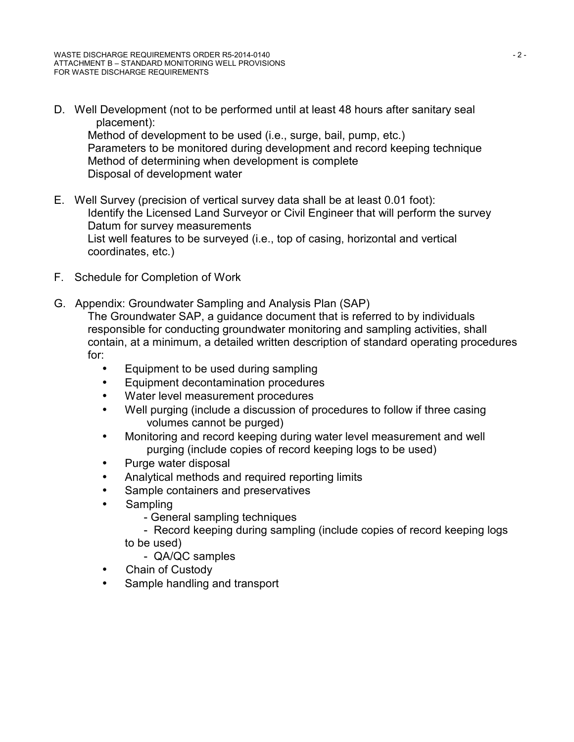D. Well Development (not to be performed until at least 48 hours after sanitary seal placement):

   Method of development to be used (i.e., surge, bail, pump, etc.)
   Parameters to be monitored during development and record keeping technique
   Method of determining when development is complete
   Disposal of development water

E. Well Survey (precision of vertical survey data shall be at least 0.01 foot):

   Identify the Licensed Land Surveyor or Civil Engineer that will perform the survey
   Datum for survey measurements
   List well features to be surveyed (i.e., top of casing, horizontal and vertical coordinates, etc.)

F. Schedule for Completion of Work

G. Appendix: Groundwater Sampling and Analysis Plan (SAP)

   The Groundwater SAP, a guidance document that is referred to by individuals responsible for conducting groundwater monitoring and sampling activities, shall contain, at a minimum, a detailed written description of standard operating procedures for:

   - Equipment to be used during sampling
   - Equipment decontamination procedures
   - Water level measurement procedures
   - Well purging (include a discussion of procedures to follow if three casing volumes cannot be purged)
   - Monitoring and record keeping during water level measurement and well purging (include copies of record keeping logs to be used)
   - Purge water disposal
   - Analytical methods and required reporting limits
   - Sample containers and preservatives
   - Sampling
     - General sampling techniques
     - Record keeping during sampling (include copies of record keeping logs to be used)
     - QA/QC samples
   - Chain of Custody
   - Sample handling and transport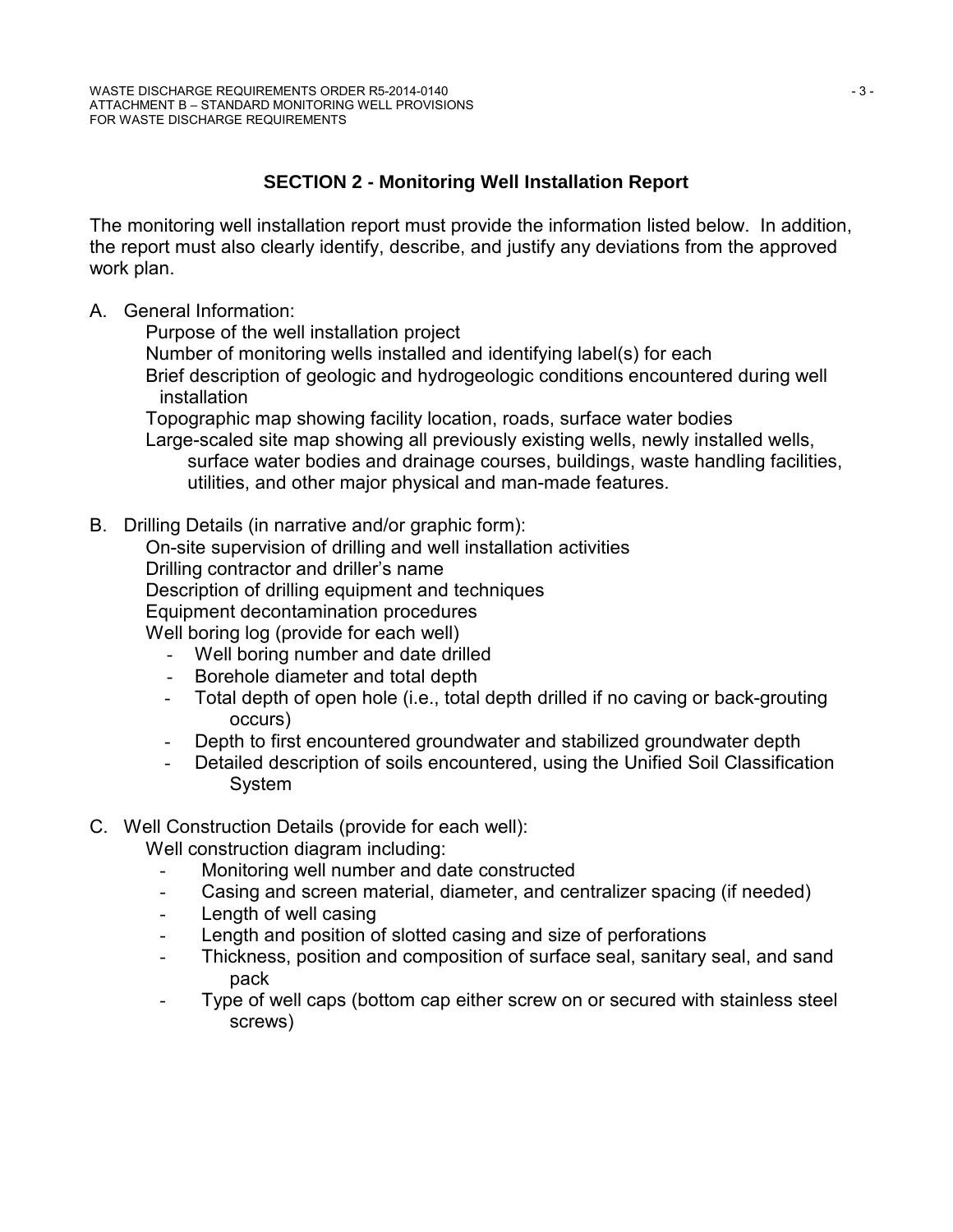## SECTION 2 - Monitoring Well Installation Report

The monitoring well installation report must provide the information listed below. In addition, the report must also clearly identify, describe, and justify any deviations from the approved work plan.

A. General Information:

   Purpose of the well installation project

   Number of monitoring wells installed and identifying label(s) for each

   Brief description of geologic and hydrogeologic conditions encountered during well installation

   Topographic map showing facility location, roads, surface water bodies

   Large-scaled site map showing all previously existing wells, newly installed wells, surface water bodies and drainage courses, buildings, waste handling facilities, utilities, and other major physical and man-made features.

B. Drilling Details (in narrative and/or graphic form):

   On-site supervision of drilling and well installation activities

   Drilling contractor and driller's name

   Description of drilling equipment and techniques

   Equipment decontamination procedures

   Well boring log (provide for each well)

   - Well boring number and date drilled
   - Borehole diameter and total depth
   - Total depth of open hole (i.e., total depth drilled if no caving or back-grouting occurs)
   - Depth to first encountered groundwater and stabilized groundwater depth
   - Detailed description of soils encountered, using the Unified Soil Classification System

C. Well Construction Details (provide for each well):

   Well construction diagram including:

   - Monitoring well number and date constructed
   - Casing and screen material, diameter, and centralizer spacing (if needed)
   - Length of well casing
   - Length and position of slotted casing and size of perforations
   - Thickness, position and composition of surface seal, sanitary seal, and sand pack
   - Type of well caps (bottom cap either screw on or secured with stainless steel screws)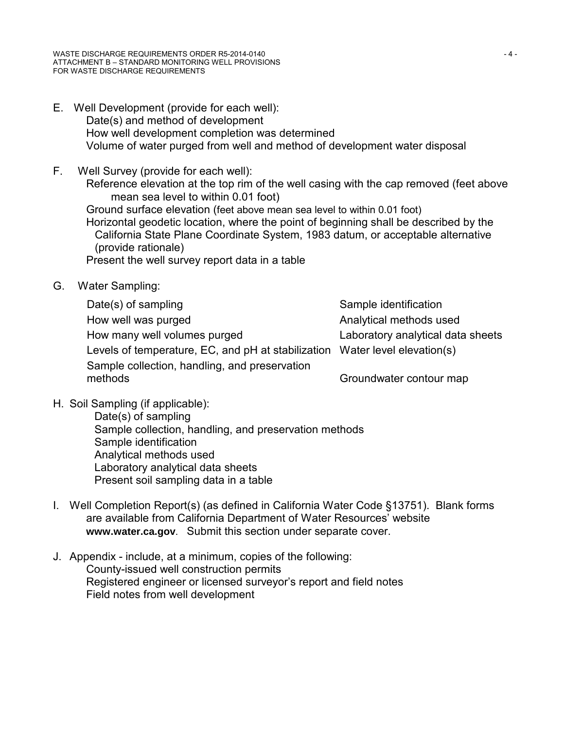E. Well Development (provide for each well):
   Date(s) and method of development
   How well development completion was determined
   Volume of water purged from well and method of development water disposal

F. Well Survey (provide for each well):
   Reference elevation at the top rim of the well casing with the cap removed (feet above mean sea level to within 0.01 foot)
   Ground surface elevation (feet above mean sea level to within 0.01 foot)
   Horizontal geodetic location, where the point of beginning shall be described by the California State Plane Coordinate System, 1983 datum, or acceptable alternative (provide rationale)
   Present the well survey report data in a table

G. Water Sampling:

| | |
|---|---|
| Date(s) of sampling | Sample identification |
| How well was purged | Analytical methods used |
| How many well volumes purged | Laboratory analytical data sheets |
| Levels of temperature, EC, and pH at stabilization | Water level elevation(s) |
| Sample collection, handling, and preservation methods | Groundwater contour map |

H. Soil Sampling (if applicable):
   Date(s) of sampling
   Sample collection, handling, and preservation methods
   Sample identification
   Analytical methods used
   Laboratory analytical data sheets
   Present soil sampling data in a table

I. Well Completion Report(s) (as defined in California Water Code §13751). Blank forms are available from California Department of Water Resources' website **www.water.ca.gov**. Submit this section under separate cover.

J. Appendix - include, at a minimum, copies of the following:
   County-issued well construction permits
   Registered engineer or licensed surveyor's report and field notes
   Field notes from well development